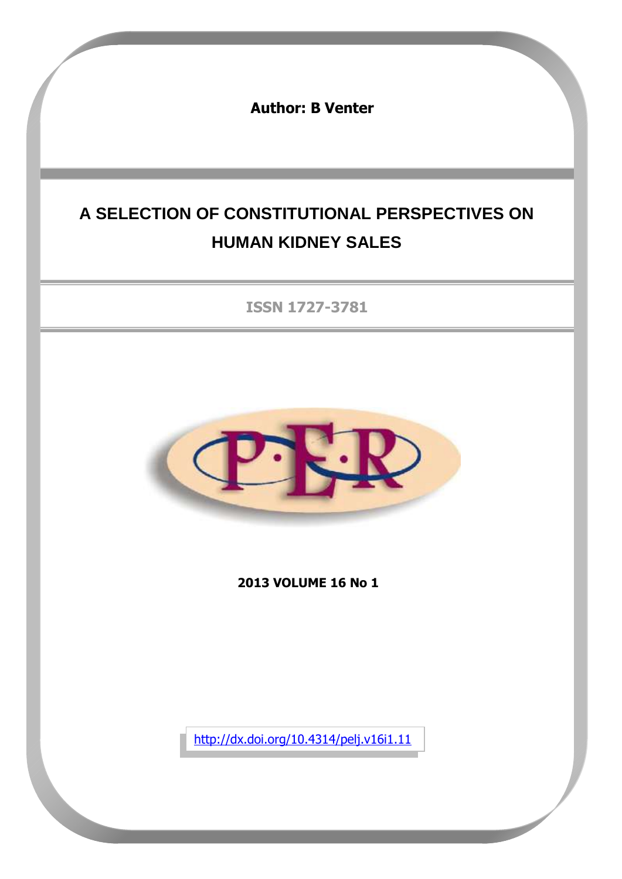**Author: B Venter**

# A SELECTION OF CONSTITUTIONAL PERSPECTIVES ON HUMAN KIDNEY SALES

ISSN 1727-3781

**2013 VOLUME 16 No 1**

http://dx.doi.org/10.4314/pelj.v16i1.11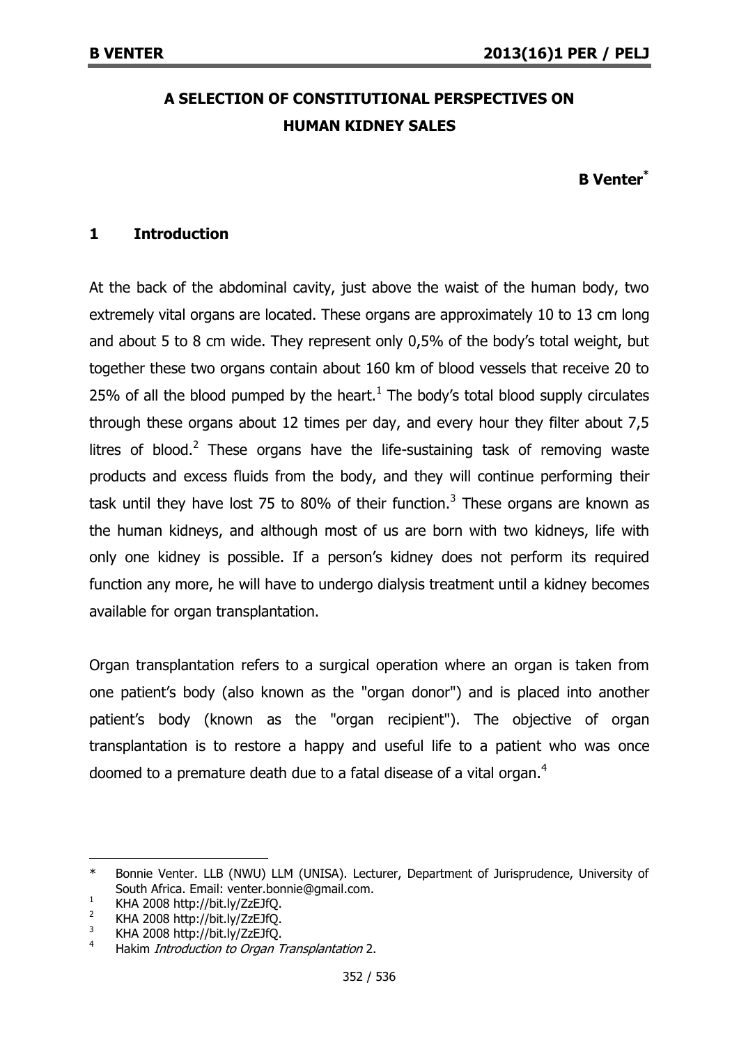# A SELECTION OF CONSTITUTIONAL PERSPECTIVES ON HUMAN KIDNEY SALES

**B Venter***

## 1 Introduction

At the back of the abdominal cavity, just above the waist of the human body, two extremely vital organs are located. These organs are approximately 10 to 13 cm long and about 5 to 8 cm wide. They represent only 0,5% of the body's total weight, but together these two organs contain about 160 km of blood vessels that receive 20 to 25% of all the blood pumped by the heart.[1] The body's total blood supply circulates through these organs about 12 times per day, and every hour they filter about 7,5 litres of blood.[2] These organs have the life-sustaining task of removing waste products and excess fluids from the body, and they will continue performing their task until they have lost 75 to 80% of their function.[3] These organs are known as the human kidneys, and although most of us are born with two kidneys, life with only one kidney is possible. If a person's kidney does not perform its required function any more, he will have to undergo dialysis treatment until a kidney becomes available for organ transplantation.

Organ transplantation refers to a surgical operation where an organ is taken from one patient's body (also known as the "organ donor") and is placed into another patient's body (known as the "organ recipient"). The objective of organ transplantation is to restore a happy and useful life to a patient who was once doomed to a premature death due to a fatal disease of a vital organ.[4]

---

\* Bonnie Venter. LLB (NWU) LLM (UNISA). Lecturer, Department of Jurisprudence, University of South Africa. Email: venter.bonnie@gmail.com.

1 KHA 2008 http://bit.ly/ZzEJfQ.

2 KHA 2008 http://bit.ly/ZzEJfQ.

3 KHA 2008 http://bit.ly/ZzEJfQ.

4 Hakim *Introduction to Organ Transplantation* 2.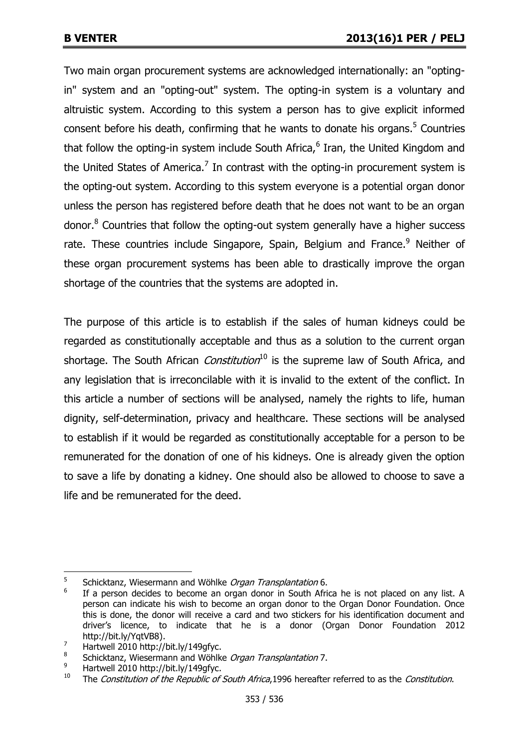Two main organ procurement systems are acknowledged internationally: an "opting-in" system and an "opting-out" system. The opting-in system is a voluntary and altruistic system. According to this system a person has to give explicit informed consent before his death, confirming that he wants to donate his organs.[5] Countries that follow the opting-in system include South Africa,[6] Iran, the United Kingdom and the United States of America.[7] In contrast with the opting-in procurement system is the opting-out system. According to this system everyone is a potential organ donor unless the person has registered before death that he does not want to be an organ donor.[8] Countries that follow the opting-out system generally have a higher success rate. These countries include Singapore, Spain, Belgium and France.[9] Neither of these organ procurement systems has been able to drastically improve the organ shortage of the countries that the systems are adopted in.

The purpose of this article is to establish if the sales of human kidneys could be regarded as constitutionally acceptable and thus as a solution to the current organ shortage. The South African *Constitution*[10] is the supreme law of South Africa, and any legislation that is irreconcilable with it is invalid to the extent of the conflict. In this article a number of sections will be analysed, namely the rights to life, human dignity, self-determination, privacy and healthcare. These sections will be analysed to establish if it would be regarded as constitutionally acceptable for a person to be remunerated for the donation of one of his kidneys. One is already given the option to save a life by donating a kidney. One should also be allowed to choose to save a life and be remunerated for the deed.

---

[5] Schicktanz, Wiesermann and Wöhlke *Organ Transplantation* 6.

[6] If a person decides to become an organ donor in South Africa he is not placed on any list. A person can indicate his wish to become an organ donor to the Organ Donor Foundation. Once this is done, the donor will receive a card and two stickers for his identification document and driver's licence, to indicate that he is a donor (Organ Donor Foundation 2012 http://bit.ly/YqtVB8).

[7] Hartwell 2010 http://bit.ly/149gfyc.

[8] Schicktanz, Wiesermann and Wöhlke *Organ Transplantation* 7.

[9] Hartwell 2010 http://bit.ly/149gfyc.

[10] The *Constitution of the Republic of South Africa*,1996 hereafter referred to as the *Constitution*.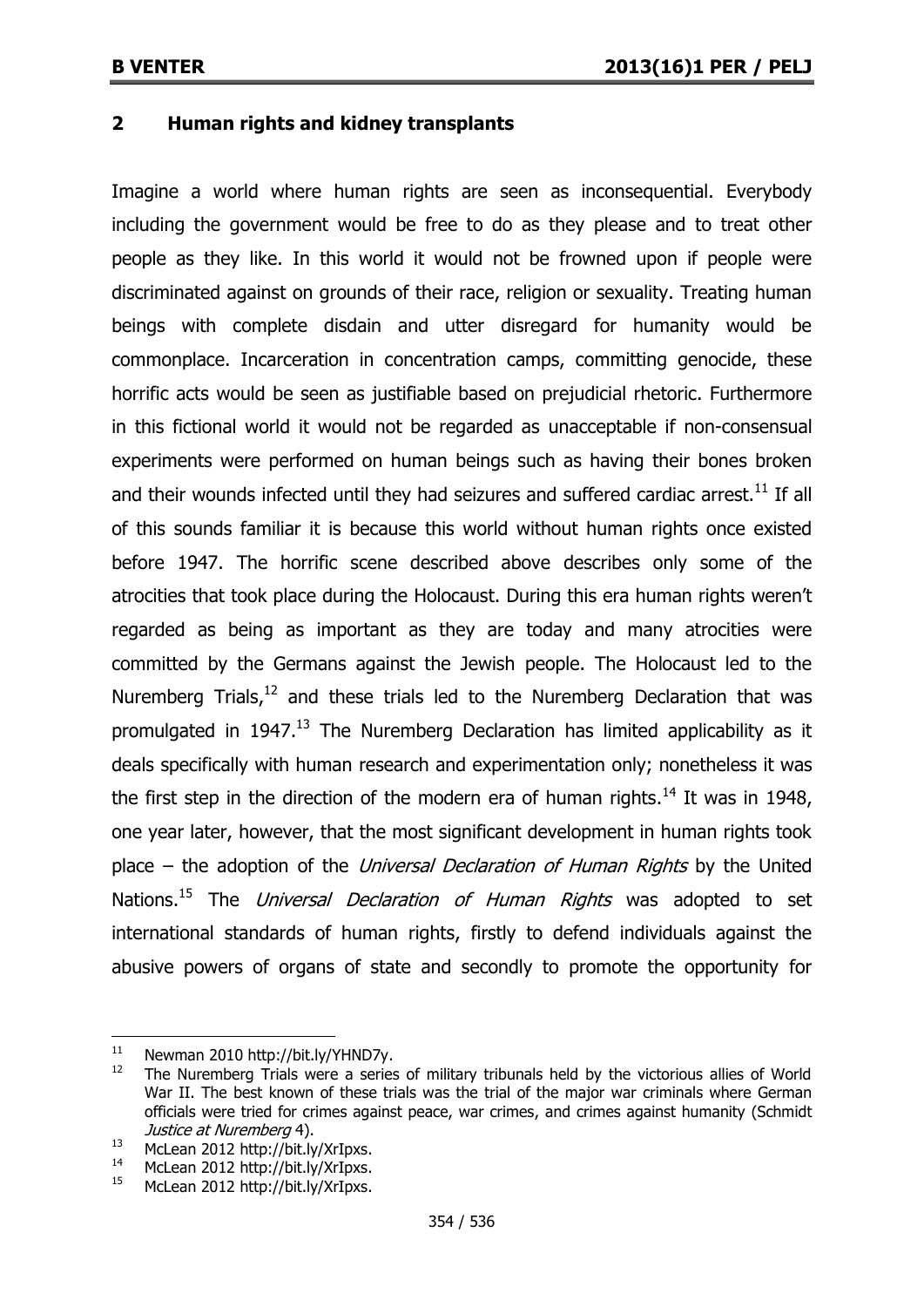## 2 Human rights and kidney transplants

Imagine a world where human rights are seen as inconsequential. Everybody including the government would be free to do as they please and to treat other people as they like. In this world it would not be frowned upon if people were discriminated against on grounds of their race, religion or sexuality. Treating human beings with complete disdain and utter disregard for humanity would be commonplace. Incarceration in concentration camps, committing genocide, these horrific acts would be seen as justifiable based on prejudicial rhetoric. Furthermore in this fictional world it would not be regarded as unacceptable if non-consensual experiments were performed on human beings such as having their bones broken and their wounds infected until they had seizures and suffered cardiac arrest.[11] If all of this sounds familiar it is because this world without human rights once existed before 1947. The horrific scene described above describes only some of the atrocities that took place during the Holocaust. During this era human rights weren't regarded as being as important as they are today and many atrocities were committed by the Germans against the Jewish people. The Holocaust led to the Nuremberg Trials,[12] and these trials led to the Nuremberg Declaration that was promulgated in 1947.[13] The Nuremberg Declaration has limited applicability as it deals specifically with human research and experimentation only; nonetheless it was the first step in the direction of the modern era of human rights.[14] It was in 1948, one year later, however, that the most significant development in human rights took place – the adoption of the *Universal Declaration of Human Rights* by the United Nations.[15] The *Universal Declaration of Human Rights* was adopted to set international standards of human rights, firstly to defend individuals against the abusive powers of organs of state and secondly to promote the opportunity for

---

[11] Newman 2010 http://bit.ly/YHND7y.

[12] The Nuremberg Trials were a series of military tribunals held by the victorious allies of World War II. The best known of these trials was the trial of the major war criminals where German officials were tried for crimes against peace, war crimes, and crimes against humanity (Schmidt *Justice at Nuremberg* 4).

[13] McLean 2012 http://bit.ly/XrIpxs.

[14] McLean 2012 http://bit.ly/XrIpxs.

[15] McLean 2012 http://bit.ly/XrIpxs.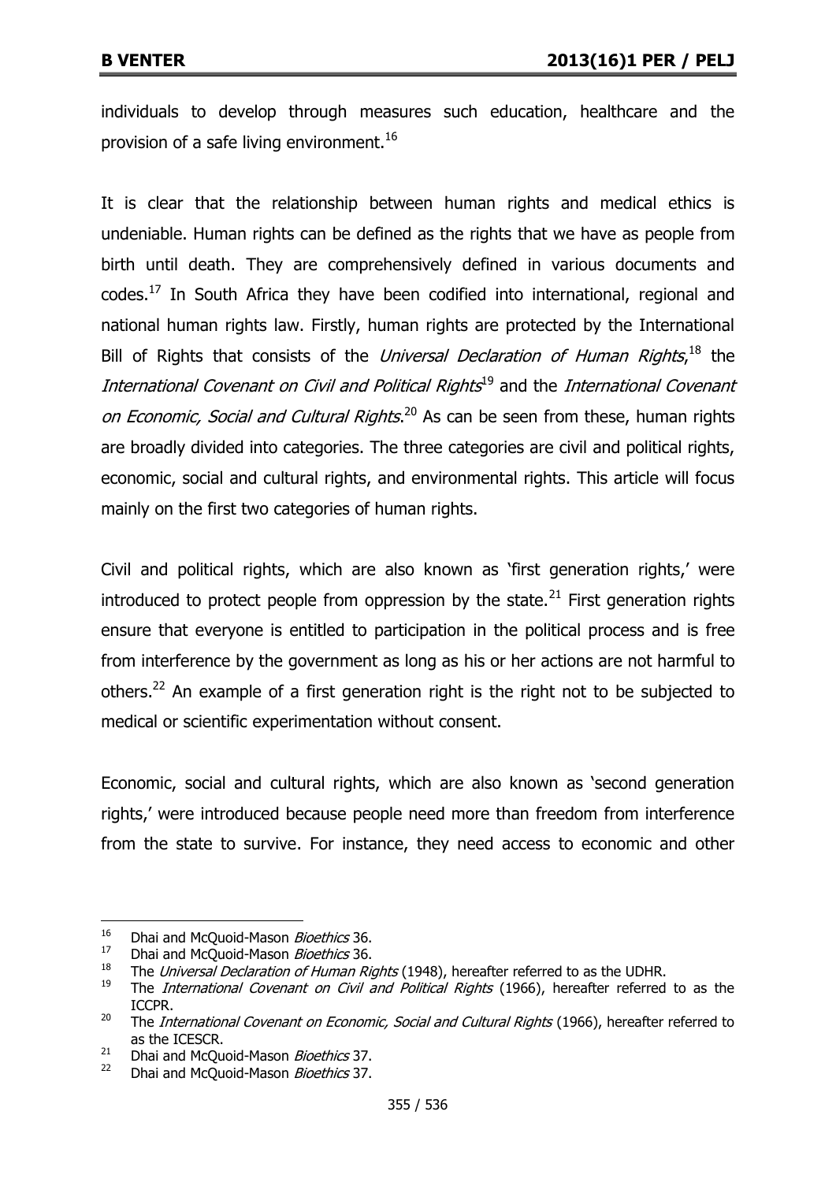individuals to develop through measures such education, healthcare and the provision of a safe living environment.[16]

It is clear that the relationship between human rights and medical ethics is undeniable. Human rights can be defined as the rights that we have as people from birth until death. They are comprehensively defined in various documents and codes.[17] In South Africa they have been codified into international, regional and national human rights law. Firstly, human rights are protected by the International Bill of Rights that consists of the *Universal Declaration of Human Rights*,[18] the *International Covenant on Civil and Political Rights*[19] and the *International Covenant on Economic, Social and Cultural Rights*.[20] As can be seen from these, human rights are broadly divided into categories. The three categories are civil and political rights, economic, social and cultural rights, and environmental rights. This article will focus mainly on the first two categories of human rights.

Civil and political rights, which are also known as 'first generation rights,' were introduced to protect people from oppression by the state.[21] First generation rights ensure that everyone is entitled to participation in the political process and is free from interference by the government as long as his or her actions are not harmful to others.[22] An example of a first generation right is the right not to be subjected to medical or scientific experimentation without consent.

Economic, social and cultural rights, which are also known as 'second generation rights,' were introduced because people need more than freedom from interference from the state to survive. For instance, they need access to economic and other

---

16 Dhai and McQuoid-Mason *Bioethics* 36.
17 Dhai and McQuoid-Mason *Bioethics* 36.
18 The *Universal Declaration of Human Rights* (1948), hereafter referred to as the UDHR.
19 The *International Covenant on Civil and Political Rights* (1966), hereafter referred to as the ICCPR.
20 The *International Covenant on Economic, Social and Cultural Rights* (1966), hereafter referred to as the ICESCR.
21 Dhai and McQuoid-Mason *Bioethics* 37.
22 Dhai and McQuoid-Mason *Bioethics* 37.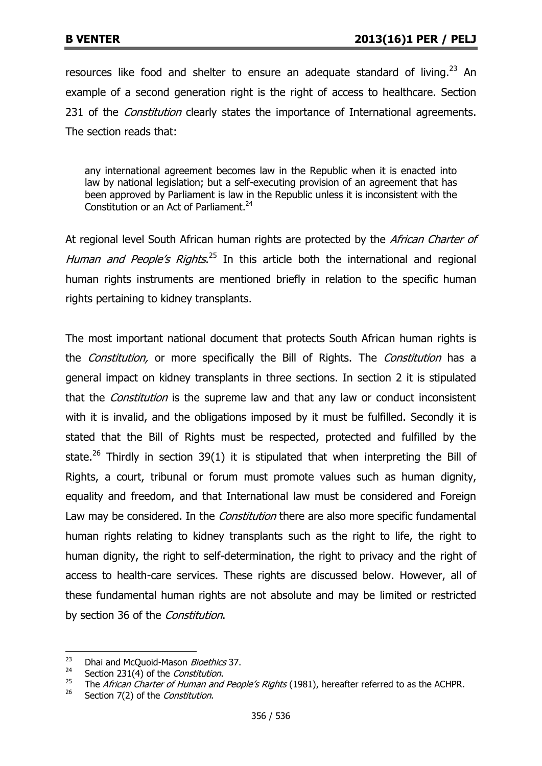resources like food and shelter to ensure an adequate standard of living.[23] An example of a second generation right is the right of access to healthcare. Section 231 of the *Constitution* clearly states the importance of International agreements. The section reads that:

> any international agreement becomes law in the Republic when it is enacted into law by national legislation; but a self-executing provision of an agreement that has been approved by Parliament is law in the Republic unless it is inconsistent with the Constitution or an Act of Parliament.[24]

At regional level South African human rights are protected by the *African Charter of Human and People's Rights*.[25] In this article both the international and regional human rights instruments are mentioned briefly in relation to the specific human rights pertaining to kidney transplants.

The most important national document that protects South African human rights is the *Constitution,* or more specifically the Bill of Rights. The *Constitution* has a general impact on kidney transplants in three sections. In section 2 it is stipulated that the *Constitution* is the supreme law and that any law or conduct inconsistent with it is invalid, and the obligations imposed by it must be fulfilled. Secondly it is stated that the Bill of Rights must be respected, protected and fulfilled by the state.[26] Thirdly in section 39(1) it is stipulated that when interpreting the Bill of Rights, a court, tribunal or forum must promote values such as human dignity, equality and freedom, and that International law must be considered and Foreign Law may be considered. In the *Constitution* there are also more specific fundamental human rights relating to kidney transplants such as the right to life, the right to human dignity, the right to self-determination, the right to privacy and the right of access to health-care services. These rights are discussed below. However, all of these fundamental human rights are not absolute and may be limited or restricted by section 36 of the *Constitution*.

---

[23] Dhai and McQuoid-Mason *Bioethics* 37.

[24] Section 231(4) of the *Constitution*.

[25] The *African Charter of Human and People's Rights* (1981), hereafter referred to as the ACHPR.

[26] Section 7(2) of the *Constitution*.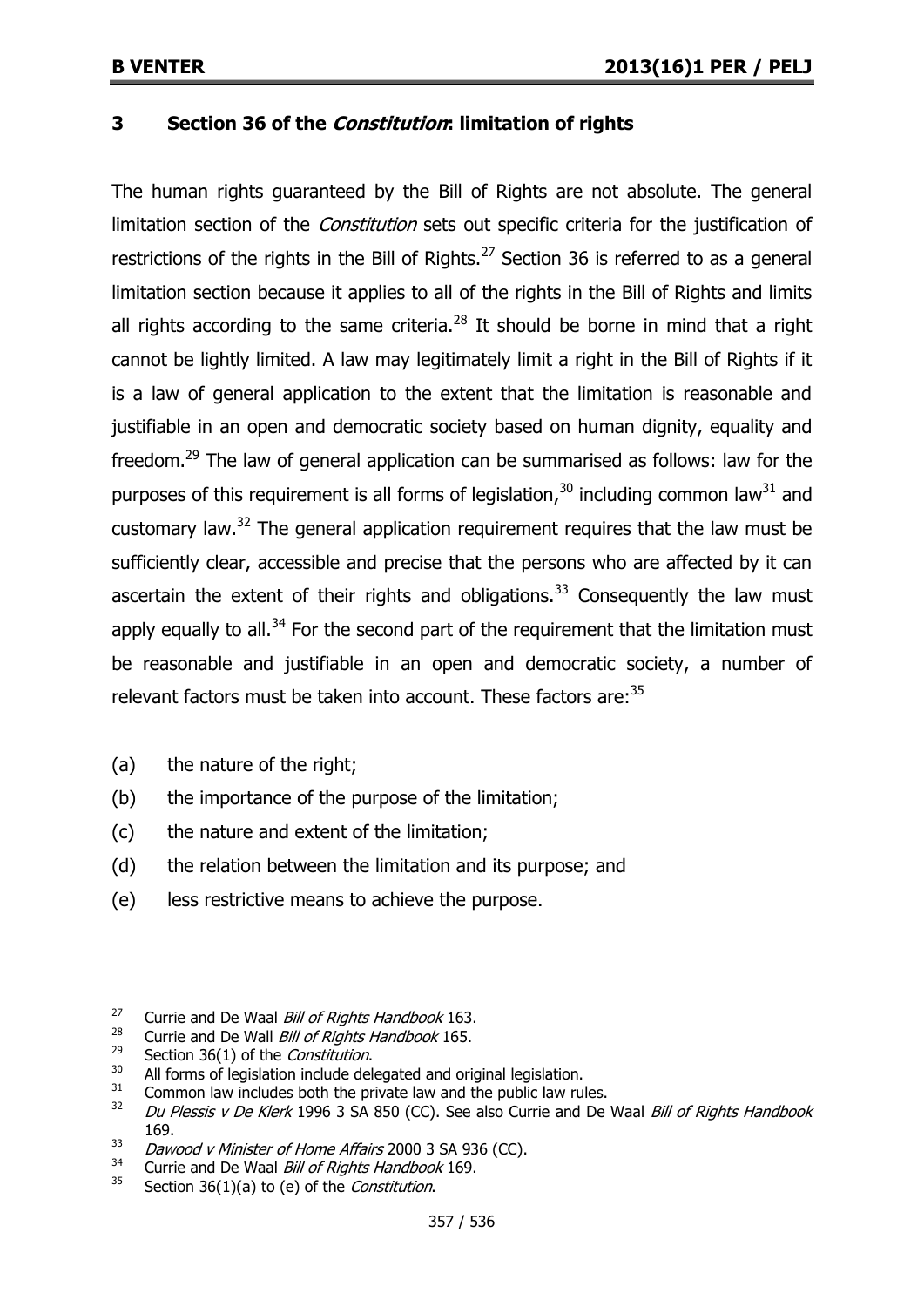## 3 Section 36 of the *Constitution*: limitation of rights

The human rights guaranteed by the Bill of Rights are not absolute. The general limitation section of the *Constitution* sets out specific criteria for the justification of restrictions of the rights in the Bill of Rights.[27] Section 36 is referred to as a general limitation section because it applies to all of the rights in the Bill of Rights and limits all rights according to the same criteria.[28] It should be borne in mind that a right cannot be lightly limited. A law may legitimately limit a right in the Bill of Rights if it is a law of general application to the extent that the limitation is reasonable and justifiable in an open and democratic society based on human dignity, equality and freedom.[29] The law of general application can be summarised as follows: law for the purposes of this requirement is all forms of legislation,[30] including common law[31] and customary law.[32] The general application requirement requires that the law must be sufficiently clear, accessible and precise that the persons who are affected by it can ascertain the extent of their rights and obligations.[33] Consequently the law must apply equally to all.[34] For the second part of the requirement that the limitation must be reasonable and justifiable in an open and democratic society, a number of relevant factors must be taken into account. These factors are:[35]

(a) the nature of the right;
(b) the importance of the purpose of the limitation;
(c) the nature and extent of the limitation;
(d) the relation between the limitation and its purpose; and
(e) less restrictive means to achieve the purpose.

---

27 Currie and De Waal *Bill of Rights Handbook* 163.
28 Currie and De Wall *Bill of Rights Handbook* 165.
29 Section 36(1) of the *Constitution*.
30 All forms of legislation include delegated and original legislation.
31 Common law includes both the private law and the public law rules.
32 *Du Plessis v De Klerk* 1996 3 SA 850 (CC). See also Currie and De Waal *Bill of Rights Handbook* 169.
33 *Dawood v Minister of Home Affairs* 2000 3 SA 936 (CC).
34 Currie and De Waal *Bill of Rights Handbook* 169.
35 Section 36(1)(a) to (e) of the *Constitution*.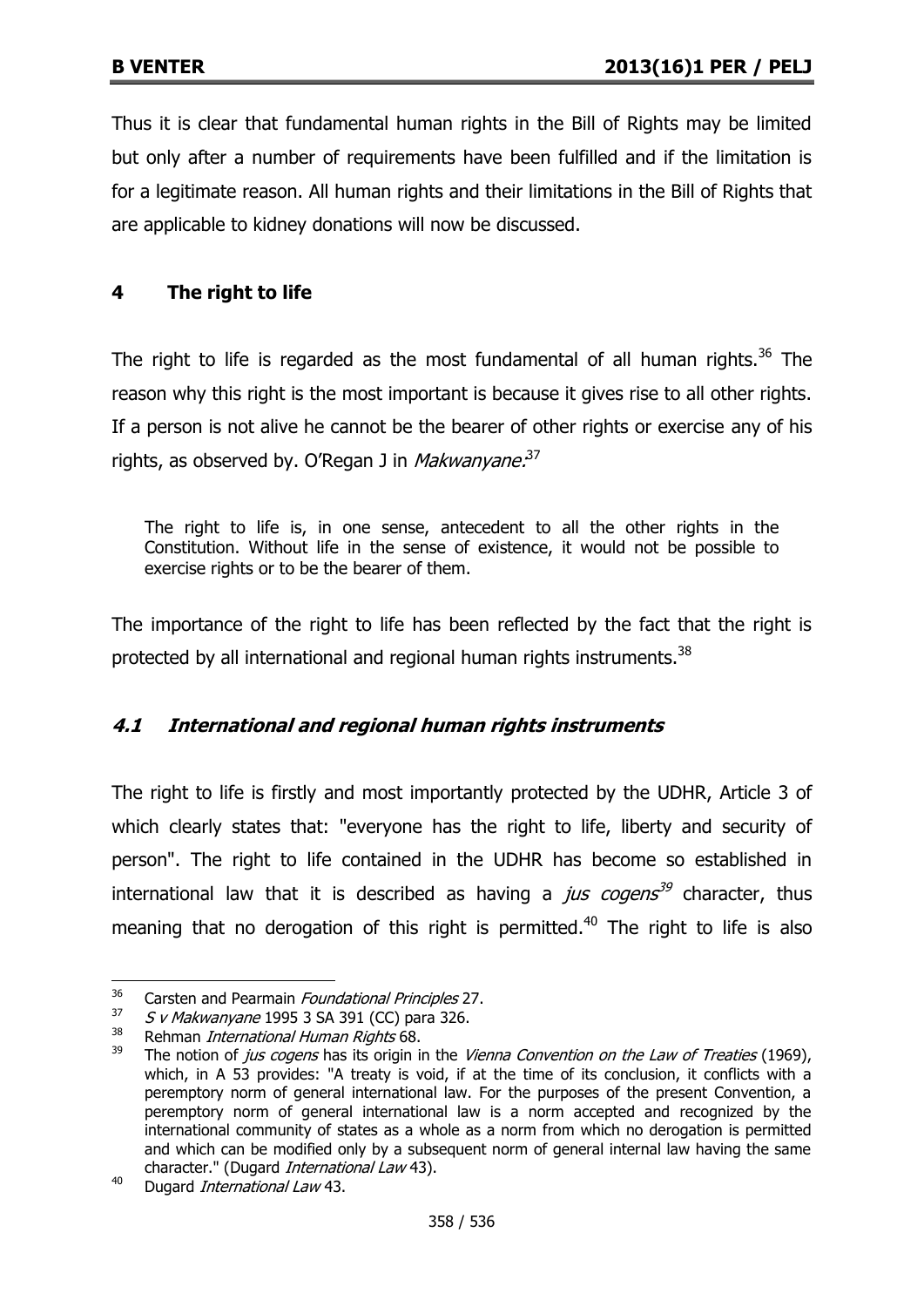Thus it is clear that fundamental human rights in the Bill of Rights may be limited but only after a number of requirements have been fulfilled and if the limitation is for a legitimate reason. All human rights and their limitations in the Bill of Rights that are applicable to kidney donations will now be discussed.

## 4 The right to life

The right to life is regarded as the most fundamental of all human rights.[36] The reason why this right is the most important is because it gives rise to all other rights. If a person is not alive he cannot be the bearer of other rights or exercise any of his rights, as observed by. O'Regan J in *Makwanyane*:[37]

> The right to life is, in one sense, antecedent to all the other rights in the Constitution. Without life in the sense of existence, it would not be possible to exercise rights or to be the bearer of them.

The importance of the right to life has been reflected by the fact that the right is protected by all international and regional human rights instruments.[38]

### *4.1 International and regional human rights instruments*

The right to life is firstly and most importantly protected by the UDHR, Article 3 of which clearly states that: "everyone has the right to life, liberty and security of person". The right to life contained in the UDHR has become so established in international law that it is described as having a *jus cogens*[39] character, thus meaning that no derogation of this right is permitted.[40] The right to life is also

---

[36] Carsten and Pearmain *Foundational Principles* 27.

[37] *S v Makwanyane* 1995 3 SA 391 (CC) para 326.

[38] Rehman *International Human Rights* 68.

[39] The notion of *jus cogens* has its origin in the *Vienna Convention on the Law of Treaties* (1969), which, in A 53 provides: "A treaty is void, if at the time of its conclusion, it conflicts with a peremptory norm of general international law. For the purposes of the present Convention, a peremptory norm of general international law is a norm accepted and recognized by the international community of states as a whole as a norm from which no derogation is permitted and which can be modified only by a subsequent norm of general internal law having the same character." (Dugard *International Law* 43).

[40] Dugard *International Law* 43.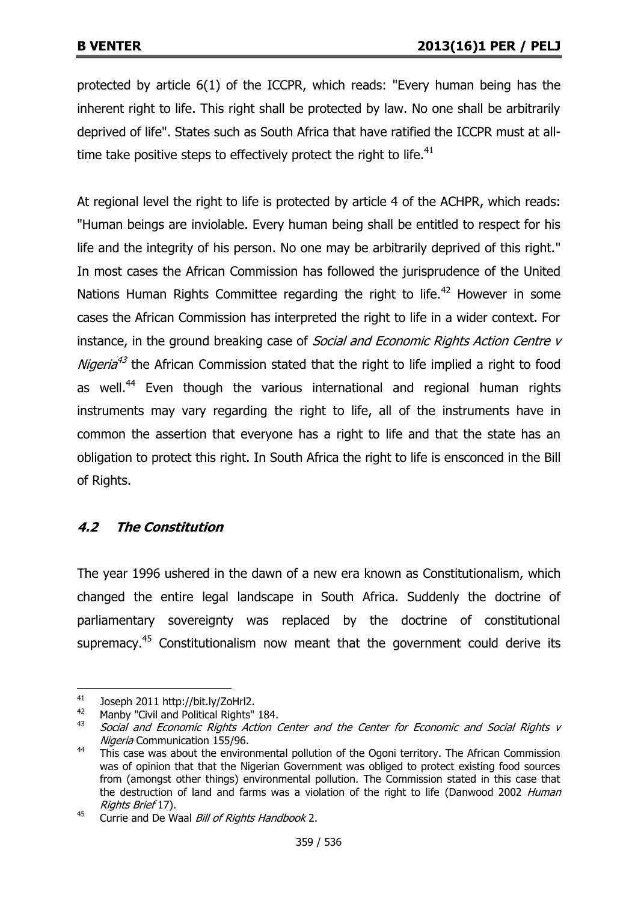protected by article 6(1) of the ICCPR, which reads: "Every human being has the inherent right to life. This right shall be protected by law. No one shall be arbitrarily deprived of life". States such as South Africa that have ratified the ICCPR must at all-time take positive steps to effectively protect the right to life.[41]

At regional level the right to life is protected by article 4 of the ACHPR, which reads: "Human beings are inviolable. Every human being shall be entitled to respect for his life and the integrity of his person. No one may be arbitrarily deprived of this right." In most cases the African Commission has followed the jurisprudence of the United Nations Human Rights Committee regarding the right to life.[42] However in some cases the African Commission has interpreted the right to life in a wider context. For instance, in the ground breaking case of *Social and Economic Rights Action Centre v Nigeria*[43] the African Commission stated that the right to life implied a right to food as well.[44] Even though the various international and regional human rights instruments may vary regarding the right to life, all of the instruments have in common the assertion that everyone has a right to life and that the state has an obligation to protect this right. In South Africa the right to life is ensconced in the Bill of Rights.

### *4.2 The Constitution*

The year 1996 ushered in the dawn of a new era known as Constitutionalism, which changed the entire legal landscape in South Africa. Suddenly the doctrine of parliamentary sovereignty was replaced by the doctrine of constitutional supremacy.[45] Constitutionalism now meant that the government could derive its

---

[41] Joseph 2011 http://bit.ly/ZoHrl2.

[42] Manby "Civil and Political Rights" 184.

[43] *Social and Economic Rights Action Center and the Center for Economic and Social Rights v Nigeria* Communication 155/96.

[44] This case was about the environmental pollution of the Ogoni territory. The African Commission was of opinion that that the Nigerian Government was obliged to protect existing food sources from (amongst other things) environmental pollution. The Commission stated in this case that the destruction of land and farms was a violation of the right to life (Danwood 2002 *Human Rights Brief* 17).

[45] Currie and De Waal *Bill of Rights Handbook* 2.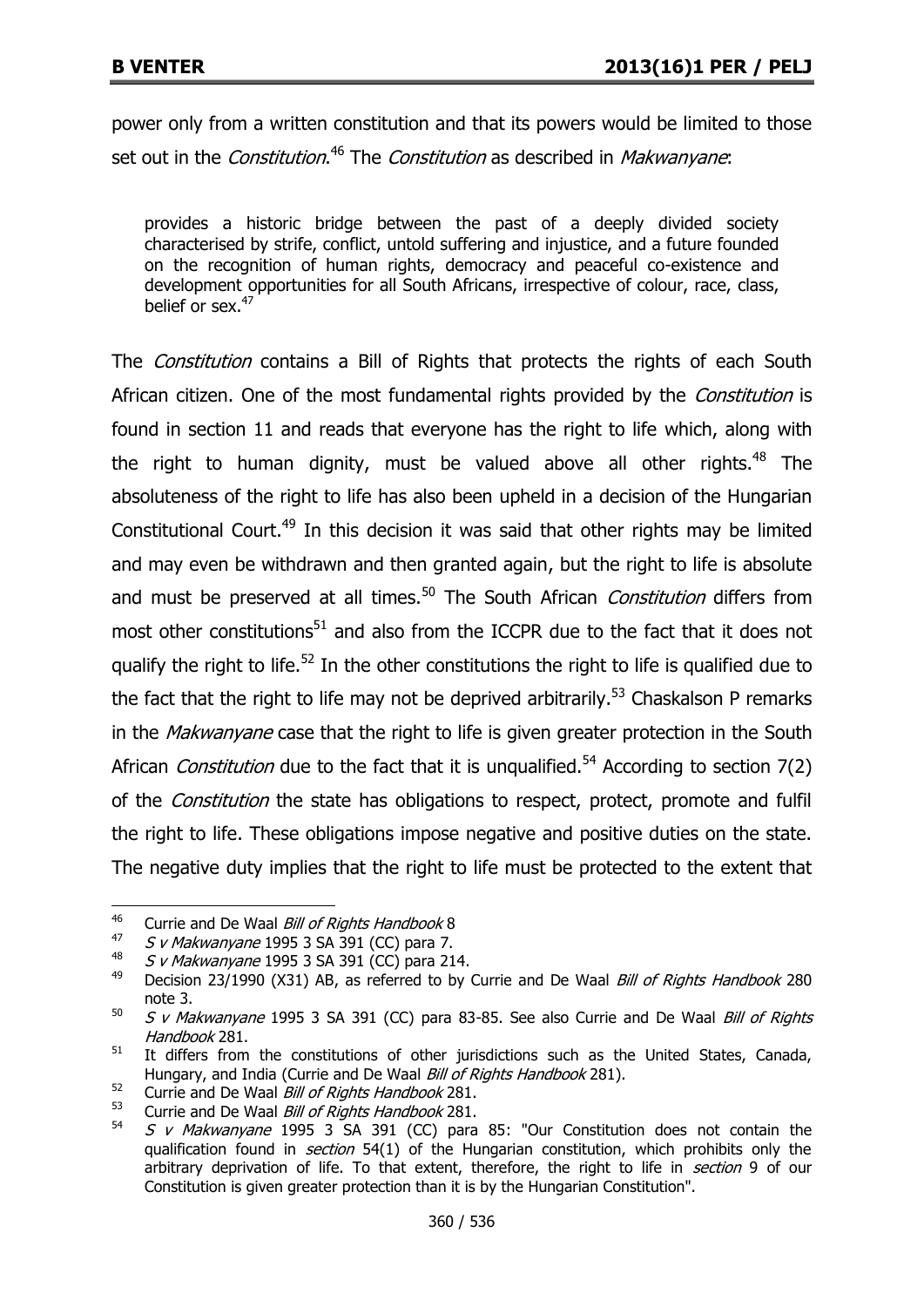power only from a written constitution and that its powers would be limited to those set out in the *Constitution*.[46] The *Constitution* as described in *Makwanyane*:

> provides a historic bridge between the past of a deeply divided society characterised by strife, conflict, untold suffering and injustice, and a future founded on the recognition of human rights, democracy and peaceful co-existence and development opportunities for all South Africans, irrespective of colour, race, class, belief or sex.[47]

The *Constitution* contains a Bill of Rights that protects the rights of each South African citizen. One of the most fundamental rights provided by the *Constitution* is found in section 11 and reads that everyone has the right to life which, along with the right to human dignity, must be valued above all other rights.[48] The absoluteness of the right to life has also been upheld in a decision of the Hungarian Constitutional Court.[49] In this decision it was said that other rights may be limited and may even be withdrawn and then granted again, but the right to life is absolute and must be preserved at all times.[50] The South African *Constitution* differs from most other constitutions[51] and also from the ICCPR due to the fact that it does not qualify the right to life.[52] In the other constitutions the right to life is qualified due to the fact that the right to life may not be deprived arbitrarily.[53] Chaskalson P remarks in the *Makwanyane* case that the right to life is given greater protection in the South African *Constitution* due to the fact that it is unqualified.[54] According to section 7(2) of the *Constitution* the state has obligations to respect, protect, promote and fulfil the right to life. These obligations impose negative and positive duties on the state. The negative duty implies that the right to life must be protected to the extent that

---

46 Currie and De Waal *Bill of Rights Handbook* 8

47 *S v Makwanyane* 1995 3 SA 391 (CC) para 7.

48 *S v Makwanyane* 1995 3 SA 391 (CC) para 214.

49 Decision 23/1990 (X31) AB, as referred to by Currie and De Waal *Bill of Rights Handbook* 280 note 3.

50 *S v Makwanyane* 1995 3 SA 391 (CC) para 83-85. See also Currie and De Waal *Bill of Rights Handbook* 281.

51 It differs from the constitutions of other jurisdictions such as the United States, Canada, Hungary, and India (Currie and De Waal *Bill of Rights Handbook* 281).

52 Currie and De Waal *Bill of Rights Handbook* 281.

53 Currie and De Waal *Bill of Rights Handbook* 281.

54 *S v Makwanyane* 1995 3 SA 391 (CC) para 85: "Our Constitution does not contain the qualification found in *section* 54(1) of the Hungarian constitution, which prohibits only the arbitrary deprivation of life. To that extent, therefore, the right to life in *section* 9 of our Constitution is given greater protection than it is by the Hungarian Constitution".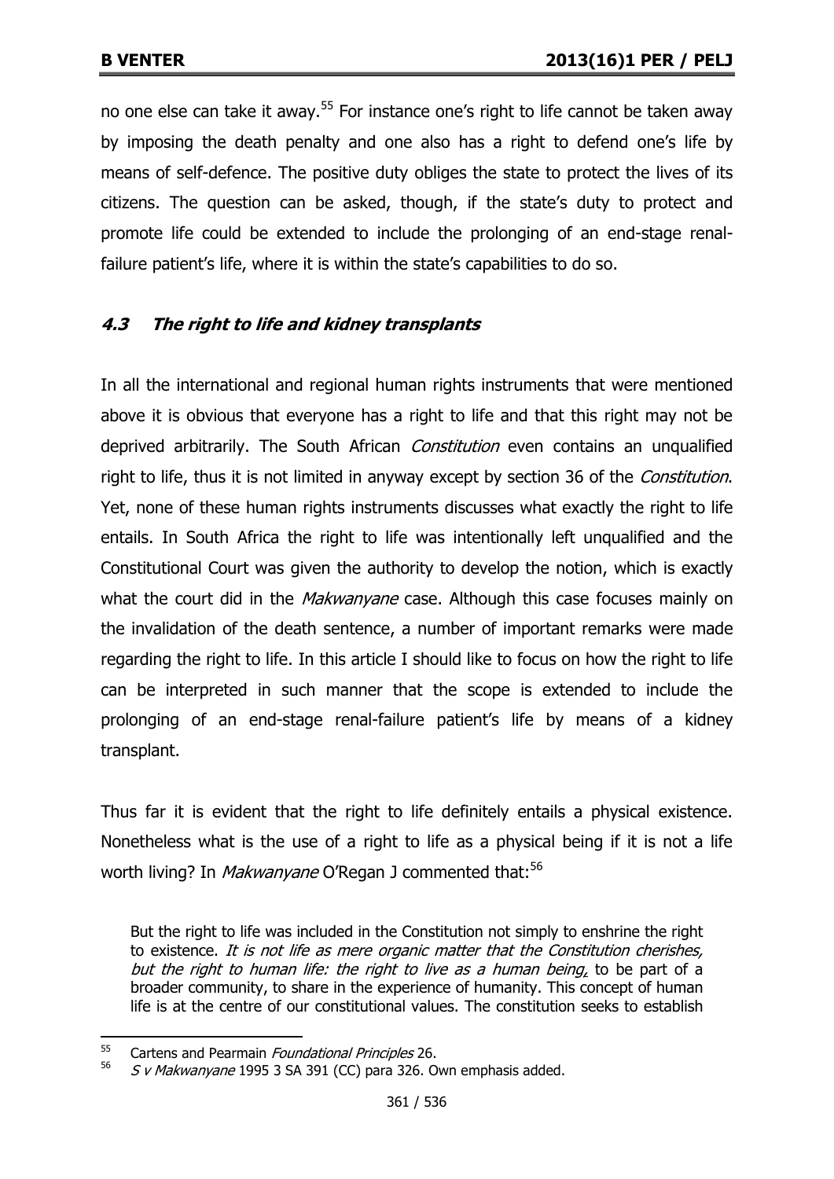no one else can take it away.[55] For instance one's right to life cannot be taken away by imposing the death penalty and one also has a right to defend one's life by means of self-defence. The positive duty obliges the state to protect the lives of its citizens. The question can be asked, though, if the state's duty to protect and promote life could be extended to include the prolonging of an end-stage renal-failure patient's life, where it is within the state's capabilities to do so.

### *4.3 The right to life and kidney transplants*

In all the international and regional human rights instruments that were mentioned above it is obvious that everyone has a right to life and that this right may not be deprived arbitrarily. The South African *Constitution* even contains an unqualified right to life, thus it is not limited in anyway except by section 36 of the *Constitution*. Yet, none of these human rights instruments discusses what exactly the right to life entails. In South Africa the right to life was intentionally left unqualified and the Constitutional Court was given the authority to develop the notion, which is exactly what the court did in the *Makwanyane* case. Although this case focuses mainly on the invalidation of the death sentence, a number of important remarks were made regarding the right to life. In this article I should like to focus on how the right to life can be interpreted in such manner that the scope is extended to include the prolonging of an end-stage renal-failure patient's life by means of a kidney transplant.

Thus far it is evident that the right to life definitely entails a physical existence. Nonetheless what is the use of a right to life as a physical being if it is not a life worth living? In *Makwanyane* O'Regan J commented that:[56]

> But the right to life was included in the Constitution not simply to enshrine the right to existence. *It is not life as mere organic matter that the Constitution cherishes, but the right to human life: the right to live as a human being*, to be part of a broader community, to share in the experience of humanity. This concept of human life is at the centre of our constitutional values. The constitution seeks to establish

---

[55] Cartens and Pearmain *Foundational Principles* 26.

[56] *S v Makwanyane* 1995 3 SA 391 (CC) para 326. Own emphasis added.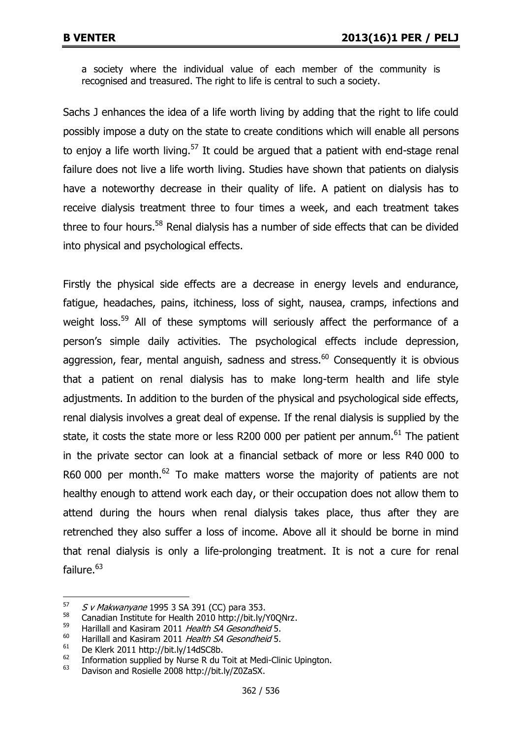> a society where the individual value of each member of the community is recognised and treasured. The right to life is central to such a society.

Sachs J enhances the idea of a life worth living by adding that the right to life could possibly impose a duty on the state to create conditions which will enable all persons to enjoy a life worth living.[57] It could be argued that a patient with end-stage renal failure does not live a life worth living. Studies have shown that patients on dialysis have a noteworthy decrease in their quality of life. A patient on dialysis has to receive dialysis treatment three to four times a week, and each treatment takes three to four hours.[58] Renal dialysis has a number of side effects that can be divided into physical and psychological effects.

Firstly the physical side effects are a decrease in energy levels and endurance, fatigue, headaches, pains, itchiness, loss of sight, nausea, cramps, infections and weight loss.[59] All of these symptoms will seriously affect the performance of a person's simple daily activities. The psychological effects include depression, aggression, fear, mental anguish, sadness and stress.[60] Consequently it is obvious that a patient on renal dialysis has to make long-term health and life style adjustments. In addition to the burden of the physical and psychological side effects, renal dialysis involves a great deal of expense. If the renal dialysis is supplied by the state, it costs the state more or less R200 000 per patient per annum.[61] The patient in the private sector can look at a financial setback of more or less R40 000 to R60 000 per month.[62] To make matters worse the majority of patients are not healthy enough to attend work each day, or their occupation does not allow them to attend during the hours when renal dialysis takes place, thus after they are retrenched they also suffer a loss of income. Above all it should be borne in mind that renal dialysis is only a life-prolonging treatment. It is not a cure for renal failure.[63]

---

[57] *S v Makwanyane* 1995 3 SA 391 (CC) para 353.

[58] Canadian Institute for Health 2010 http://bit.ly/Y0QNrz.

[59] Harillall and Kasiram 2011 *Health SA Gesondheid* 5.

[60] Harillall and Kasiram 2011 *Health SA Gesondheid* 5.

[61] De Klerk 2011 http://bit.ly/14dSC8b.

[62] Information supplied by Nurse R du Toit at Medi-Clinic Upington.

[63] Davison and Rosielle 2008 http://bit.ly/Z0ZaSX.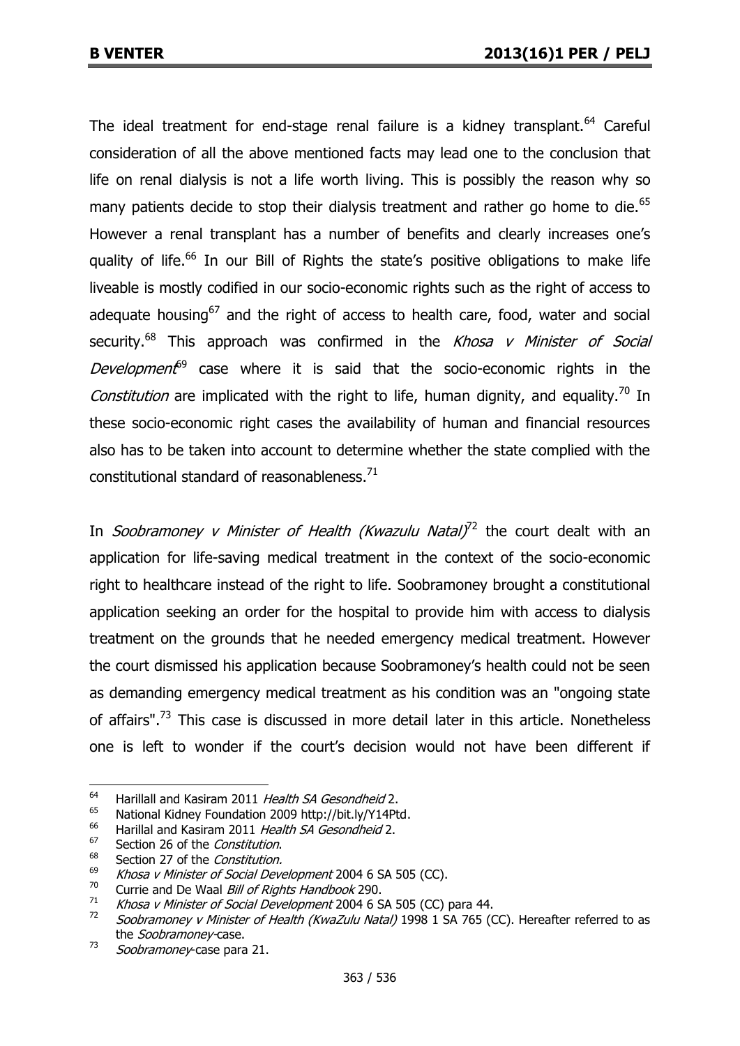The ideal treatment for end-stage renal failure is a kidney transplant.[64] Careful consideration of all the above mentioned facts may lead one to the conclusion that life on renal dialysis is not a life worth living. This is possibly the reason why so many patients decide to stop their dialysis treatment and rather go home to die.[65] However a renal transplant has a number of benefits and clearly increases one's quality of life.[66] In our Bill of Rights the state's positive obligations to make life liveable is mostly codified in our socio-economic rights such as the right of access to adequate housing[67] and the right of access to health care, food, water and social security.[68] This approach was confirmed in the *Khosa v Minister of Social Development*[69] case where it is said that the socio-economic rights in the *Constitution* are implicated with the right to life, human dignity, and equality.[70] In these socio-economic right cases the availability of human and financial resources also has to be taken into account to determine whether the state complied with the constitutional standard of reasonableness.[71]

In *Soobramoney v Minister of Health (Kwazulu Natal)*[72] the court dealt with an application for life-saving medical treatment in the context of the socio-economic right to healthcare instead of the right to life. Soobramoney brought a constitutional application seeking an order for the hospital to provide him with access to dialysis treatment on the grounds that he needed emergency medical treatment. However the court dismissed his application because Soobramoney's health could not be seen as demanding emergency medical treatment as his condition was an "ongoing state of affairs".[73] This case is discussed in more detail later in this article. Nonetheless one is left to wonder if the court's decision would not have been different if

---

64 Harillall and Kasiram 2011 *Health SA Gesondheid* 2.

65 National Kidney Foundation 2009 http://bit.ly/Y14Ptd.

66 Harillal and Kasiram 2011 *Health SA Gesondheid* 2.

67 Section 26 of the *Constitution*.

68 Section 27 of the *Constitution.*

69 *Khosa v Minister of Social Development* 2004 6 SA 505 (CC).

70 Currie and De Waal *Bill of Rights Handbook* 290.

71 *Khosa v Minister of Social Development* 2004 6 SA 505 (CC) para 44.

72 *Soobramoney v Minister of Health (KwaZulu Natal)* 1998 1 SA 765 (CC). Hereafter referred to as the *Soobramoney*-case.

73 *Soobramoney*-case para 21.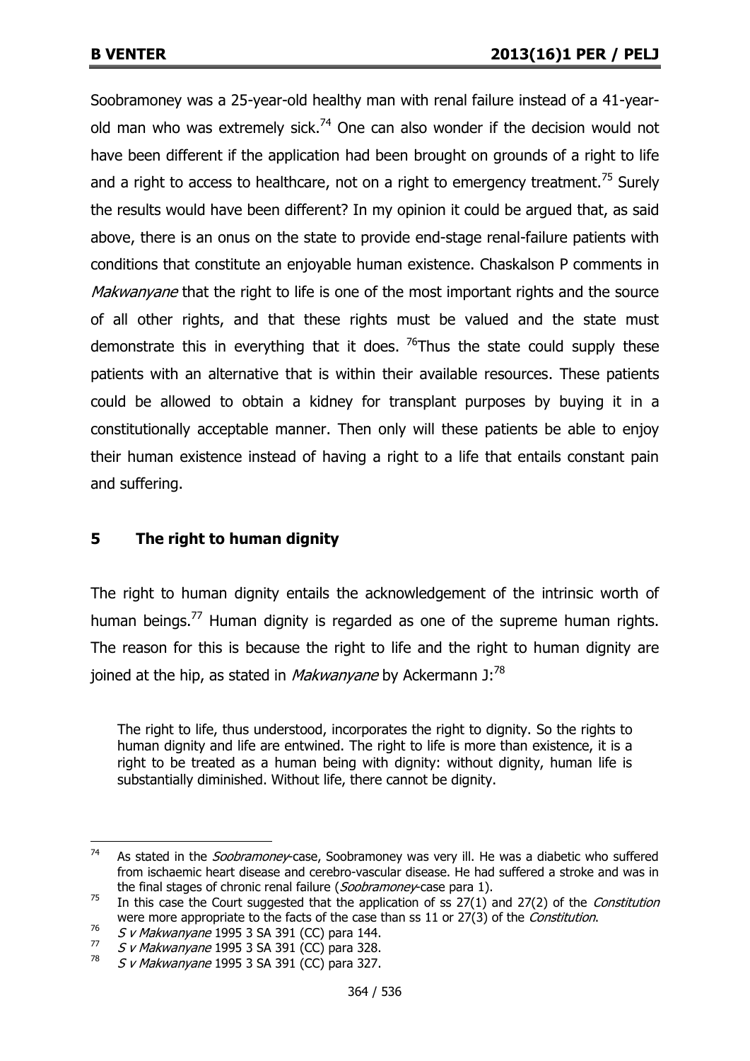Soobramoney was a 25-year-old healthy man with renal failure instead of a 41-year-old man who was extremely sick.[74] One can also wonder if the decision would not have been different if the application had been brought on grounds of a right to life and a right to access to healthcare, not on a right to emergency treatment.[75] Surely the results would have been different? In my opinion it could be argued that, as said above, there is an onus on the state to provide end-stage renal-failure patients with conditions that constitute an enjoyable human existence. Chaskalson P comments in *Makwanyane* that the right to life is one of the most important rights and the source of all other rights, and that these rights must be valued and the state must demonstrate this in everything that it does. [76]Thus the state could supply these patients with an alternative that is within their available resources. These patients could be allowed to obtain a kidney for transplant purposes by buying it in a constitutionally acceptable manner. Then only will these patients be able to enjoy their human existence instead of having a right to a life that entails constant pain and suffering.

## 5 The right to human dignity

The right to human dignity entails the acknowledgement of the intrinsic worth of human beings.[77] Human dignity is regarded as one of the supreme human rights. The reason for this is because the right to life and the right to human dignity are joined at the hip, as stated in *Makwanyane* by Ackermann J:[78]

> The right to life, thus understood, incorporates the right to dignity. So the rights to human dignity and life are entwined. The right to life is more than existence, it is a right to be treated as a human being with dignity: without dignity, human life is substantially diminished. Without life, there cannot be dignity.

---

[74] As stated in the *Soobramoney*-case, Soobramoney was very ill. He was a diabetic who suffered from ischaemic heart disease and cerebro-vascular disease. He had suffered a stroke and was in the final stages of chronic renal failure (*Soobramoney*-case para 1).

[75] In this case the Court suggested that the application of ss 27(1) and 27(2) of the *Constitution* were more appropriate to the facts of the case than ss 11 or 27(3) of the *Constitution*.

[76] *S v Makwanyane* 1995 3 SA 391 (CC) para 144.

[77] *S v Makwanyane* 1995 3 SA 391 (CC) para 328.

[78] *S v Makwanyane* 1995 3 SA 391 (CC) para 327.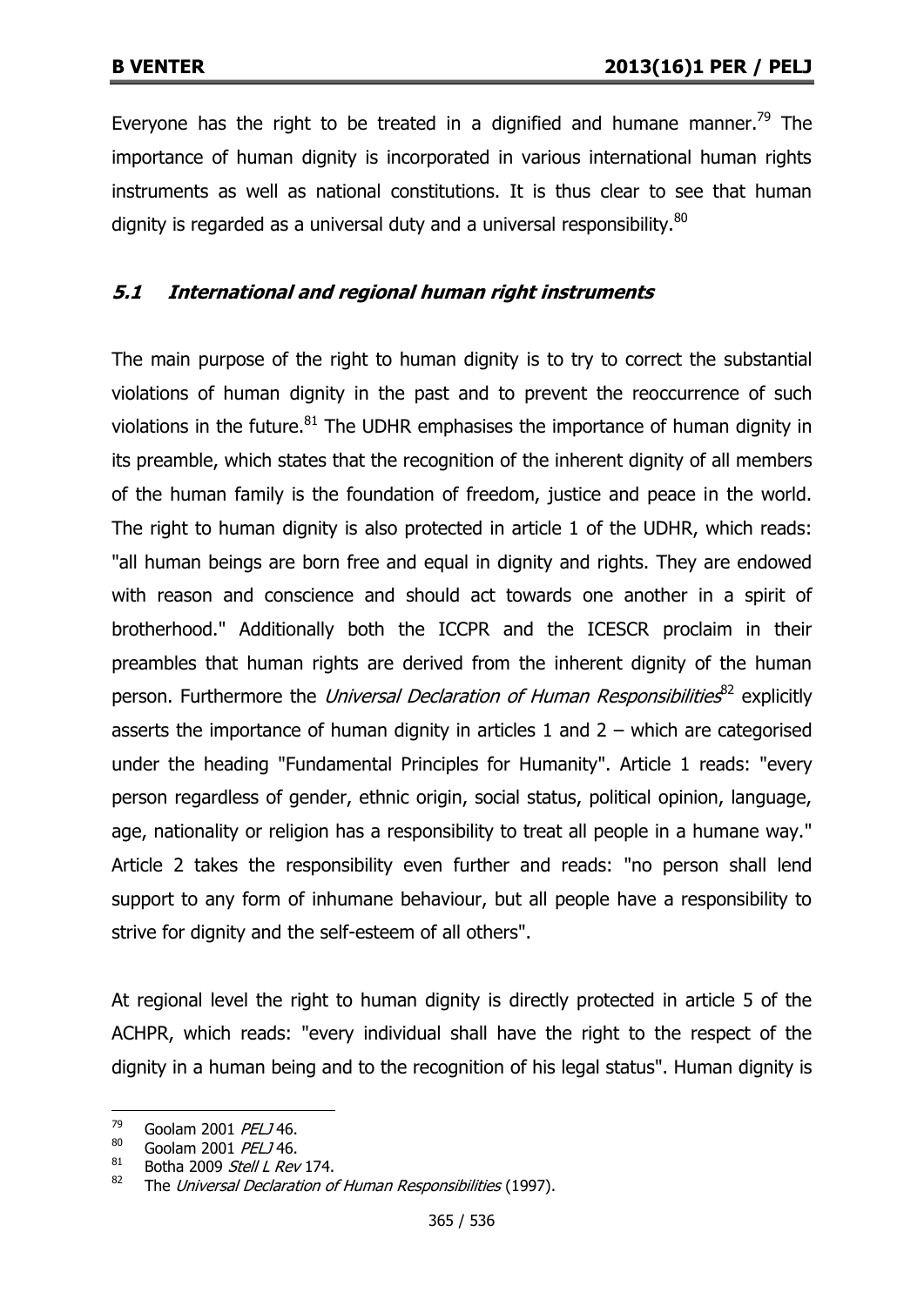Everyone has the right to be treated in a dignified and humane manner.[79] The importance of human dignity is incorporated in various international human rights instruments as well as national constitutions. It is thus clear to see that human dignity is regarded as a universal duty and a universal responsibility.[80]

### *5.1 International and regional human right instruments*

The main purpose of the right to human dignity is to try to correct the substantial violations of human dignity in the past and to prevent the reoccurrence of such violations in the future.[81] The UDHR emphasises the importance of human dignity in its preamble, which states that the recognition of the inherent dignity of all members of the human family is the foundation of freedom, justice and peace in the world. The right to human dignity is also protected in article 1 of the UDHR, which reads: "all human beings are born free and equal in dignity and rights. They are endowed with reason and conscience and should act towards one another in a spirit of brotherhood." Additionally both the ICCPR and the ICESCR proclaim in their preambles that human rights are derived from the inherent dignity of the human person. Furthermore the *Universal Declaration of Human Responsibilities*[82] explicitly asserts the importance of human dignity in articles 1 and 2 – which are categorised under the heading "Fundamental Principles for Humanity". Article 1 reads: "every person regardless of gender, ethnic origin, social status, political opinion, language, age, nationality or religion has a responsibility to treat all people in a humane way." Article 2 takes the responsibility even further and reads: "no person shall lend support to any form of inhumane behaviour, but all people have a responsibility to strive for dignity and the self-esteem of all others".

At regional level the right to human dignity is directly protected in article 5 of the ACHPR, which reads: "every individual shall have the right to the respect of the dignity in a human being and to the recognition of his legal status". Human dignity is

---

[79] Goolam 2001 *PELJ* 46.

[80] Goolam 2001 *PELJ* 46.

[81] Botha 2009 *Stell L Rev* 174.

[82] The *Universal Declaration of Human Responsibilities* (1997).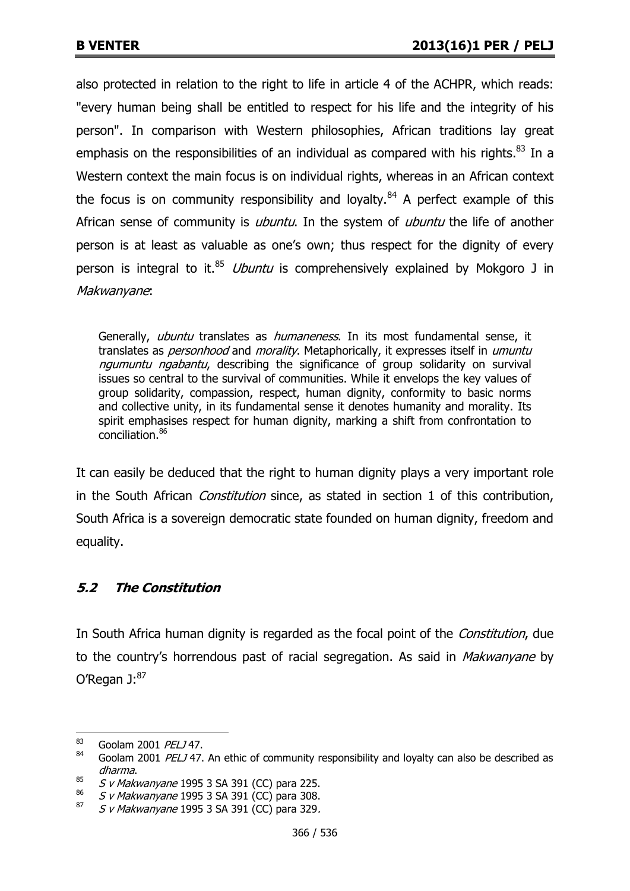also protected in relation to the right to life in article 4 of the ACHPR, which reads: "every human being shall be entitled to respect for his life and the integrity of his person". In comparison with Western philosophies, African traditions lay great emphasis on the responsibilities of an individual as compared with his rights.[83] In a Western context the main focus is on individual rights, whereas in an African context the focus is on community responsibility and loyalty.[84] A perfect example of this African sense of community is *ubuntu*. In the system of *ubuntu* the life of another person is at least as valuable as one's own; thus respect for the dignity of every person is integral to it.[85] *Ubuntu* is comprehensively explained by Mokgoro J in *Makwanyane*:

> Generally, *ubuntu* translates as *humaneness*. In its most fundamental sense, it translates as *personhood* and *morality*. Metaphorically, it expresses itself in *umuntu ngumuntu ngabantu*, describing the significance of group solidarity on survival issues so central to the survival of communities. While it envelops the key values of group solidarity, compassion, respect, human dignity, conformity to basic norms and collective unity, in its fundamental sense it denotes humanity and morality. Its spirit emphasises respect for human dignity, marking a shift from confrontation to conciliation.[86]

It can easily be deduced that the right to human dignity plays a very important role in the South African *Constitution* since, as stated in section 1 of this contribution, South Africa is a sovereign democratic state founded on human dignity, freedom and equality.

### *5.2 The Constitution*

In South Africa human dignity is regarded as the focal point of the *Constitution*, due to the country's horrendous past of racial segregation. As said in *Makwanyane* by O'Regan J:[87]

---

[83] Goolam 2001 *PELJ* 47.

[84] Goolam 2001 *PELJ* 47. An ethic of community responsibility and loyalty can also be described as *dharma*.

[85] *S v Makwanyane* 1995 3 SA 391 (CC) para 225.

[86] *S v Makwanyane* 1995 3 SA 391 (CC) para 308.

[87] *S v Makwanyane* 1995 3 SA 391 (CC) para 329.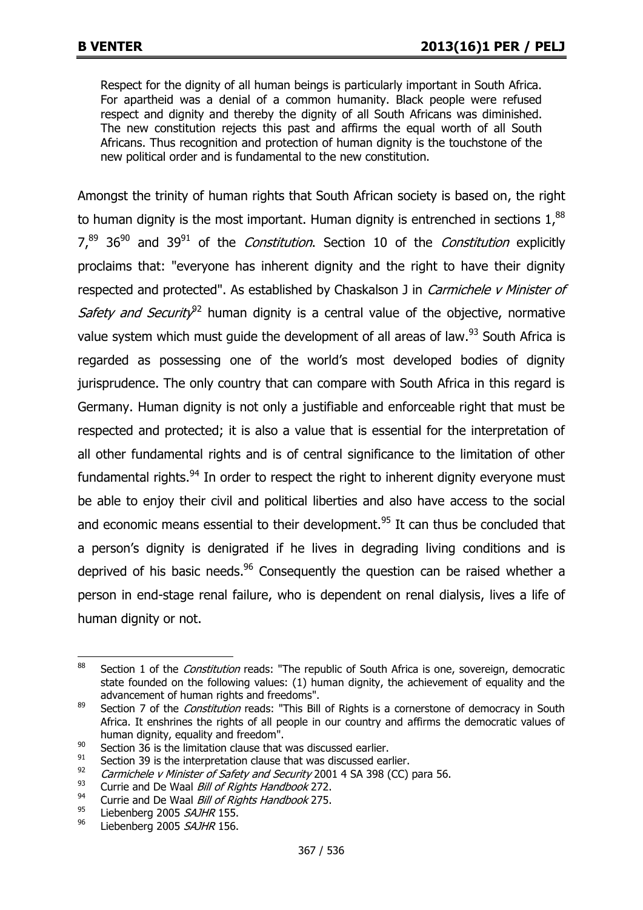> Respect for the dignity of all human beings is particularly important in South Africa. For apartheid was a denial of a common humanity. Black people were refused respect and dignity and thereby the dignity of all South Africans was diminished. The new constitution rejects this past and affirms the equal worth of all South Africans. Thus recognition and protection of human dignity is the touchstone of the new political order and is fundamental to the new constitution.

Amongst the trinity of human rights that South African society is based on, the right to human dignity is the most important. Human dignity is entrenched in sections 1,[88] 7,[89] 36[90] and 39[91] of the *Constitution*. Section 10 of the *Constitution* explicitly proclaims that: "everyone has inherent dignity and the right to have their dignity respected and protected". As established by Chaskalson J in *Carmichele v Minister of Safety and Security*[92] human dignity is a central value of the objective, normative value system which must guide the development of all areas of law.[93] South Africa is regarded as possessing one of the world's most developed bodies of dignity jurisprudence. The only country that can compare with South Africa in this regard is Germany. Human dignity is not only a justifiable and enforceable right that must be respected and protected; it is also a value that is essential for the interpretation of all other fundamental rights and is of central significance to the limitation of other fundamental rights.[94] In order to respect the right to inherent dignity everyone must be able to enjoy their civil and political liberties and also have access to the social and economic means essential to their development.[95] It can thus be concluded that a person's dignity is denigrated if he lives in degrading living conditions and is deprived of his basic needs.[96] Consequently the question can be raised whether a person in end-stage renal failure, who is dependent on renal dialysis, lives a life of human dignity or not.

---

[88] Section 1 of the *Constitution* reads: "The republic of South Africa is one, sovereign, democratic state founded on the following values: (1) human dignity, the achievement of equality and the advancement of human rights and freedoms".

[89] Section 7 of the *Constitution* reads: "This Bill of Rights is a cornerstone of democracy in South Africa. It enshrines the rights of all people in our country and affirms the democratic values of human dignity, equality and freedom".

[90] Section 36 is the limitation clause that was discussed earlier.

[91] Section 39 is the interpretation clause that was discussed earlier.

[92] *Carmichele v Minister of Safety and Security* 2001 4 SA 398 (CC) para 56.

[93] Currie and De Waal *Bill of Rights Handbook* 272.

[94] Currie and De Waal *Bill of Rights Handbook* 275.

[95] Liebenberg 2005 *SAJHR* 155.

[96] Liebenberg 2005 *SAJHR* 156.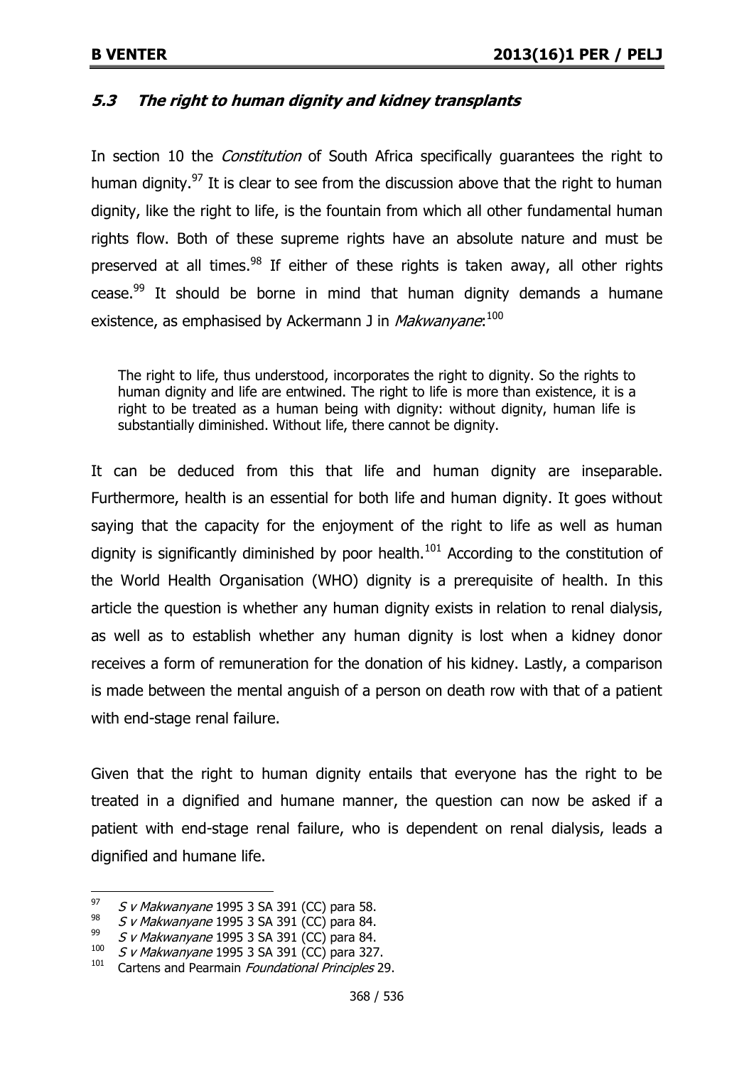### *5.3 The right to human dignity and kidney transplants*

In section 10 the *Constitution* of South Africa specifically guarantees the right to human dignity.[97] It is clear to see from the discussion above that the right to human dignity, like the right to life, is the fountain from which all other fundamental human rights flow. Both of these supreme rights have an absolute nature and must be preserved at all times.[98] If either of these rights is taken away, all other rights cease.[99] It should be borne in mind that human dignity demands a humane existence, as emphasised by Ackermann J in *Makwanyane*:[100]

> The right to life, thus understood, incorporates the right to dignity. So the rights to human dignity and life are entwined. The right to life is more than existence, it is a right to be treated as a human being with dignity: without dignity, human life is substantially diminished. Without life, there cannot be dignity.

It can be deduced from this that life and human dignity are inseparable. Furthermore, health is an essential for both life and human dignity. It goes without saying that the capacity for the enjoyment of the right to life as well as human dignity is significantly diminished by poor health.[101] According to the constitution of the World Health Organisation (WHO) dignity is a prerequisite of health. In this article the question is whether any human dignity exists in relation to renal dialysis, as well as to establish whether any human dignity is lost when a kidney donor receives a form of remuneration for the donation of his kidney. Lastly, a comparison is made between the mental anguish of a person on death row with that of a patient with end-stage renal failure.

Given that the right to human dignity entails that everyone has the right to be treated in a dignified and humane manner, the question can now be asked if a patient with end-stage renal failure, who is dependent on renal dialysis, leads a dignified and humane life.

---

97 *S v Makwanyane* 1995 3 SA 391 (CC) para 58.

98 *S v Makwanyane* 1995 3 SA 391 (CC) para 84.

99 *S v Makwanyane* 1995 3 SA 391 (CC) para 84.

100 *S v Makwanyane* 1995 3 SA 391 (CC) para 327.

101 Cartens and Pearmain *Foundational Principles* 29.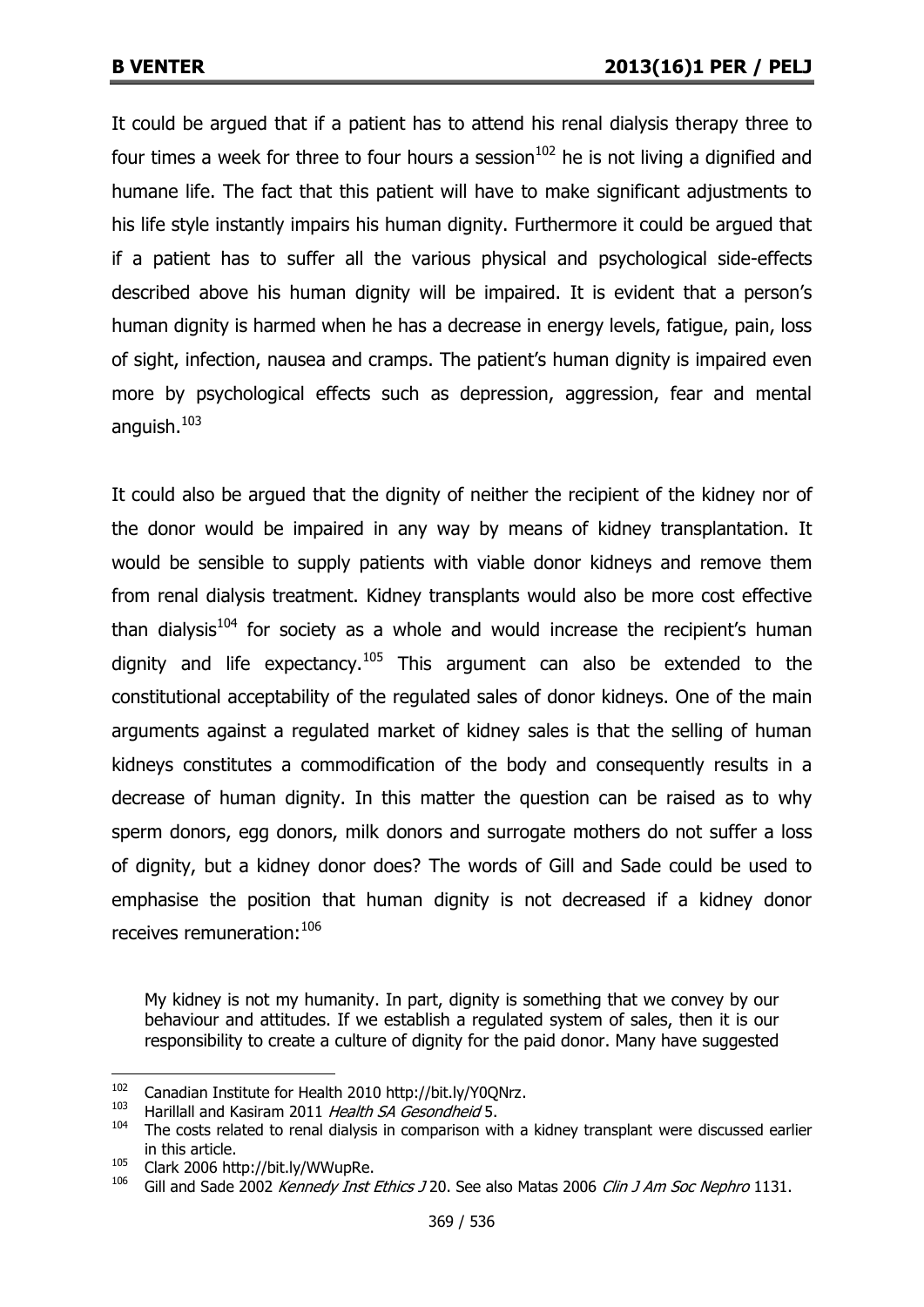It could be argued that if a patient has to attend his renal dialysis therapy three to four times a week for three to four hours a session[102] he is not living a dignified and humane life. The fact that this patient will have to make significant adjustments to his life style instantly impairs his human dignity. Furthermore it could be argued that if a patient has to suffer all the various physical and psychological side-effects described above his human dignity will be impaired. It is evident that a person's human dignity is harmed when he has a decrease in energy levels, fatigue, pain, loss of sight, infection, nausea and cramps. The patient's human dignity is impaired even more by psychological effects such as depression, aggression, fear and mental anguish.[103]

It could also be argued that the dignity of neither the recipient of the kidney nor of the donor would be impaired in any way by means of kidney transplantation. It would be sensible to supply patients with viable donor kidneys and remove them from renal dialysis treatment. Kidney transplants would also be more cost effective than dialysis[104] for society as a whole and would increase the recipient's human dignity and life expectancy.[105] This argument can also be extended to the constitutional acceptability of the regulated sales of donor kidneys. One of the main arguments against a regulated market of kidney sales is that the selling of human kidneys constitutes a commodification of the body and consequently results in a decrease of human dignity. In this matter the question can be raised as to why sperm donors, egg donors, milk donors and surrogate mothers do not suffer a loss of dignity, but a kidney donor does? The words of Gill and Sade could be used to emphasise the position that human dignity is not decreased if a kidney donor receives remuneration:[106]

> My kidney is not my humanity. In part, dignity is something that we convey by our behaviour and attitudes. If we establish a regulated system of sales, then it is our responsibility to create a culture of dignity for the paid donor. Many have suggested

---

[102] Canadian Institute for Health 2010 http://bit.ly/Y0QNrz.

[103] Harillall and Kasiram 2011 *Health SA Gesondheid* 5.

[104] The costs related to renal dialysis in comparison with a kidney transplant were discussed earlier in this article.

[105] Clark 2006 http://bit.ly/WWupRe.

[106] Gill and Sade 2002 *Kennedy Inst Ethics J* 20. See also Matas 2006 *Clin J Am Soc Nephro* 1131.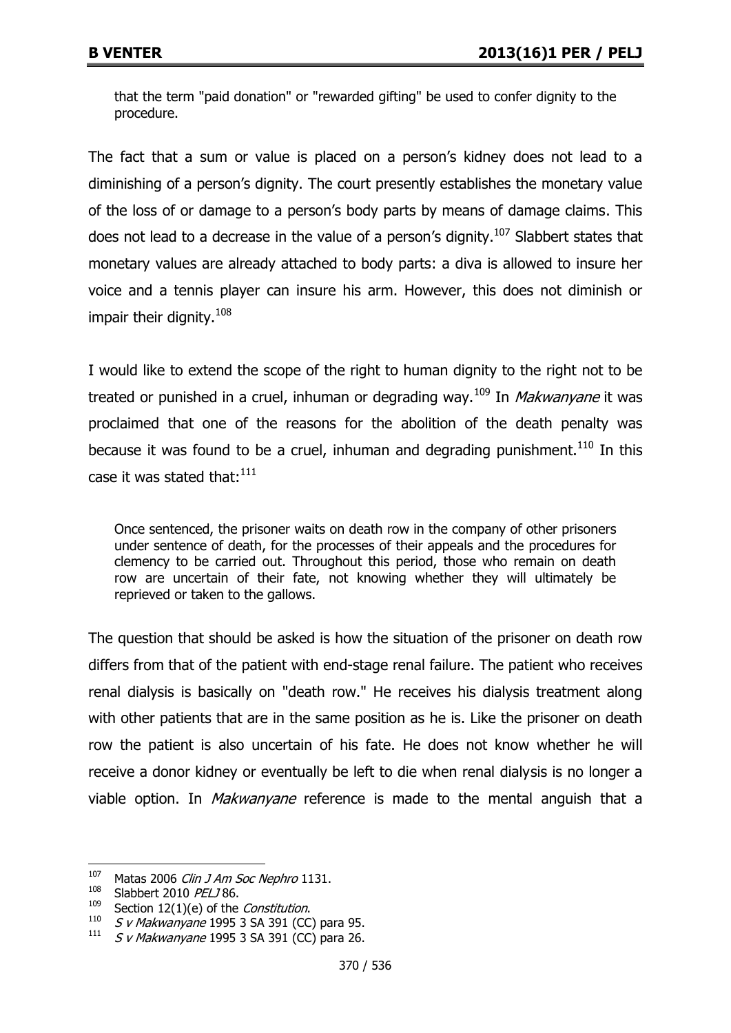> that the term "paid donation" or "rewarded gifting" be used to confer dignity to the procedure.

The fact that a sum or value is placed on a person's kidney does not lead to a diminishing of a person's dignity. The court presently establishes the monetary value of the loss of or damage to a person's body parts by means of damage claims. This does not lead to a decrease in the value of a person's dignity.[107] Slabbert states that monetary values are already attached to body parts: a diva is allowed to insure her voice and a tennis player can insure his arm. However, this does not diminish or impair their dignity.[108]

I would like to extend the scope of the right to human dignity to the right not to be treated or punished in a cruel, inhuman or degrading way.[109] In *Makwanyane* it was proclaimed that one of the reasons for the abolition of the death penalty was because it was found to be a cruel, inhuman and degrading punishment.[110] In this case it was stated that:[111]

> Once sentenced, the prisoner waits on death row in the company of other prisoners under sentence of death, for the processes of their appeals and the procedures for clemency to be carried out. Throughout this period, those who remain on death row are uncertain of their fate, not knowing whether they will ultimately be reprieved or taken to the gallows.

The question that should be asked is how the situation of the prisoner on death row differs from that of the patient with end-stage renal failure. The patient who receives renal dialysis is basically on "death row." He receives his dialysis treatment along with other patients that are in the same position as he is. Like the prisoner on death row the patient is also uncertain of his fate. He does not know whether he will receive a donor kidney or eventually be left to die when renal dialysis is no longer a viable option. In *Makwanyane* reference is made to the mental anguish that a

---

[107] Matas 2006 *Clin J Am Soc Nephro* 1131.

[108] Slabbert 2010 *PELJ* 86.

[109] Section 12(1)(e) of the *Constitution*.

[110] *S v Makwanyane* 1995 3 SA 391 (CC) para 95.

[111] *S v Makwanyane* 1995 3 SA 391 (CC) para 26.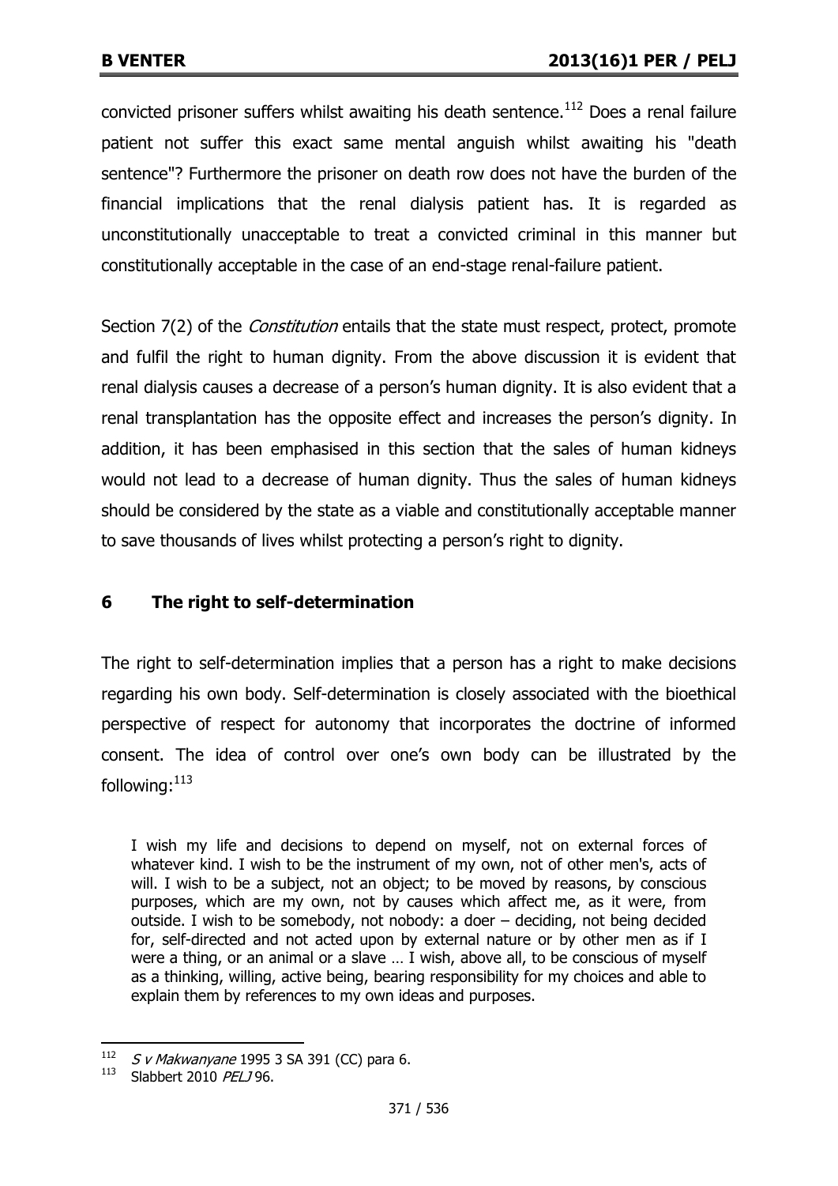convicted prisoner suffers whilst awaiting his death sentence.[112] Does a renal failure patient not suffer this exact same mental anguish whilst awaiting his "death sentence"? Furthermore the prisoner on death row does not have the burden of the financial implications that the renal dialysis patient has. It is regarded as unconstitutionally unacceptable to treat a convicted criminal in this manner but constitutionally acceptable in the case of an end-stage renal-failure patient.

Section 7(2) of the *Constitution* entails that the state must respect, protect, promote and fulfil the right to human dignity. From the above discussion it is evident that renal dialysis causes a decrease of a person's human dignity. It is also evident that a renal transplantation has the opposite effect and increases the person's dignity. In addition, it has been emphasised in this section that the sales of human kidneys would not lead to a decrease of human dignity. Thus the sales of human kidneys should be considered by the state as a viable and constitutionally acceptable manner to save thousands of lives whilst protecting a person's right to dignity.

## 6 The right to self-determination

The right to self-determination implies that a person has a right to make decisions regarding his own body. Self-determination is closely associated with the bioethical perspective of respect for autonomy that incorporates the doctrine of informed consent. The idea of control over one's own body can be illustrated by the following:[113]

> I wish my life and decisions to depend on myself, not on external forces of whatever kind. I wish to be the instrument of my own, not of other men's, acts of will. I wish to be a subject, not an object; to be moved by reasons, by conscious purposes, which are my own, not by causes which affect me, as it were, from outside. I wish to be somebody, not nobody: a doer – deciding, not being decided for, self-directed and not acted upon by external nature or by other men as if I were a thing, or an animal or a slave … I wish, above all, to be conscious of myself as a thinking, willing, active being, bearing responsibility for my choices and able to explain them by references to my own ideas and purposes.

---

112 *S v Makwanyane* 1995 3 SA 391 (CC) para 6.

113 Slabbert 2010 *PELJ* 96.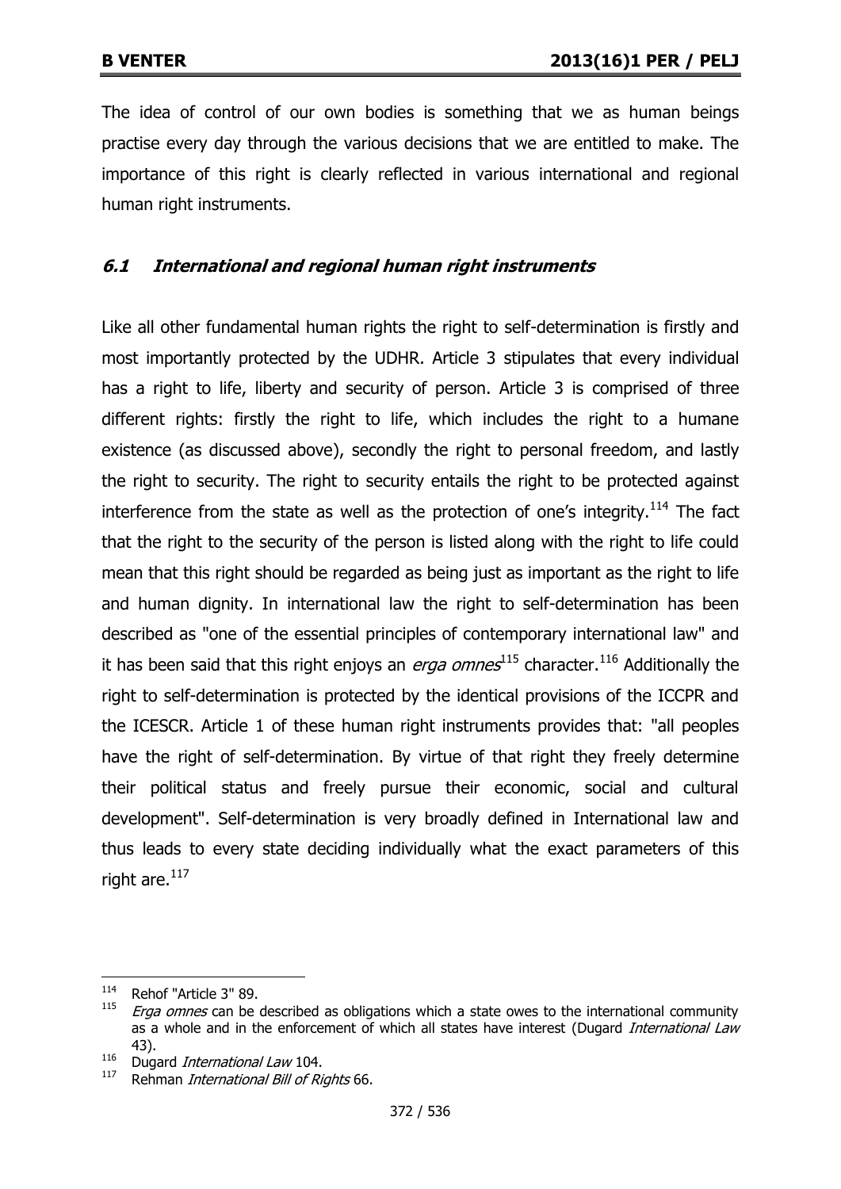The idea of control of our own bodies is something that we as human beings practise every day through the various decisions that we are entitled to make. The importance of this right is clearly reflected in various international and regional human right instruments.

### *6.1 International and regional human right instruments*

Like all other fundamental human rights the right to self-determination is firstly and most importantly protected by the UDHR. Article 3 stipulates that every individual has a right to life, liberty and security of person. Article 3 is comprised of three different rights: firstly the right to life, which includes the right to a humane existence (as discussed above), secondly the right to personal freedom, and lastly the right to security. The right to security entails the right to be protected against interference from the state as well as the protection of one's integrity.[114] The fact that the right to the security of the person is listed along with the right to life could mean that this right should be regarded as being just as important as the right to life and human dignity. In international law the right to self-determination has been described as "one of the essential principles of contemporary international law" and it has been said that this right enjoys an *erga omnes*[115] character.[116] Additionally the right to self-determination is protected by the identical provisions of the ICCPR and the ICESCR. Article 1 of these human right instruments provides that: "all peoples have the right of self-determination. By virtue of that right they freely determine their political status and freely pursue their economic, social and cultural development". Self-determination is very broadly defined in International law and thus leads to every state deciding individually what the exact parameters of this right are.[117]

---

[114] Rehof "Article 3" 89.

[115] *Erga omnes* can be described as obligations which a state owes to the international community as a whole and in the enforcement of which all states have interest (Dugard *International Law* 43).

[116] Dugard *International Law* 104.

[117] Rehman *International Bill of Rights* 66.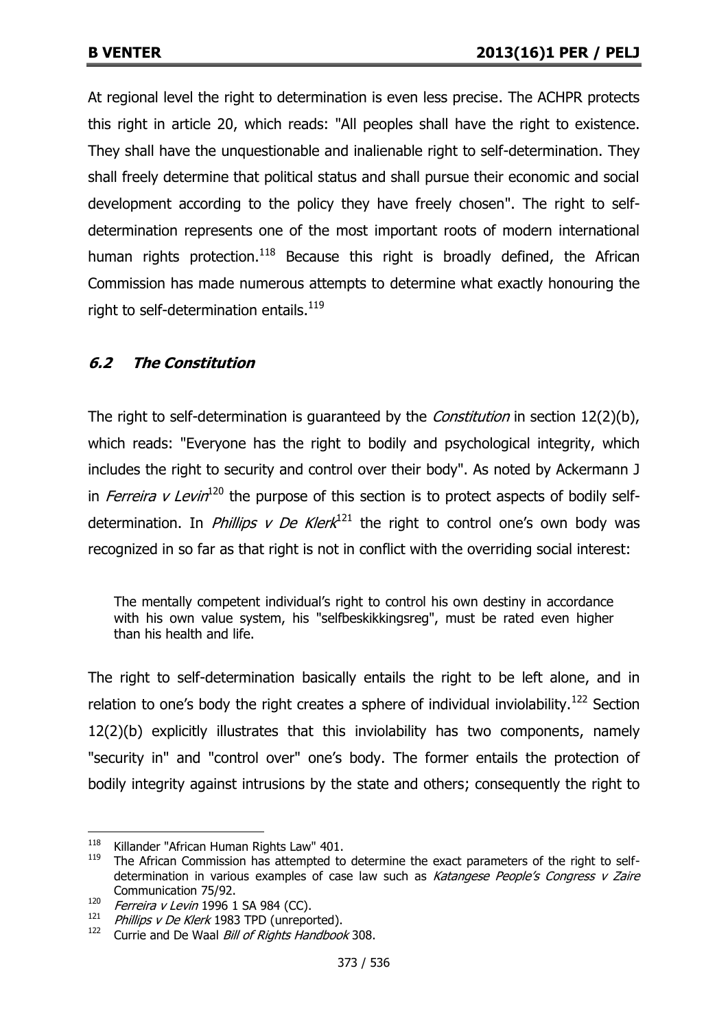At regional level the right to determination is even less precise. The ACHPR protects this right in article 20, which reads: "All peoples shall have the right to existence. They shall have the unquestionable and inalienable right to self-determination. They shall freely determine that political status and shall pursue their economic and social development according to the policy they have freely chosen". The right to self-determination represents one of the most important roots of modern international human rights protection.[118] Because this right is broadly defined, the African Commission has made numerous attempts to determine what exactly honouring the right to self-determination entails.[119]

### *6.2 The Constitution*

The right to self-determination is guaranteed by the *Constitution* in section 12(2)(b), which reads: "Everyone has the right to bodily and psychological integrity, which includes the right to security and control over their body". As noted by Ackermann J in *Ferreira v Levin*[120] the purpose of this section is to protect aspects of bodily self-determination. In *Phillips v De Klerk*[121] the right to control one's own body was recognized in so far as that right is not in conflict with the overriding social interest:

> The mentally competent individual's right to control his own destiny in accordance with his own value system, his "selfbeskikkingsreg", must be rated even higher than his health and life.

The right to self-determination basically entails the right to be left alone, and in relation to one's body the right creates a sphere of individual inviolability.[122] Section 12(2)(b) explicitly illustrates that this inviolability has two components, namely "security in" and "control over" one's body. The former entails the protection of bodily integrity against intrusions by the state and others; consequently the right to

---

[118] Killander "African Human Rights Law" 401.

[119] The African Commission has attempted to determine the exact parameters of the right to self-determination in various examples of case law such as *Katangese People's Congress v Zaire* Communication 75/92.

[120] *Ferreira v Levin* 1996 1 SA 984 (CC).

[121] *Phillips v De Klerk* 1983 TPD (unreported).

[122] Currie and De Waal *Bill of Rights Handbook* 308.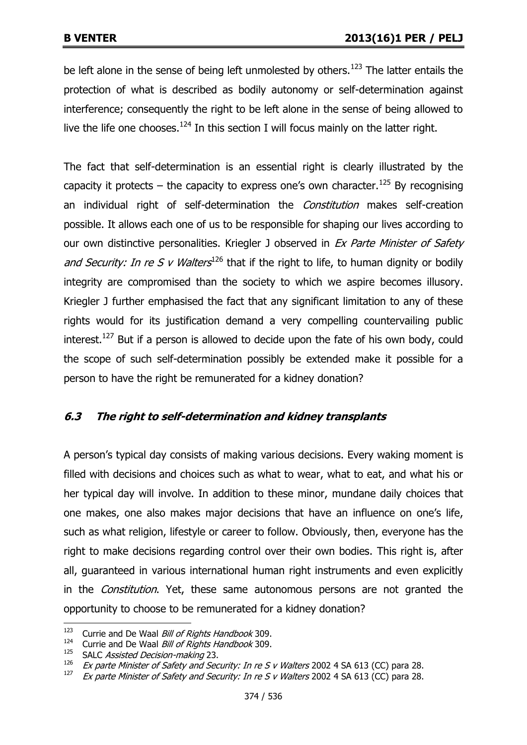be left alone in the sense of being left unmolested by others.[123] The latter entails the protection of what is described as bodily autonomy or self-determination against interference; consequently the right to be left alone in the sense of being allowed to live the life one chooses.[124] In this section I will focus mainly on the latter right.

The fact that self-determination is an essential right is clearly illustrated by the capacity it protects – the capacity to express one's own character.[125] By recognising an individual right of self-determination the *Constitution* makes self-creation possible. It allows each one of us to be responsible for shaping our lives according to our own distinctive personalities. Kriegler J observed in *Ex Parte Minister of Safety and Security: In re S v Walters*[126] that if the right to life, to human dignity or bodily integrity are compromised than the society to which we aspire becomes illusory. Kriegler J further emphasised the fact that any significant limitation to any of these rights would for its justification demand a very compelling countervailing public interest.[127] But if a person is allowed to decide upon the fate of his own body, could the scope of such self-determination possibly be extended make it possible for a person to have the right be remunerated for a kidney donation?

### *6.3 The right to self-determination and kidney transplants*

A person's typical day consists of making various decisions. Every waking moment is filled with decisions and choices such as what to wear, what to eat, and what his or her typical day will involve. In addition to these minor, mundane daily choices that one makes, one also makes major decisions that have an influence on one's life, such as what religion, lifestyle or career to follow. Obviously, then, everyone has the right to make decisions regarding control over their own bodies. This right is, after all, guaranteed in various international human right instruments and even explicitly in the *Constitution*. Yet, these same autonomous persons are not granted the opportunity to choose to be remunerated for a kidney donation?

---

[123] Currie and De Waal *Bill of Rights Handbook* 309.

[124] Currie and De Waal *Bill of Rights Handbook* 309.

[125] SALC *Assisted Decision-making* 23.

[126] *Ex parte Minister of Safety and Security: In re S v Walters* 2002 4 SA 613 (CC) para 28.

[127] *Ex parte Minister of Safety and Security: In re S v Walters* 2002 4 SA 613 (CC) para 28.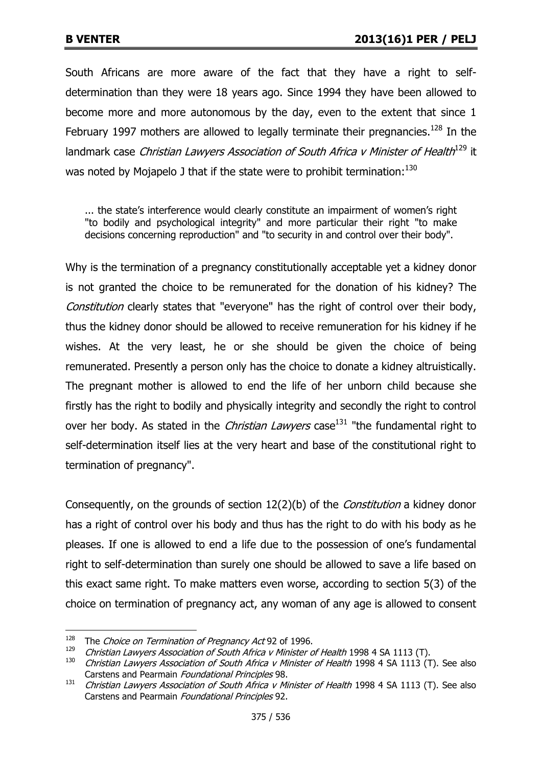South Africans are more aware of the fact that they have a right to self-determination than they were 18 years ago. Since 1994 they have been allowed to become more and more autonomous by the day, even to the extent that since 1 February 1997 mothers are allowed to legally terminate their pregnancies.[128] In the landmark case *Christian Lawyers Association of South Africa v Minister of Health*[129] it was noted by Mojapelo J that if the state were to prohibit termination:[130]

> ... the state's interference would clearly constitute an impairment of women's right "to bodily and psychological integrity" and more particular their right "to make decisions concerning reproduction" and "to security in and control over their body".

Why is the termination of a pregnancy constitutionally acceptable yet a kidney donor is not granted the choice to be remunerated for the donation of his kidney? The *Constitution* clearly states that "everyone" has the right of control over their body, thus the kidney donor should be allowed to receive remuneration for his kidney if he wishes. At the very least, he or she should be given the choice of being remunerated. Presently a person only has the choice to donate a kidney altruistically. The pregnant mother is allowed to end the life of her unborn child because she firstly has the right to bodily and physically integrity and secondly the right to control over her body. As stated in the *Christian Lawyers* case[131] "the fundamental right to self-determination itself lies at the very heart and base of the constitutional right to termination of pregnancy".

Consequently, on the grounds of section 12(2)(b) of the *Constitution* a kidney donor has a right of control over his body and thus has the right to do with his body as he pleases. If one is allowed to end a life due to the possession of one's fundamental right to self-determination than surely one should be allowed to save a life based on this exact same right. To make matters even worse, according to section 5(3) of the choice on termination of pregnancy act, any woman of any age is allowed to consent

---

[128] The *Choice on Termination of Pregnancy Act* 92 of 1996.

[129] *Christian Lawyers Association of South Africa v Minister of Health* 1998 4 SA 1113 (T).

[130] *Christian Lawyers Association of South Africa v Minister of Health* 1998 4 SA 1113 (T). See also Carstens and Pearmain *Foundational Principles* 98.

[131] *Christian Lawyers Association of South Africa v Minister of Health* 1998 4 SA 1113 (T). See also Carstens and Pearmain *Foundational Principles* 92.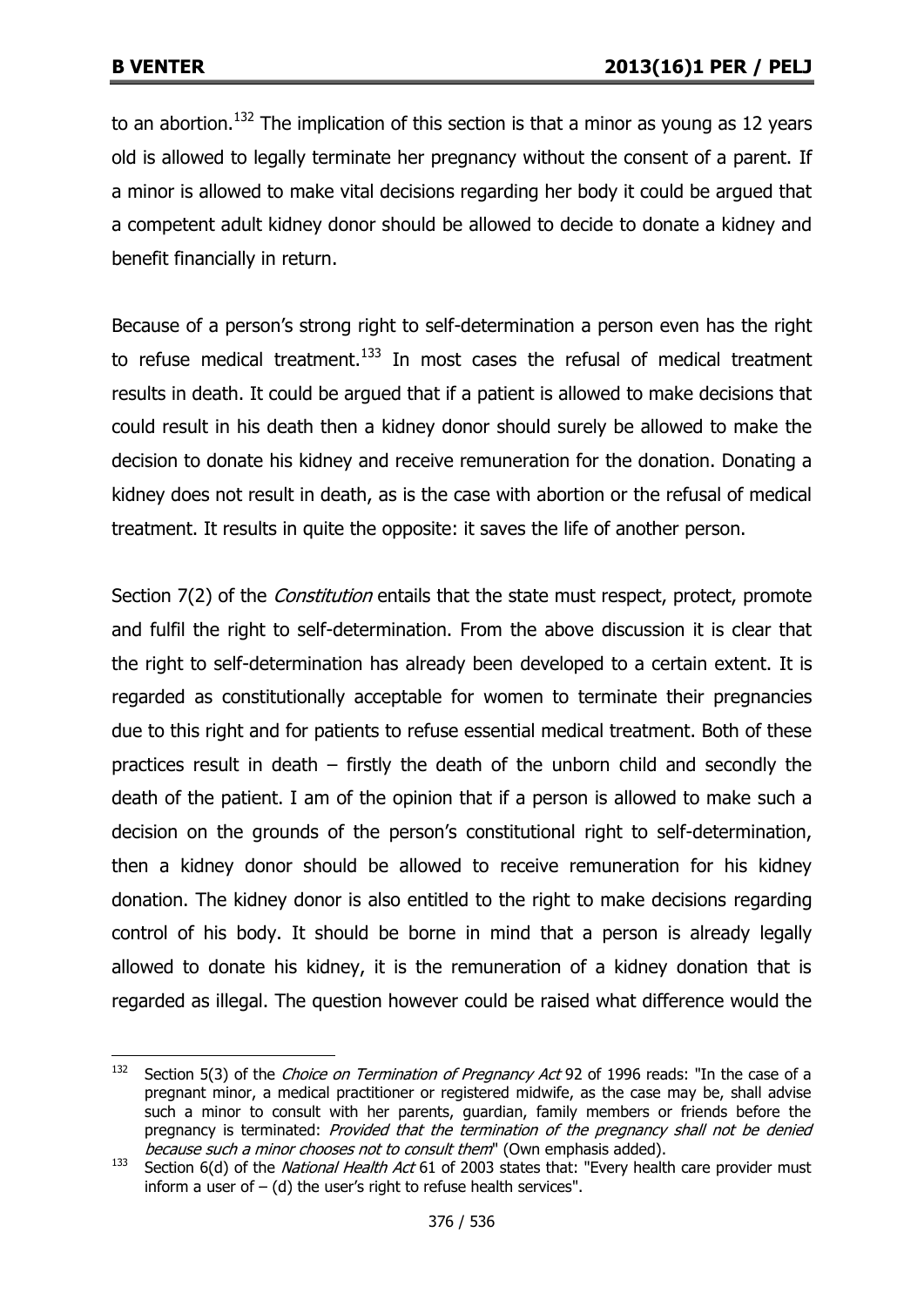to an abortion.[132] The implication of this section is that a minor as young as 12 years old is allowed to legally terminate her pregnancy without the consent of a parent. If a minor is allowed to make vital decisions regarding her body it could be argued that a competent adult kidney donor should be allowed to decide to donate a kidney and benefit financially in return.

Because of a person's strong right to self-determination a person even has the right to refuse medical treatment.[133] In most cases the refusal of medical treatment results in death. It could be argued that if a patient is allowed to make decisions that could result in his death then a kidney donor should surely be allowed to make the decision to donate his kidney and receive remuneration for the donation. Donating a kidney does not result in death, as is the case with abortion or the refusal of medical treatment. It results in quite the opposite: it saves the life of another person.

Section 7(2) of the *Constitution* entails that the state must respect, protect, promote and fulfil the right to self-determination. From the above discussion it is clear that the right to self-determination has already been developed to a certain extent. It is regarded as constitutionally acceptable for women to terminate their pregnancies due to this right and for patients to refuse essential medical treatment. Both of these practices result in death – firstly the death of the unborn child and secondly the death of the patient. I am of the opinion that if a person is allowed to make such a decision on the grounds of the person's constitutional right to self-determination, then a kidney donor should be allowed to receive remuneration for his kidney donation. The kidney donor is also entitled to the right to make decisions regarding control of his body. It should be borne in mind that a person is already legally allowed to donate his kidney, it is the remuneration of a kidney donation that is regarded as illegal. The question however could be raised what difference would the

---

[132] Section 5(3) of the *Choice on Termination of Pregnancy Act* 92 of 1996 reads: "In the case of a pregnant minor, a medical practitioner or registered midwife, as the case may be, shall advise such a minor to consult with her parents, guardian, family members or friends before the pregnancy is terminated: *Provided that the termination of the pregnancy shall not be denied because such a minor chooses not to consult them*" (Own emphasis added).

[133] Section 6(d) of the *National Health Act* 61 of 2003 states that: "Every health care provider must inform a user of – (d) the user's right to refuse health services".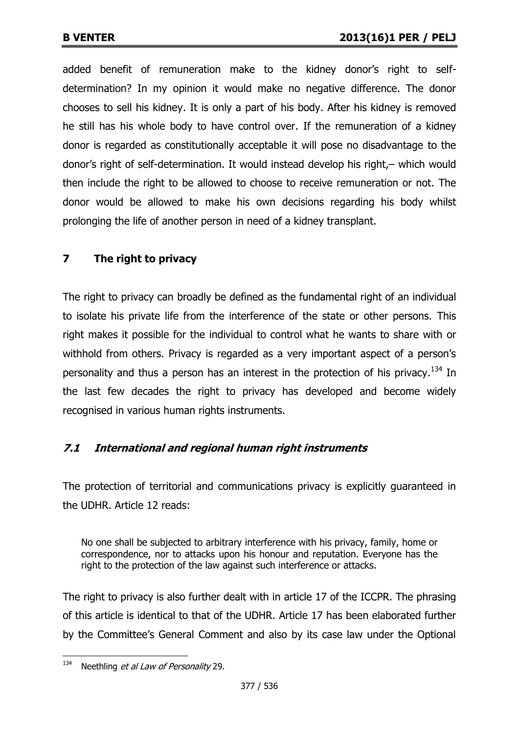added benefit of remuneration make to the kidney donor's right to self-determination? In my opinion it would make no negative difference. The donor chooses to sell his kidney. It is only a part of his body. After his kidney is removed he still has his whole body to have control over. If the remuneration of a kidney donor is regarded as constitutionally acceptable it will pose no disadvantage to the donor's right of self-determination. It would instead develop his right,– which would then include the right to be allowed to choose to receive remuneration or not. The donor would be allowed to make his own decisions regarding his body whilst prolonging the life of another person in need of a kidney transplant.

## 7 The right to privacy

The right to privacy can broadly be defined as the fundamental right of an individual to isolate his private life from the interference of the state or other persons. This right makes it possible for the individual to control what he wants to share with or withhold from others. Privacy is regarded as a very important aspect of a person's personality and thus a person has an interest in the protection of his privacy.[134] In the last few decades the right to privacy has developed and become widely recognised in various human rights instruments.

### *7.1 International and regional human right instruments*

The protection of territorial and communications privacy is explicitly guaranteed in the UDHR. Article 12 reads:

> No one shall be subjected to arbitrary interference with his privacy, family, home or correspondence, nor to attacks upon his honour and reputation. Everyone has the right to the protection of the law against such interference or attacks.

The right to privacy is also further dealt with in article 17 of the ICCPR. The phrasing of this article is identical to that of the UDHR. Article 17 has been elaborated further by the Committee's General Comment and also by its case law under the Optional

---

[134] Neethling *et al Law of Personality* 29.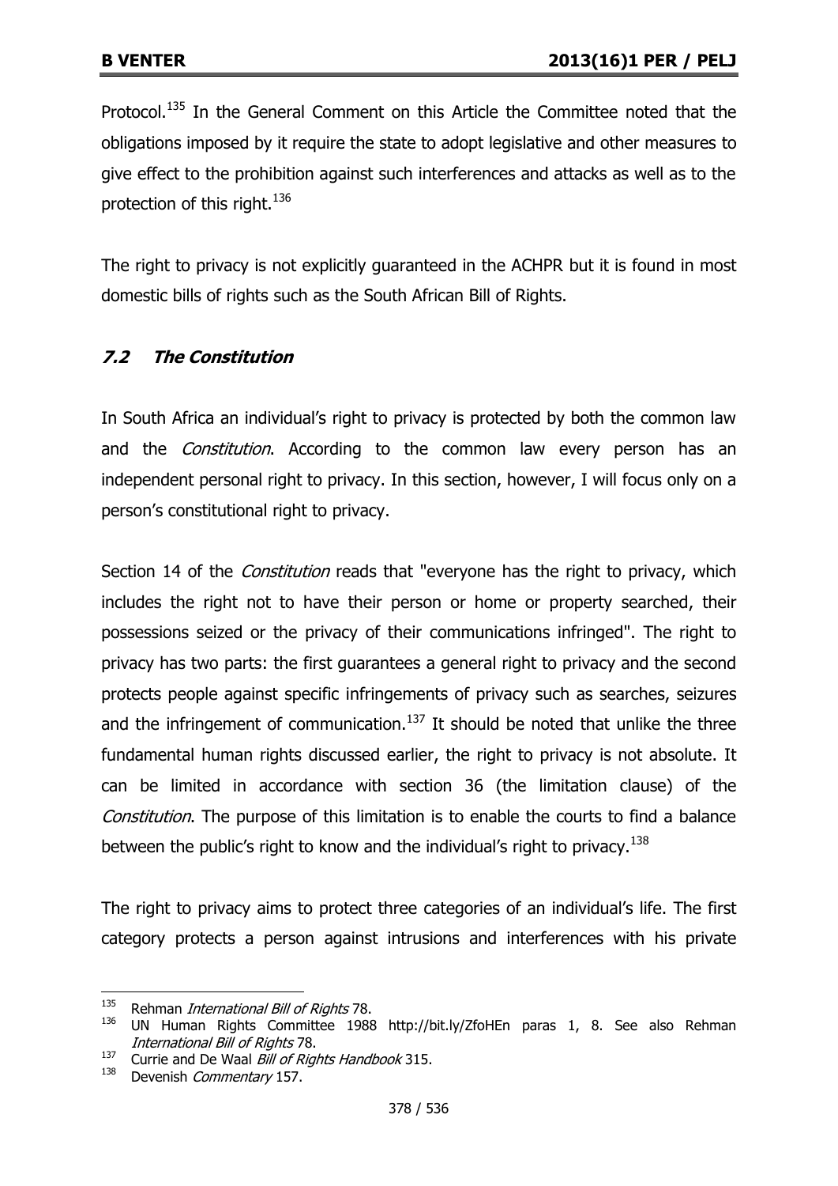Protocol.[135] In the General Comment on this Article the Committee noted that the obligations imposed by it require the state to adopt legislative and other measures to give effect to the prohibition against such interferences and attacks as well as to the protection of this right.[136]

The right to privacy is not explicitly guaranteed in the ACHPR but it is found in most domestic bills of rights such as the South African Bill of Rights.

### *7.2 The Constitution*

In South Africa an individual's right to privacy is protected by both the common law and the *Constitution*. According to the common law every person has an independent personal right to privacy. In this section, however, I will focus only on a person's constitutional right to privacy.

Section 14 of the *Constitution* reads that "everyone has the right to privacy, which includes the right not to have their person or home or property searched, their possessions seized or the privacy of their communications infringed". The right to privacy has two parts: the first guarantees a general right to privacy and the second protects people against specific infringements of privacy such as searches, seizures and the infringement of communication.[137] It should be noted that unlike the three fundamental human rights discussed earlier, the right to privacy is not absolute. It can be limited in accordance with section 36 (the limitation clause) of the *Constitution*. The purpose of this limitation is to enable the courts to find a balance between the public's right to know and the individual's right to privacy.[138]

The right to privacy aims to protect three categories of an individual's life. The first category protects a person against intrusions and interferences with his private

---

[135] Rehman *International Bill of Rights* 78.

[136] UN Human Rights Committee 1988 http://bit.ly/ZfoHEn paras 1, 8. See also Rehman *International Bill of Rights* 78.

[137] Currie and De Waal *Bill of Rights Handbook* 315.

[138] Devenish *Commentary* 157.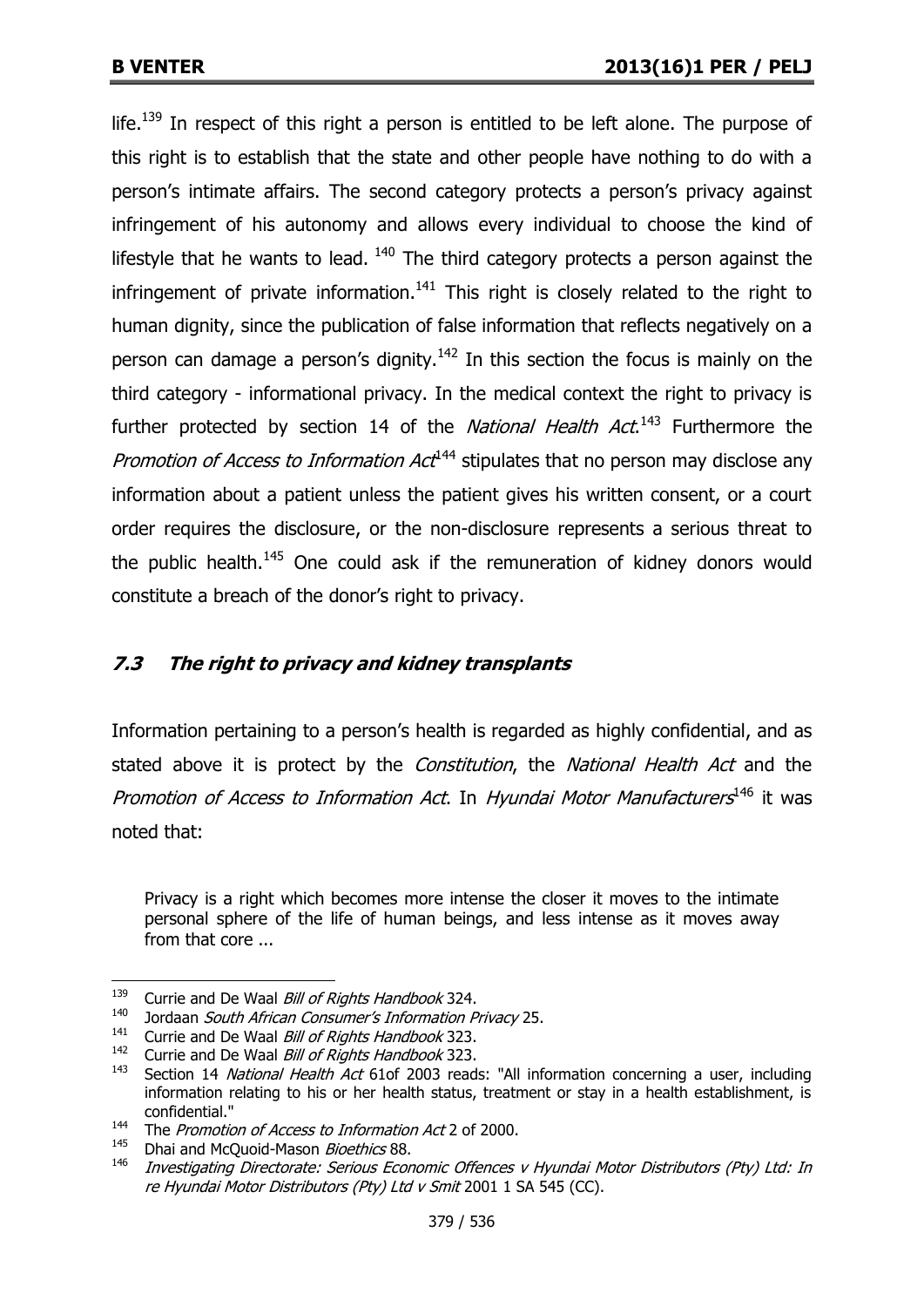life.[139] In respect of this right a person is entitled to be left alone. The purpose of this right is to establish that the state and other people have nothing to do with a person's intimate affairs. The second category protects a person's privacy against infringement of his autonomy and allows every individual to choose the kind of lifestyle that he wants to lead. [140] The third category protects a person against the infringement of private information.[141] This right is closely related to the right to human dignity, since the publication of false information that reflects negatively on a person can damage a person's dignity.[142] In this section the focus is mainly on the third category - informational privacy. In the medical context the right to privacy is further protected by section 14 of the *National Health Act*.[143] Furthermore the *Promotion of Access to Information Act*[144] stipulates that no person may disclose any information about a patient unless the patient gives his written consent, or a court order requires the disclosure, or the non-disclosure represents a serious threat to the public health.[145] One could ask if the remuneration of kidney donors would constitute a breach of the donor's right to privacy.

### *7.3 The right to privacy and kidney transplants*

Information pertaining to a person's health is regarded as highly confidential, and as stated above it is protect by the *Constitution*, the *National Health Act* and the *Promotion of Access to Information Act*. In *Hyundai Motor Manufacturers*[146] it was noted that:

> Privacy is a right which becomes more intense the closer it moves to the intimate personal sphere of the life of human beings, and less intense as it moves away from that core ...

---

[139] Currie and De Waal *Bill of Rights Handbook* 324.

[140] Jordaan *South African Consumer's Information Privacy* 25.

[141] Currie and De Waal *Bill of Rights Handbook* 323.

[142] Currie and De Waal *Bill of Rights Handbook* 323.

[143] Section 14 *National Health Act* 61of 2003 reads: "All information concerning a user, including information relating to his or her health status, treatment or stay in a health establishment, is confidential."

[144] The *Promotion of Access to Information Act* 2 of 2000.

[145] Dhai and McQuoid-Mason *Bioethics* 88.

[146] *Investigating Directorate: Serious Economic Offences v Hyundai Motor Distributors (Pty) Ltd: In re Hyundai Motor Distributors (Pty) Ltd v Smit* 2001 1 SA 545 (CC).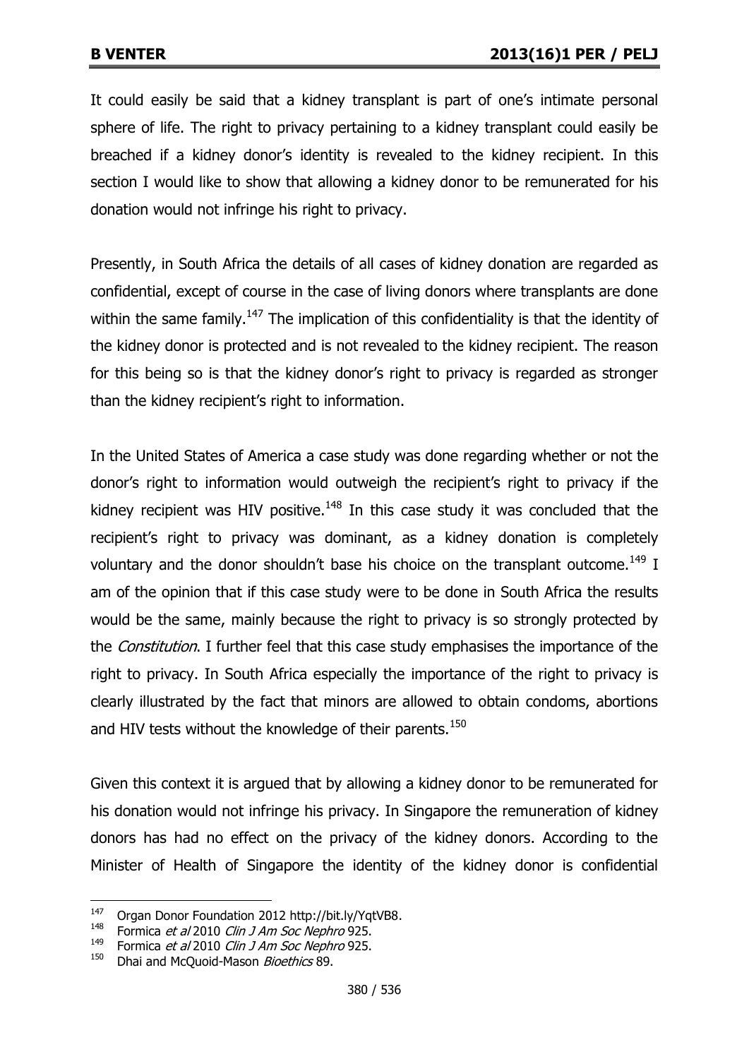It could easily be said that a kidney transplant is part of one's intimate personal sphere of life. The right to privacy pertaining to a kidney transplant could easily be breached if a kidney donor's identity is revealed to the kidney recipient. In this section I would like to show that allowing a kidney donor to be remunerated for his donation would not infringe his right to privacy.

Presently, in South Africa the details of all cases of kidney donation are regarded as confidential, except of course in the case of living donors where transplants are done within the same family.[147] The implication of this confidentiality is that the identity of the kidney donor is protected and is not revealed to the kidney recipient. The reason for this being so is that the kidney donor's right to privacy is regarded as stronger than the kidney recipient's right to information.

In the United States of America a case study was done regarding whether or not the donor's right to information would outweigh the recipient's right to privacy if the kidney recipient was HIV positive.[148] In this case study it was concluded that the recipient's right to privacy was dominant, as a kidney donation is completely voluntary and the donor shouldn't base his choice on the transplant outcome.[149] I am of the opinion that if this case study were to be done in South Africa the results would be the same, mainly because the right to privacy is so strongly protected by the *Constitution*. I further feel that this case study emphasises the importance of the right to privacy. In South Africa especially the importance of the right to privacy is clearly illustrated by the fact that minors are allowed to obtain condoms, abortions and HIV tests without the knowledge of their parents.[150]

Given this context it is argued that by allowing a kidney donor to be remunerated for his donation would not infringe his privacy. In Singapore the remuneration of kidney donors has had no effect on the privacy of the kidney donors. According to the Minister of Health of Singapore the identity of the kidney donor is confidential

---

147 Organ Donor Foundation 2012 http://bit.ly/YqtVB8.

148 Formica *et al* 2010 *Clin J Am Soc Nephro* 925.

149 Formica *et al* 2010 *Clin J Am Soc Nephro* 925.

150 Dhai and McQuoid-Mason *Bioethics* 89.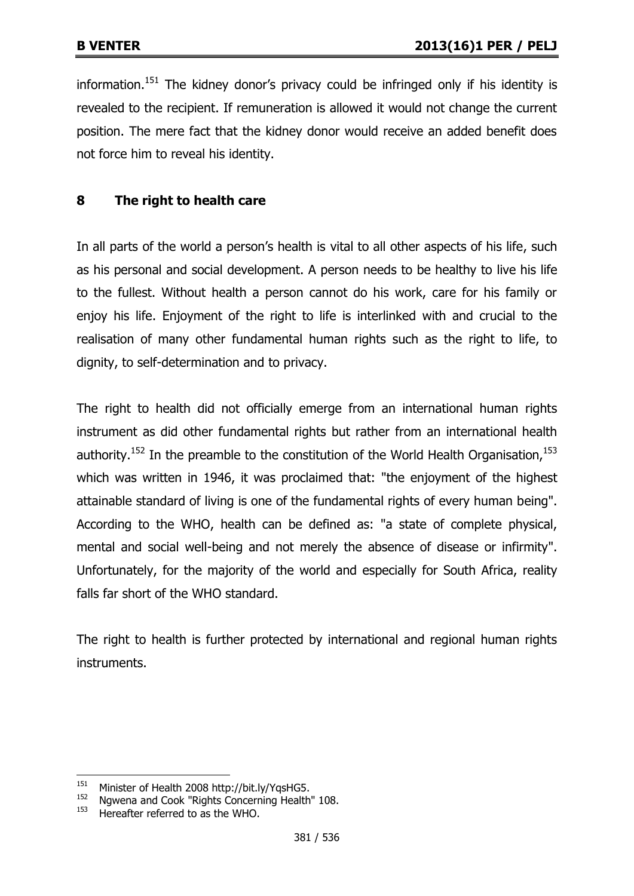information.[151] The kidney donor's privacy could be infringed only if his identity is revealed to the recipient. If remuneration is allowed it would not change the current position. The mere fact that the kidney donor would receive an added benefit does not force him to reveal his identity.

## 8 The right to health care

In all parts of the world a person's health is vital to all other aspects of his life, such as his personal and social development. A person needs to be healthy to live his life to the fullest. Without health a person cannot do his work, care for his family or enjoy his life. Enjoyment of the right to life is interlinked with and crucial to the realisation of many other fundamental human rights such as the right to life, to dignity, to self-determination and to privacy.

The right to health did not officially emerge from an international human rights instrument as did other fundamental rights but rather from an international health authority.[152] In the preamble to the constitution of the World Health Organisation,[153] which was written in 1946, it was proclaimed that: "the enjoyment of the highest attainable standard of living is one of the fundamental rights of every human being". According to the WHO, health can be defined as: "a state of complete physical, mental and social well-being and not merely the absence of disease or infirmity". Unfortunately, for the majority of the world and especially for South Africa, reality falls far short of the WHO standard.

The right to health is further protected by international and regional human rights instruments.

---

[151] Minister of Health 2008 http://bit.ly/YqsHG5.

[152] Ngwena and Cook "Rights Concerning Health" 108.

[153] Hereafter referred to as the WHO.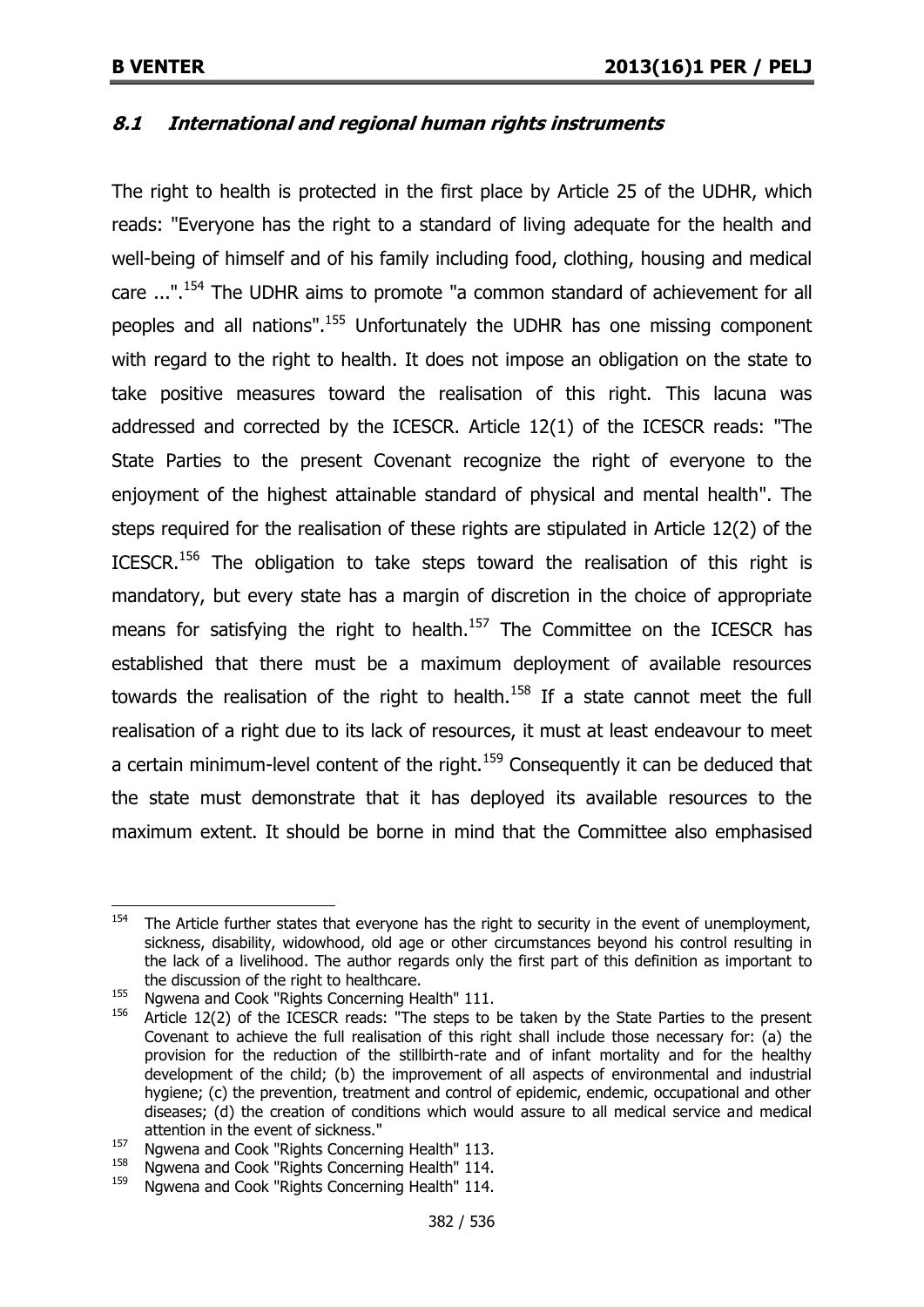### *8.1 International and regional human rights instruments*

The right to health is protected in the first place by Article 25 of the UDHR, which reads: "Everyone has the right to a standard of living adequate for the health and well-being of himself and of his family including food, clothing, housing and medical care ...".[154] The UDHR aims to promote "a common standard of achievement for all peoples and all nations".[155] Unfortunately the UDHR has one missing component with regard to the right to health. It does not impose an obligation on the state to take positive measures toward the realisation of this right. This lacuna was addressed and corrected by the ICESCR. Article 12(1) of the ICESCR reads: "The State Parties to the present Covenant recognize the right of everyone to the enjoyment of the highest attainable standard of physical and mental health". The steps required for the realisation of these rights are stipulated in Article 12(2) of the ICESCR.[156] The obligation to take steps toward the realisation of this right is mandatory, but every state has a margin of discretion in the choice of appropriate means for satisfying the right to health.[157] The Committee on the ICESCR has established that there must be a maximum deployment of available resources towards the realisation of the right to health.[158] If a state cannot meet the full realisation of a right due to its lack of resources, it must at least endeavour to meet a certain minimum-level content of the right.[159] Consequently it can be deduced that the state must demonstrate that it has deployed its available resources to the maximum extent. It should be borne in mind that the Committee also emphasised

---

[154] The Article further states that everyone has the right to security in the event of unemployment, sickness, disability, widowhood, old age or other circumstances beyond his control resulting in the lack of a livelihood. The author regards only the first part of this definition as important to the discussion of the right to healthcare.

[155] Ngwena and Cook "Rights Concerning Health" 111.

[156] Article 12(2) of the ICESCR reads: "The steps to be taken by the State Parties to the present Covenant to achieve the full realisation of this right shall include those necessary for: (a) the provision for the reduction of the stillbirth-rate and of infant mortality and for the healthy development of the child; (b) the improvement of all aspects of environmental and industrial hygiene; (c) the prevention, treatment and control of epidemic, endemic, occupational and other diseases; (d) the creation of conditions which would assure to all medical service and medical attention in the event of sickness."

[157] Ngwena and Cook "Rights Concerning Health" 113.

[158] Ngwena and Cook "Rights Concerning Health" 114.

[159] Ngwena and Cook "Rights Concerning Health" 114.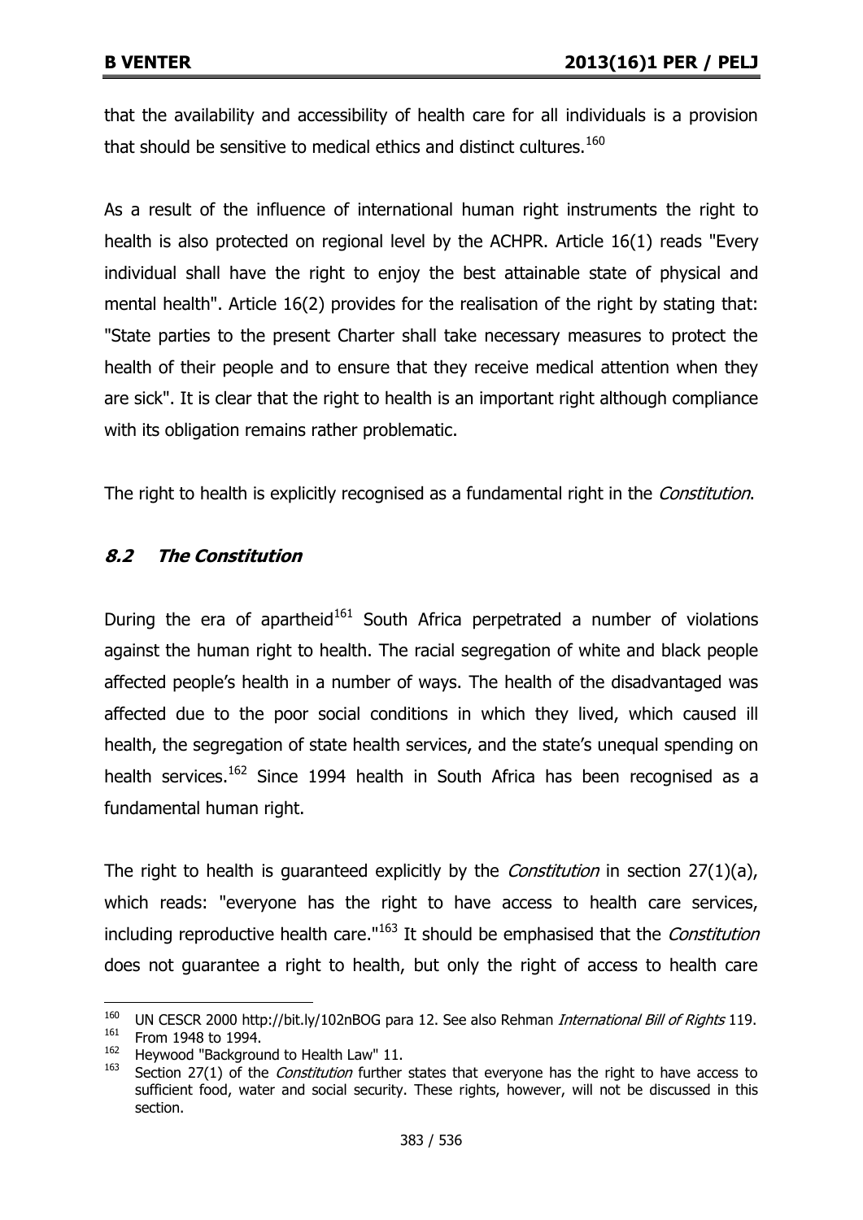that the availability and accessibility of health care for all individuals is a provision that should be sensitive to medical ethics and distinct cultures.[160]

As a result of the influence of international human right instruments the right to health is also protected on regional level by the ACHPR. Article 16(1) reads "Every individual shall have the right to enjoy the best attainable state of physical and mental health". Article 16(2) provides for the realisation of the right by stating that: "State parties to the present Charter shall take necessary measures to protect the health of their people and to ensure that they receive medical attention when they are sick". It is clear that the right to health is an important right although compliance with its obligation remains rather problematic.

The right to health is explicitly recognised as a fundamental right in the *Constitution*.

### *8.2 The Constitution*

During the era of apartheid[161] South Africa perpetrated a number of violations against the human right to health. The racial segregation of white and black people affected people's health in a number of ways. The health of the disadvantaged was affected due to the poor social conditions in which they lived, which caused ill health, the segregation of state health services, and the state's unequal spending on health services.[162] Since 1994 health in South Africa has been recognised as a fundamental human right.

The right to health is guaranteed explicitly by the *Constitution* in section 27(1)(a), which reads: "everyone has the right to have access to health care services, including reproductive health care."[163] It should be emphasised that the *Constitution* does not guarantee a right to health, but only the right of access to health care

---

[160] UN CESCR 2000 http://bit.ly/102nBOG para 12. See also Rehman *International Bill of Rights* 119.

[161] From 1948 to 1994.

[162] Heywood "Background to Health Law" 11.

[163] Section 27(1) of the *Constitution* further states that everyone has the right to have access to sufficient food, water and social security. These rights, however, will not be discussed in this section.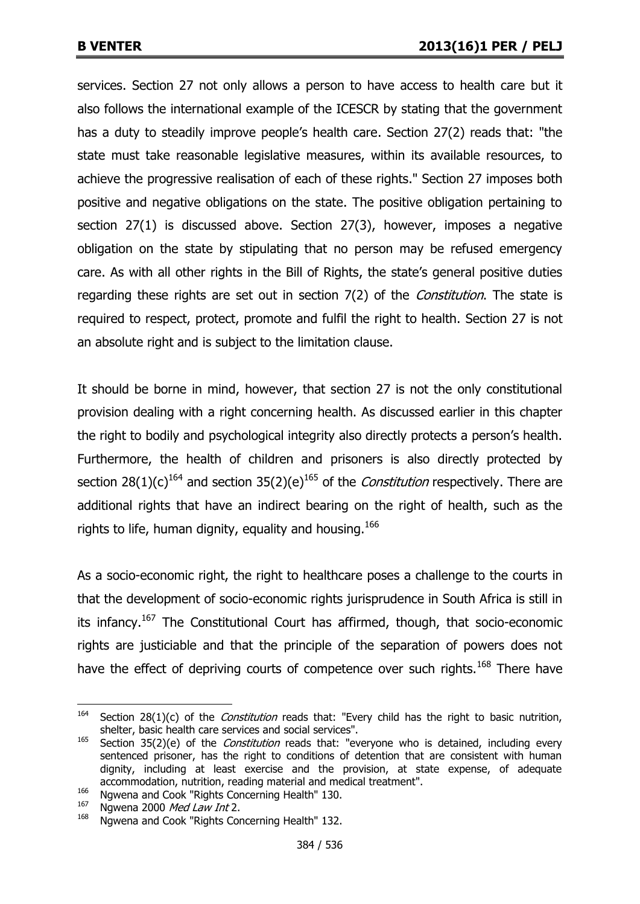services. Section 27 not only allows a person to have access to health care but it also follows the international example of the ICESCR by stating that the government has a duty to steadily improve people's health care. Section 27(2) reads that: "the state must take reasonable legislative measures, within its available resources, to achieve the progressive realisation of each of these rights." Section 27 imposes both positive and negative obligations on the state. The positive obligation pertaining to section 27(1) is discussed above. Section 27(3), however, imposes a negative obligation on the state by stipulating that no person may be refused emergency care. As with all other rights in the Bill of Rights, the state's general positive duties regarding these rights are set out in section 7(2) of the *Constitution*. The state is required to respect, protect, promote and fulfil the right to health. Section 27 is not an absolute right and is subject to the limitation clause.

It should be borne in mind, however, that section 27 is not the only constitutional provision dealing with a right concerning health. As discussed earlier in this chapter the right to bodily and psychological integrity also directly protects a person's health. Furthermore, the health of children and prisoners is also directly protected by section 28(1)(c)[164] and section 35(2)(e)[165] of the *Constitution* respectively. There are additional rights that have an indirect bearing on the right of health, such as the rights to life, human dignity, equality and housing.[166]

As a socio-economic right, the right to healthcare poses a challenge to the courts in that the development of socio-economic rights jurisprudence in South Africa is still in its infancy.[167] The Constitutional Court has affirmed, though, that socio-economic rights are justiciable and that the principle of the separation of powers does not have the effect of depriving courts of competence over such rights.[168] There have

---

[164] Section 28(1)(c) of the *Constitution* reads that: "Every child has the right to basic nutrition, shelter, basic health care services and social services".

[165] Section 35(2)(e) of the *Constitution* reads that: "everyone who is detained, including every sentenced prisoner, has the right to conditions of detention that are consistent with human dignity, including at least exercise and the provision, at state expense, of adequate accommodation, nutrition, reading material and medical treatment".

[166] Ngwena and Cook "Rights Concerning Health" 130.

[167] Ngwena 2000 *Med Law Int* 2.

[168] Ngwena and Cook "Rights Concerning Health" 132.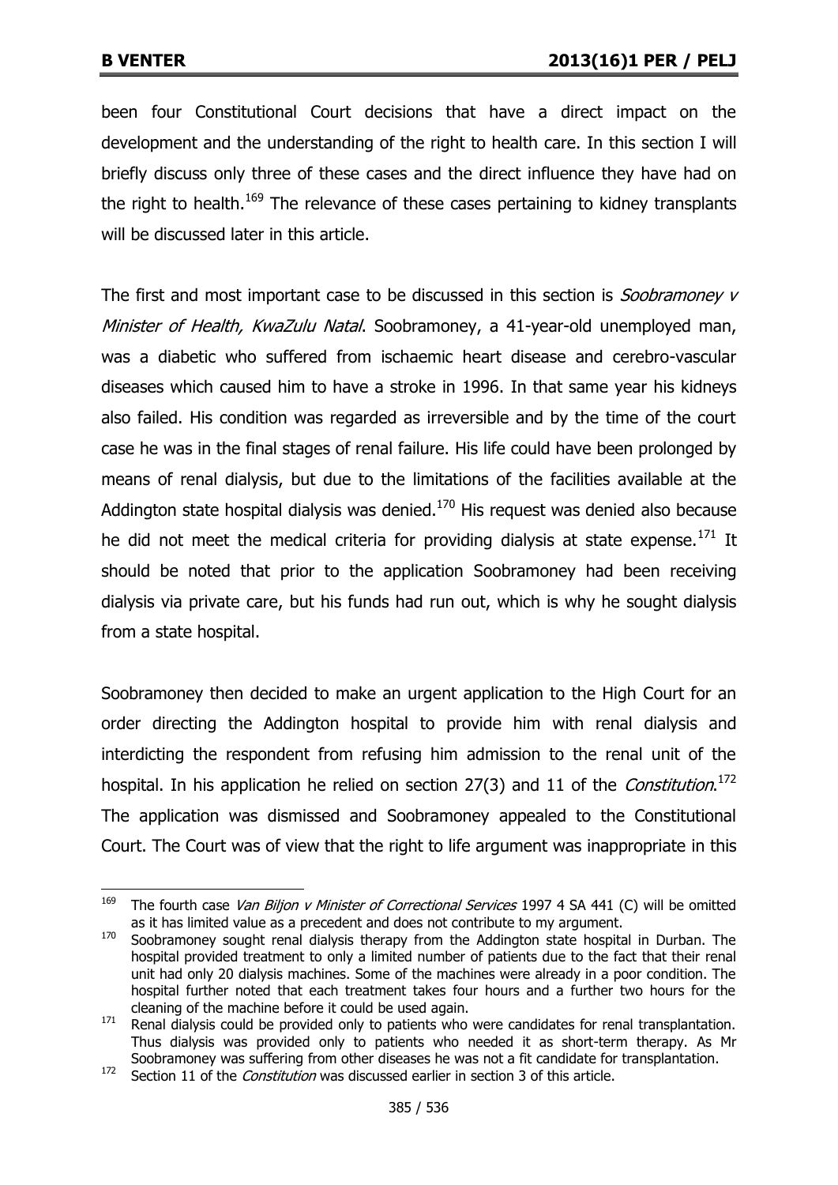been four Constitutional Court decisions that have a direct impact on the development and the understanding of the right to health care. In this section I will briefly discuss only three of these cases and the direct influence they have had on the right to health.[169] The relevance of these cases pertaining to kidney transplants will be discussed later in this article.

The first and most important case to be discussed in this section is *Soobramoney v Minister of Health, KwaZulu Natal*. Soobramoney, a 41-year-old unemployed man, was a diabetic who suffered from ischaemic heart disease and cerebro-vascular diseases which caused him to have a stroke in 1996. In that same year his kidneys also failed. His condition was regarded as irreversible and by the time of the court case he was in the final stages of renal failure. His life could have been prolonged by means of renal dialysis, but due to the limitations of the facilities available at the Addington state hospital dialysis was denied.[170] His request was denied also because he did not meet the medical criteria for providing dialysis at state expense.[171] It should be noted that prior to the application Soobramoney had been receiving dialysis via private care, but his funds had run out, which is why he sought dialysis from a state hospital.

Soobramoney then decided to make an urgent application to the High Court for an order directing the Addington hospital to provide him with renal dialysis and interdicting the respondent from refusing him admission to the renal unit of the hospital. In his application he relied on section 27(3) and 11 of the *Constitution*.[172] The application was dismissed and Soobramoney appealed to the Constitutional Court. The Court was of view that the right to life argument was inappropriate in this

---

169 The fourth case *Van Biljon v Minister of Correctional Services* 1997 4 SA 441 (C) will be omitted as it has limited value as a precedent and does not contribute to my argument.

170 Soobramoney sought renal dialysis therapy from the Addington state hospital in Durban. The hospital provided treatment to only a limited number of patients due to the fact that their renal unit had only 20 dialysis machines. Some of the machines were already in a poor condition. The hospital further noted that each treatment takes four hours and a further two hours for the cleaning of the machine before it could be used again.

171 Renal dialysis could be provided only to patients who were candidates for renal transplantation. Thus dialysis was provided only to patients who needed it as short-term therapy. As Mr Soobramoney was suffering from other diseases he was not a fit candidate for transplantation.

172 Section 11 of the *Constitution* was discussed earlier in section 3 of this article.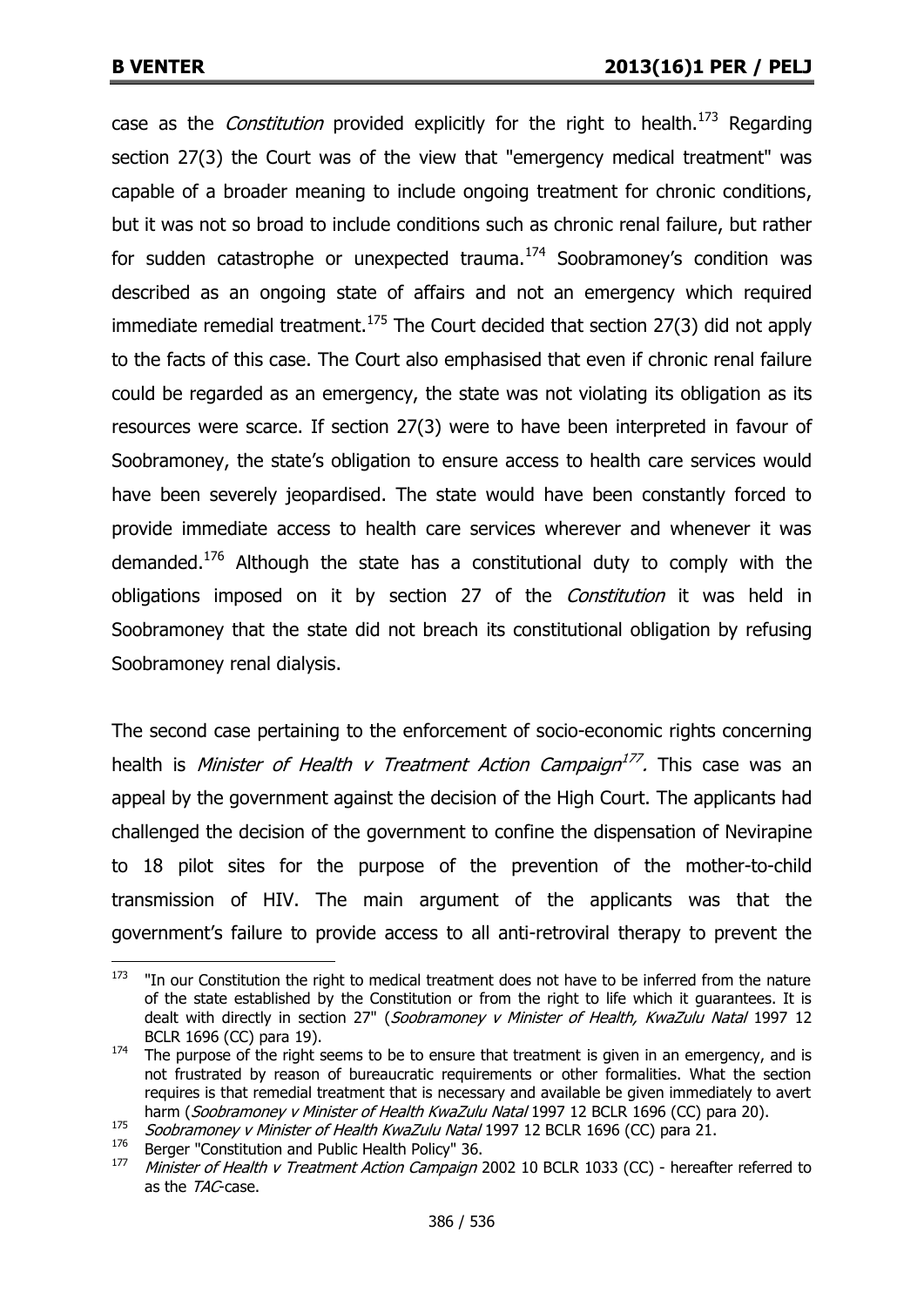case as the *Constitution* provided explicitly for the right to health.[173] Regarding section 27(3) the Court was of the view that "emergency medical treatment" was capable of a broader meaning to include ongoing treatment for chronic conditions, but it was not so broad to include conditions such as chronic renal failure, but rather for sudden catastrophe or unexpected trauma.[174] Soobramoney's condition was described as an ongoing state of affairs and not an emergency which required immediate remedial treatment.[175] The Court decided that section 27(3) did not apply to the facts of this case. The Court also emphasised that even if chronic renal failure could be regarded as an emergency, the state was not violating its obligation as its resources were scarce. If section 27(3) were to have been interpreted in favour of Soobramoney, the state's obligation to ensure access to health care services would have been severely jeopardised. The state would have been constantly forced to provide immediate access to health care services wherever and whenever it was demanded.[176] Although the state has a constitutional duty to comply with the obligations imposed on it by section 27 of the *Constitution* it was held in Soobramoney that the state did not breach its constitutional obligation by refusing Soobramoney renal dialysis.

The second case pertaining to the enforcement of socio-economic rights concerning health is *Minister of Health v Treatment Action Campaign*[177]. This case was an appeal by the government against the decision of the High Court. The applicants had challenged the decision of the government to confine the dispensation of Nevirapine to 18 pilot sites for the purpose of the prevention of the mother-to-child transmission of HIV. The main argument of the applicants was that the government's failure to provide access to all anti-retroviral therapy to prevent the

---

[173] "In our Constitution the right to medical treatment does not have to be inferred from the nature of the state established by the Constitution or from the right to life which it guarantees. It is dealt with directly in section 27" (*Soobramoney v Minister of Health, KwaZulu Natal* 1997 12 BCLR 1696 (CC) para 19).

[174] The purpose of the right seems to be to ensure that treatment is given in an emergency, and is not frustrated by reason of bureaucratic requirements or other formalities. What the section requires is that remedial treatment that is necessary and available be given immediately to avert harm (*Soobramoney v Minister of Health KwaZulu Natal* 1997 12 BCLR 1696 (CC) para 20).

[175] *Soobramoney v Minister of Health KwaZulu Natal* 1997 12 BCLR 1696 (CC) para 21.

[176] Berger "Constitution and Public Health Policy" 36.

[177] *Minister of Health v Treatment Action Campaign* 2002 10 BCLR 1033 (CC) - hereafter referred to as the *TAC*-case.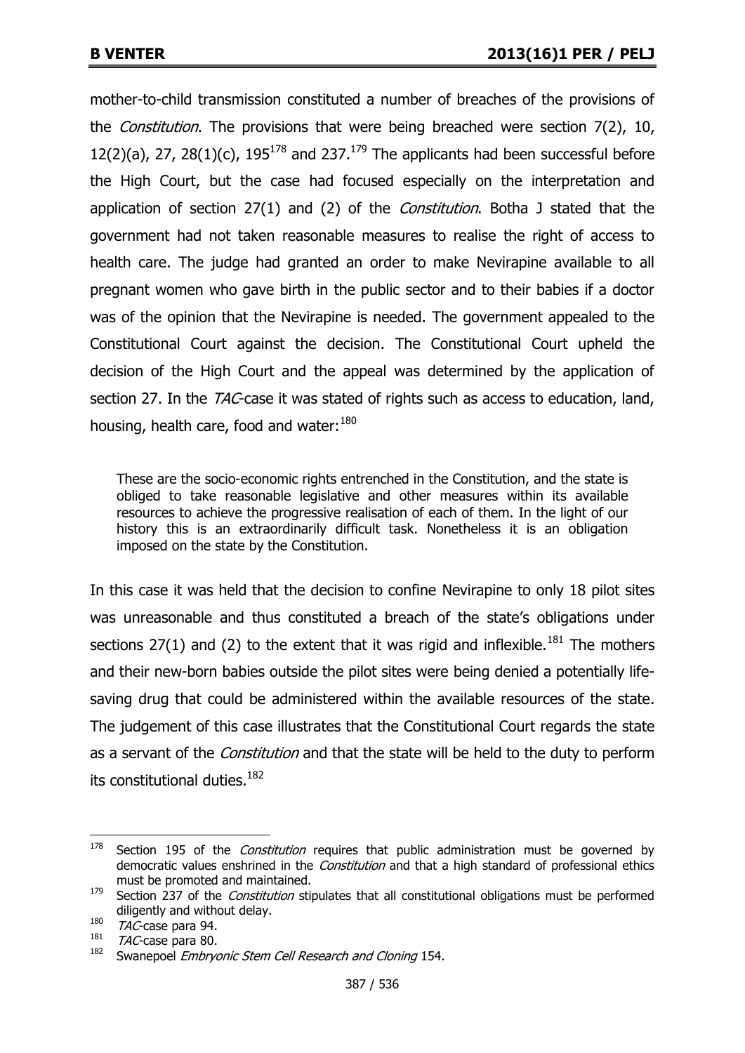mother-to-child transmission constituted a number of breaches of the provisions of the *Constitution*. The provisions that were being breached were section 7(2), 10, 12(2)(a), 27, 28(1)(c), 195[178] and 237.[179] The applicants had been successful before the High Court, but the case had focused especially on the interpretation and application of section 27(1) and (2) of the *Constitution*. Botha J stated that the government had not taken reasonable measures to realise the right of access to health care. The judge had granted an order to make Nevirapine available to all pregnant women who gave birth in the public sector and to their babies if a doctor was of the opinion that the Nevirapine is needed. The government appealed to the Constitutional Court against the decision. The Constitutional Court upheld the decision of the High Court and the appeal was determined by the application of section 27. In the *TAC*-case it was stated of rights such as access to education, land, housing, health care, food and water:[180]

> These are the socio-economic rights entrenched in the Constitution, and the state is obliged to take reasonable legislative and other measures within its available resources to achieve the progressive realisation of each of them. In the light of our history this is an extraordinarily difficult task. Nonetheless it is an obligation imposed on the state by the Constitution.

In this case it was held that the decision to confine Nevirapine to only 18 pilot sites was unreasonable and thus constituted a breach of the state's obligations under sections 27(1) and (2) to the extent that it was rigid and inflexible.[181] The mothers and their new-born babies outside the pilot sites were being denied a potentially life-saving drug that could be administered within the available resources of the state. The judgement of this case illustrates that the Constitutional Court regards the state as a servant of the *Constitution* and that the state will be held to the duty to perform its constitutional duties.[182]

---

[178] Section 195 of the *Constitution* requires that public administration must be governed by democratic values enshrined in the *Constitution* and that a high standard of professional ethics must be promoted and maintained.

[179] Section 237 of the *Constitution* stipulates that all constitutional obligations must be performed diligently and without delay.

[180] *TAC*-case para 94.

[181] *TAC*-case para 80.

[182] Swanepoel *Embryonic Stem Cell Research and Cloning* 154.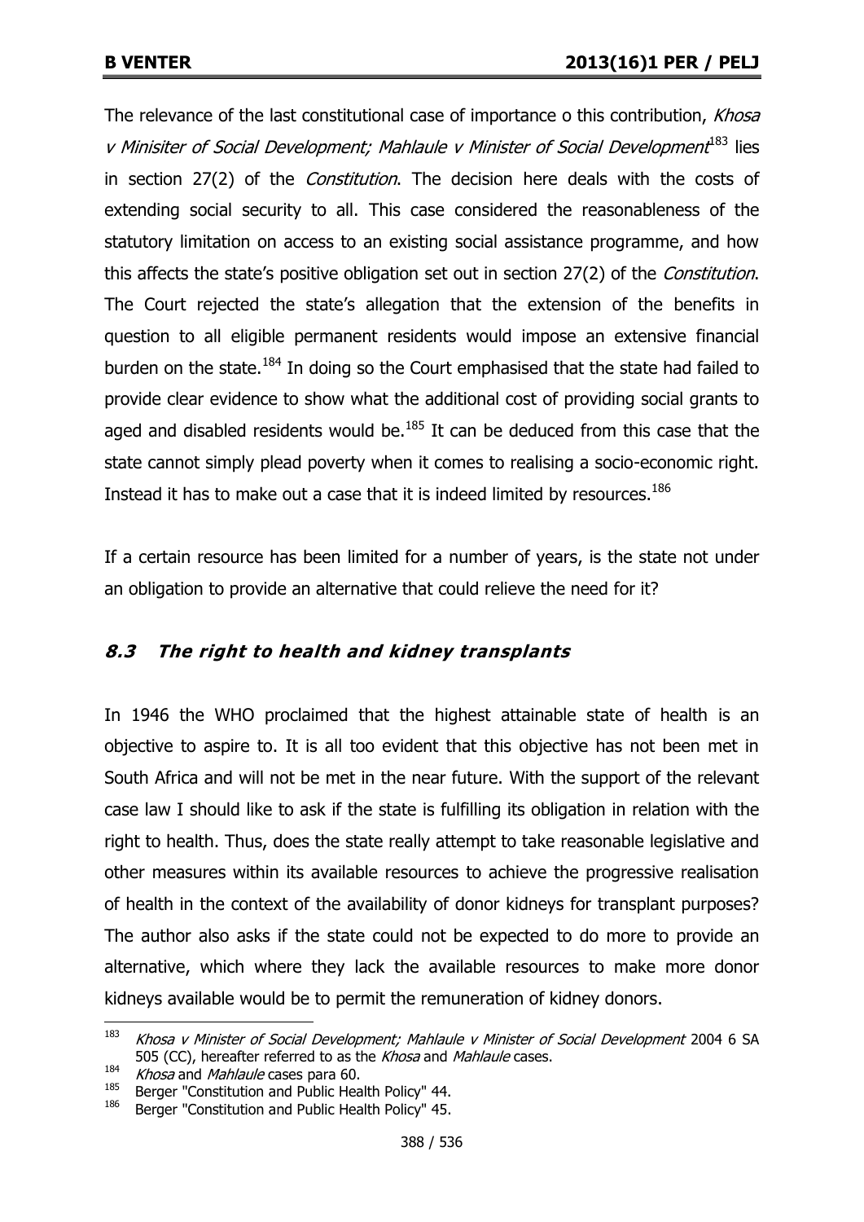The relevance of the last constitutional case of importance o this contribution, *Khosa v Minisiter of Social Development; Mahlaule v Minister of Social Development*[183] lies in section 27(2) of the *Constitution*. The decision here deals with the costs of extending social security to all. This case considered the reasonableness of the statutory limitation on access to an existing social assistance programme, and how this affects the state's positive obligation set out in section 27(2) of the *Constitution*. The Court rejected the state's allegation that the extension of the benefits in question to all eligible permanent residents would impose an extensive financial burden on the state.[184] In doing so the Court emphasised that the state had failed to provide clear evidence to show what the additional cost of providing social grants to aged and disabled residents would be.[185] It can be deduced from this case that the state cannot simply plead poverty when it comes to realising a socio-economic right. Instead it has to make out a case that it is indeed limited by resources.[186]

If a certain resource has been limited for a number of years, is the state not under an obligation to provide an alternative that could relieve the need for it?

### *8.3 The right to health and kidney transplants*

In 1946 the WHO proclaimed that the highest attainable state of health is an objective to aspire to. It is all too evident that this objective has not been met in South Africa and will not be met in the near future. With the support of the relevant case law I should like to ask if the state is fulfilling its obligation in relation with the right to health. Thus, does the state really attempt to take reasonable legislative and other measures within its available resources to achieve the progressive realisation of health in the context of the availability of donor kidneys for transplant purposes? The author also asks if the state could not be expected to do more to provide an alternative, which where they lack the available resources to make more donor kidneys available would be to permit the remuneration of kidney donors.

---

[183] *Khosa v Minister of Social Development; Mahlaule v Minister of Social Development* 2004 6 SA 505 (CC), hereafter referred to as the *Khosa* and *Mahlaule* cases.

[184] *Khosa* and *Mahlaule* cases para 60.

[185] Berger "Constitution and Public Health Policy" 44.

[186] Berger "Constitution and Public Health Policy" 45.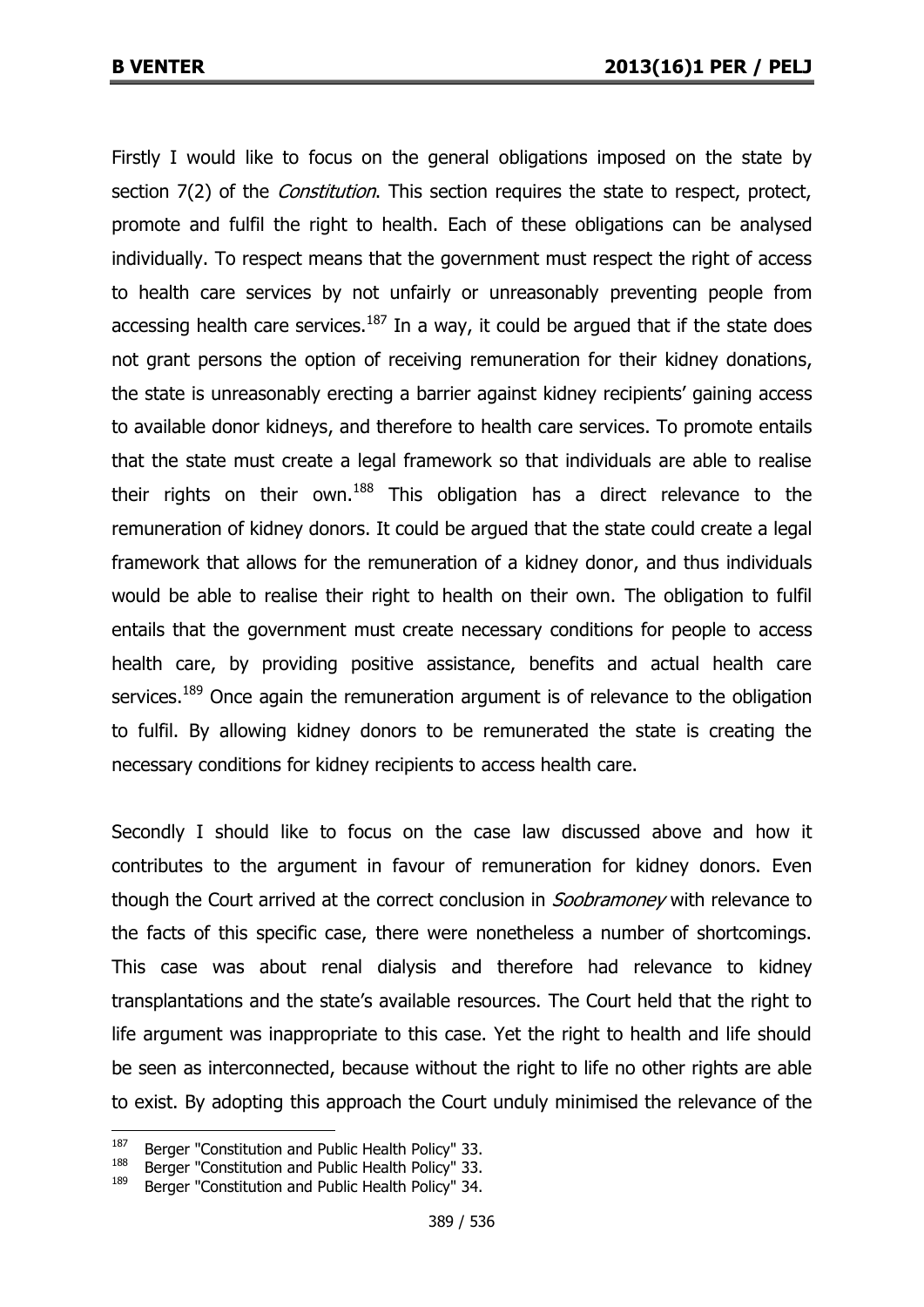Firstly I would like to focus on the general obligations imposed on the state by section 7(2) of the *Constitution*. This section requires the state to respect, protect, promote and fulfil the right to health. Each of these obligations can be analysed individually. To respect means that the government must respect the right of access to health care services by not unfairly or unreasonably preventing people from accessing health care services.[187] In a way, it could be argued that if the state does not grant persons the option of receiving remuneration for their kidney donations, the state is unreasonably erecting a barrier against kidney recipients' gaining access to available donor kidneys, and therefore to health care services. To promote entails that the state must create a legal framework so that individuals are able to realise their rights on their own.[188] This obligation has a direct relevance to the remuneration of kidney donors. It could be argued that the state could create a legal framework that allows for the remuneration of a kidney donor, and thus individuals would be able to realise their right to health on their own. The obligation to fulfil entails that the government must create necessary conditions for people to access health care, by providing positive assistance, benefits and actual health care services.[189] Once again the remuneration argument is of relevance to the obligation to fulfil. By allowing kidney donors to be remunerated the state is creating the necessary conditions for kidney recipients to access health care.

Secondly I should like to focus on the case law discussed above and how it contributes to the argument in favour of remuneration for kidney donors. Even though the Court arrived at the correct conclusion in *Soobramoney* with relevance to the facts of this specific case, there were nonetheless a number of shortcomings. This case was about renal dialysis and therefore had relevance to kidney transplantations and the state's available resources. The Court held that the right to life argument was inappropriate to this case. Yet the right to health and life should be seen as interconnected, because without the right to life no other rights are able to exist. By adopting this approach the Court unduly minimised the relevance of the

---

[187] Berger "Constitution and Public Health Policy" 33.

[188] Berger "Constitution and Public Health Policy" 33.

[189] Berger "Constitution and Public Health Policy" 34.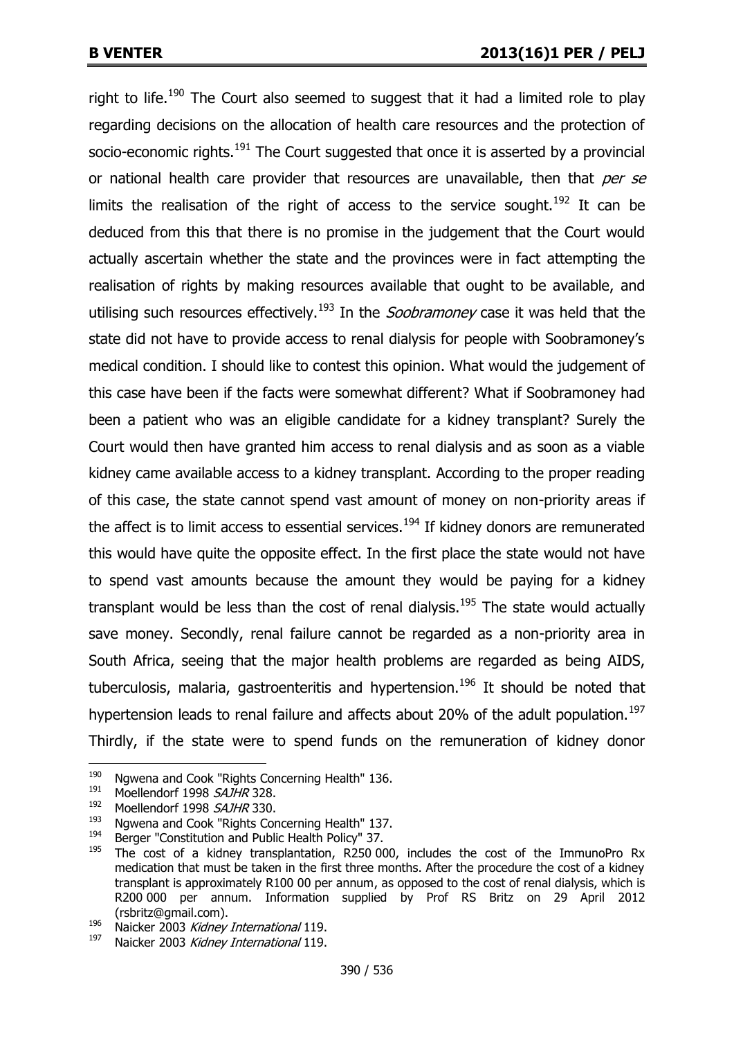right to life.[190] The Court also seemed to suggest that it had a limited role to play regarding decisions on the allocation of health care resources and the protection of socio-economic rights.[191] The Court suggested that once it is asserted by a provincial or national health care provider that resources are unavailable, then that *per se* limits the realisation of the right of access to the service sought.[192] It can be deduced from this that there is no promise in the judgement that the Court would actually ascertain whether the state and the provinces were in fact attempting the realisation of rights by making resources available that ought to be available, and utilising such resources effectively.[193] In the *Soobramoney* case it was held that the state did not have to provide access to renal dialysis for people with Soobramoney's medical condition. I should like to contest this opinion. What would the judgement of this case have been if the facts were somewhat different? What if Soobramoney had been a patient who was an eligible candidate for a kidney transplant? Surely the Court would then have granted him access to renal dialysis and as soon as a viable kidney came available access to a kidney transplant. According to the proper reading of this case, the state cannot spend vast amount of money on non-priority areas if the affect is to limit access to essential services.[194] If kidney donors are remunerated this would have quite the opposite effect. In the first place the state would not have to spend vast amounts because the amount they would be paying for a kidney transplant would be less than the cost of renal dialysis.[195] The state would actually save money. Secondly, renal failure cannot be regarded as a non-priority area in South Africa, seeing that the major health problems are regarded as being AIDS, tuberculosis, malaria, gastroenteritis and hypertension.[196] It should be noted that hypertension leads to renal failure and affects about 20% of the adult population.[197] Thirdly, if the state were to spend funds on the remuneration of kidney donor

---

[190] Ngwena and Cook "Rights Concerning Health" 136.

[191] Moellendorf 1998 *SAJHR* 328.

[192] Moellendorf 1998 *SAJHR* 330.

[193] Ngwena and Cook "Rights Concerning Health" 137.

[194] Berger "Constitution and Public Health Policy" 37.

[195] The cost of a kidney transplantation, R250 000, includes the cost of the ImmunoPro Rx medication that must be taken in the first three months. After the procedure the cost of a kidney transplant is approximately R100 00 per annum, as opposed to the cost of renal dialysis, which is R200 000 per annum. Information supplied by Prof RS Britz on 29 April 2012 (rsbritz@gmail.com).

[196] Naicker 2003 *Kidney International* 119.

[197] Naicker 2003 *Kidney International* 119.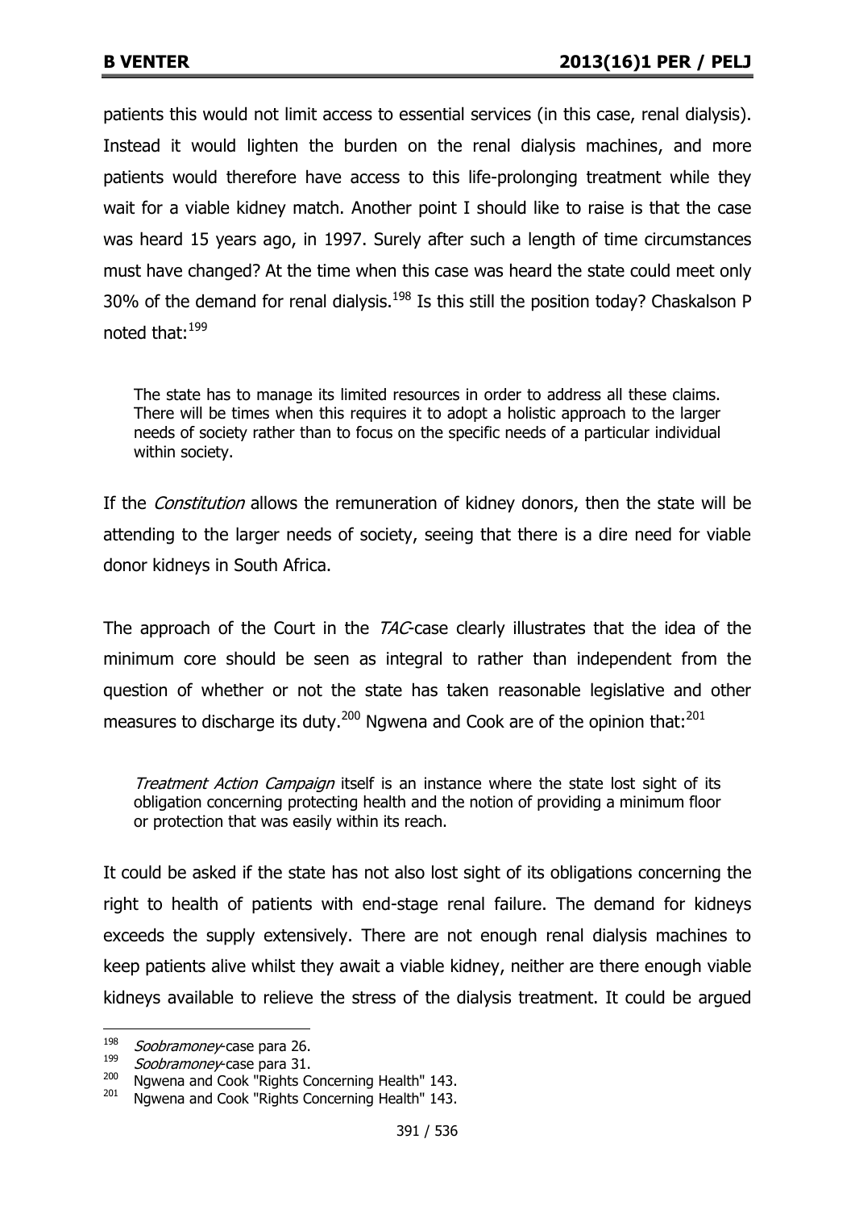patients this would not limit access to essential services (in this case, renal dialysis). Instead it would lighten the burden on the renal dialysis machines, and more patients would therefore have access to this life-prolonging treatment while they wait for a viable kidney match. Another point I should like to raise is that the case was heard 15 years ago, in 1997. Surely after such a length of time circumstances must have changed? At the time when this case was heard the state could meet only 30% of the demand for renal dialysis.[198] Is this still the position today? Chaskalson P noted that:[199]

> The state has to manage its limited resources in order to address all these claims. There will be times when this requires it to adopt a holistic approach to the larger needs of society rather than to focus on the specific needs of a particular individual within society.

If the *Constitution* allows the remuneration of kidney donors, then the state will be attending to the larger needs of society, seeing that there is a dire need for viable donor kidneys in South Africa.

The approach of the Court in the *TAC*-case clearly illustrates that the idea of the minimum core should be seen as integral to rather than independent from the question of whether or not the state has taken reasonable legislative and other measures to discharge its duty.[200] Ngwena and Cook are of the opinion that:[201]

> *Treatment Action Campaign* itself is an instance where the state lost sight of its obligation concerning protecting health and the notion of providing a minimum floor or protection that was easily within its reach.

It could be asked if the state has not also lost sight of its obligations concerning the right to health of patients with end-stage renal failure. The demand for kidneys exceeds the supply extensively. There are not enough renal dialysis machines to keep patients alive whilst they await a viable kidney, neither are there enough viable kidneys available to relieve the stress of the dialysis treatment. It could be argued

---

198 *Soobramoney*-case para 26.

199 *Soobramoney*-case para 31.

200 Ngwena and Cook "Rights Concerning Health" 143.

201 Ngwena and Cook "Rights Concerning Health" 143.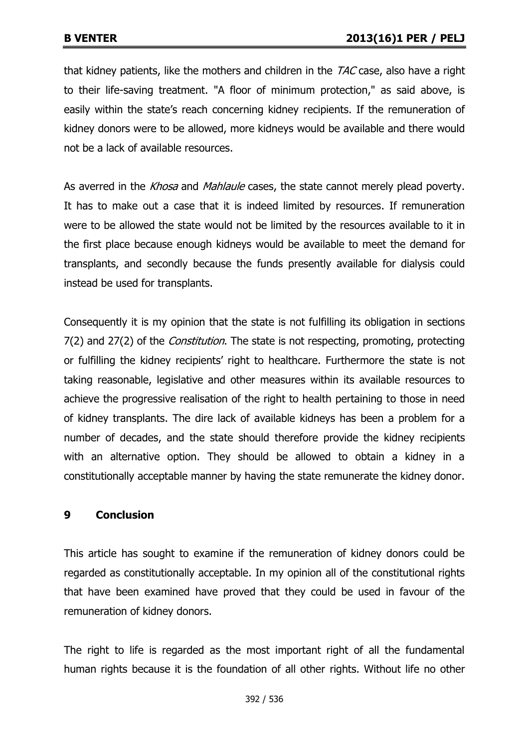that kidney patients, like the mothers and children in the *TAC* case, also have a right to their life-saving treatment. "A floor of minimum protection," as said above, is easily within the state's reach concerning kidney recipients. If the remuneration of kidney donors were to be allowed, more kidneys would be available and there would not be a lack of available resources.

As averred in the *Khosa* and *Mahlaule* cases, the state cannot merely plead poverty. It has to make out a case that it is indeed limited by resources. If remuneration were to be allowed the state would not be limited by the resources available to it in the first place because enough kidneys would be available to meet the demand for transplants, and secondly because the funds presently available for dialysis could instead be used for transplants.

Consequently it is my opinion that the state is not fulfilling its obligation in sections 7(2) and 27(2) of the *Constitution*. The state is not respecting, promoting, protecting or fulfilling the kidney recipients' right to healthcare. Furthermore the state is not taking reasonable, legislative and other measures within its available resources to achieve the progressive realisation of the right to health pertaining to those in need of kidney transplants. The dire lack of available kidneys has been a problem for a number of decades, and the state should therefore provide the kidney recipients with an alternative option. They should be allowed to obtain a kidney in a constitutionally acceptable manner by having the state remunerate the kidney donor.

## 9 Conclusion

This article has sought to examine if the remuneration of kidney donors could be regarded as constitutionally acceptable. In my opinion all of the constitutional rights that have been examined have proved that they could be used in favour of the remuneration of kidney donors.

The right to life is regarded as the most important right of all the fundamental human rights because it is the foundation of all other rights. Without life no other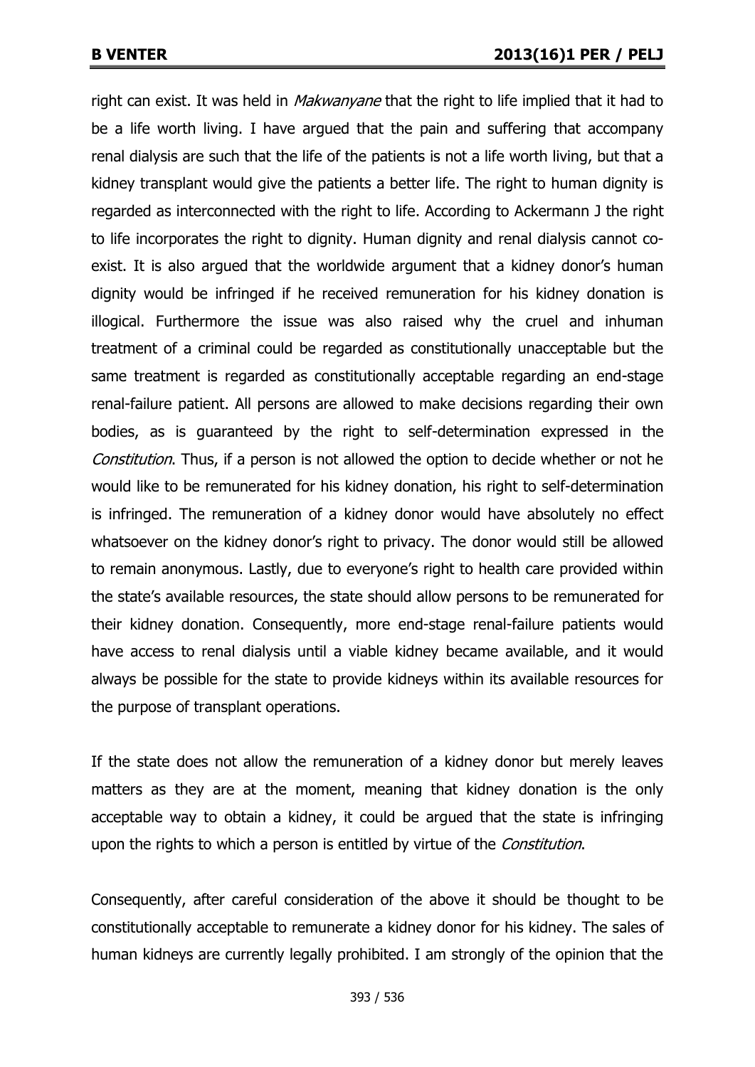right can exist. It was held in *Makwanyane* that the right to life implied that it had to be a life worth living. I have argued that the pain and suffering that accompany renal dialysis are such that the life of the patients is not a life worth living, but that a kidney transplant would give the patients a better life. The right to human dignity is regarded as interconnected with the right to life. According to Ackermann J the right to life incorporates the right to dignity. Human dignity and renal dialysis cannot co-exist. It is also argued that the worldwide argument that a kidney donor's human dignity would be infringed if he received remuneration for his kidney donation is illogical. Furthermore the issue was also raised why the cruel and inhuman treatment of a criminal could be regarded as constitutionally unacceptable but the same treatment is regarded as constitutionally acceptable regarding an end-stage renal-failure patient. All persons are allowed to make decisions regarding their own bodies, as is guaranteed by the right to self-determination expressed in the *Constitution*. Thus, if a person is not allowed the option to decide whether or not he would like to be remunerated for his kidney donation, his right to self-determination is infringed. The remuneration of a kidney donor would have absolutely no effect whatsoever on the kidney donor's right to privacy. The donor would still be allowed to remain anonymous. Lastly, due to everyone's right to health care provided within the state's available resources, the state should allow persons to be remunerated for their kidney donation. Consequently, more end-stage renal-failure patients would have access to renal dialysis until a viable kidney became available, and it would always be possible for the state to provide kidneys within its available resources for the purpose of transplant operations.

If the state does not allow the remuneration of a kidney donor but merely leaves matters as they are at the moment, meaning that kidney donation is the only acceptable way to obtain a kidney, it could be argued that the state is infringing upon the rights to which a person is entitled by virtue of the *Constitution*.

Consequently, after careful consideration of the above it should be thought to be constitutionally acceptable to remunerate a kidney donor for his kidney. The sales of human kidneys are currently legally prohibited. I am strongly of the opinion that the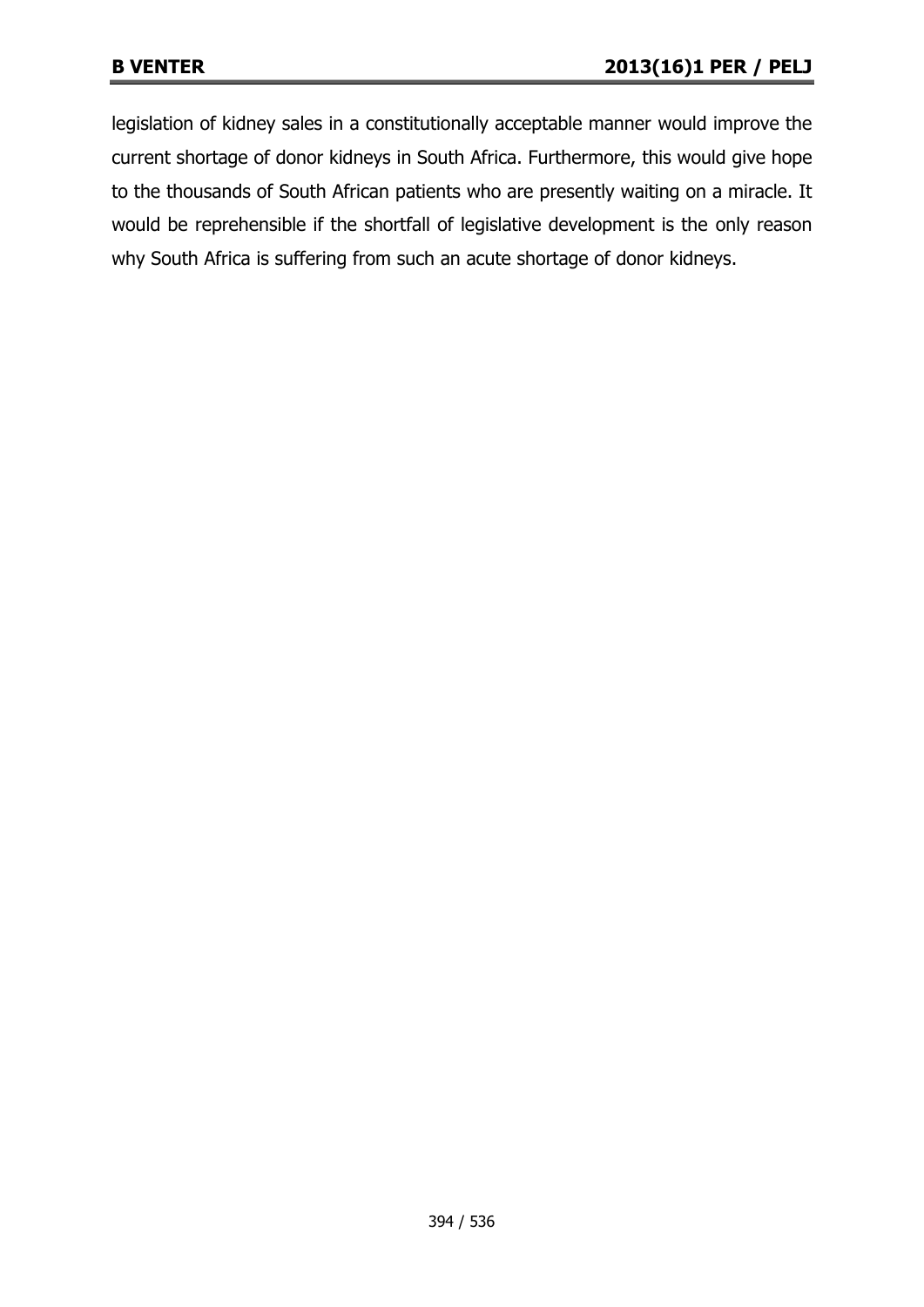legislation of kidney sales in a constitutionally acceptable manner would improve the current shortage of donor kidneys in South Africa. Furthermore, this would give hope to the thousands of South African patients who are presently waiting on a miracle. It would be reprehensible if the shortfall of legislative development is the only reason why South Africa is suffering from such an acute shortage of donor kidneys.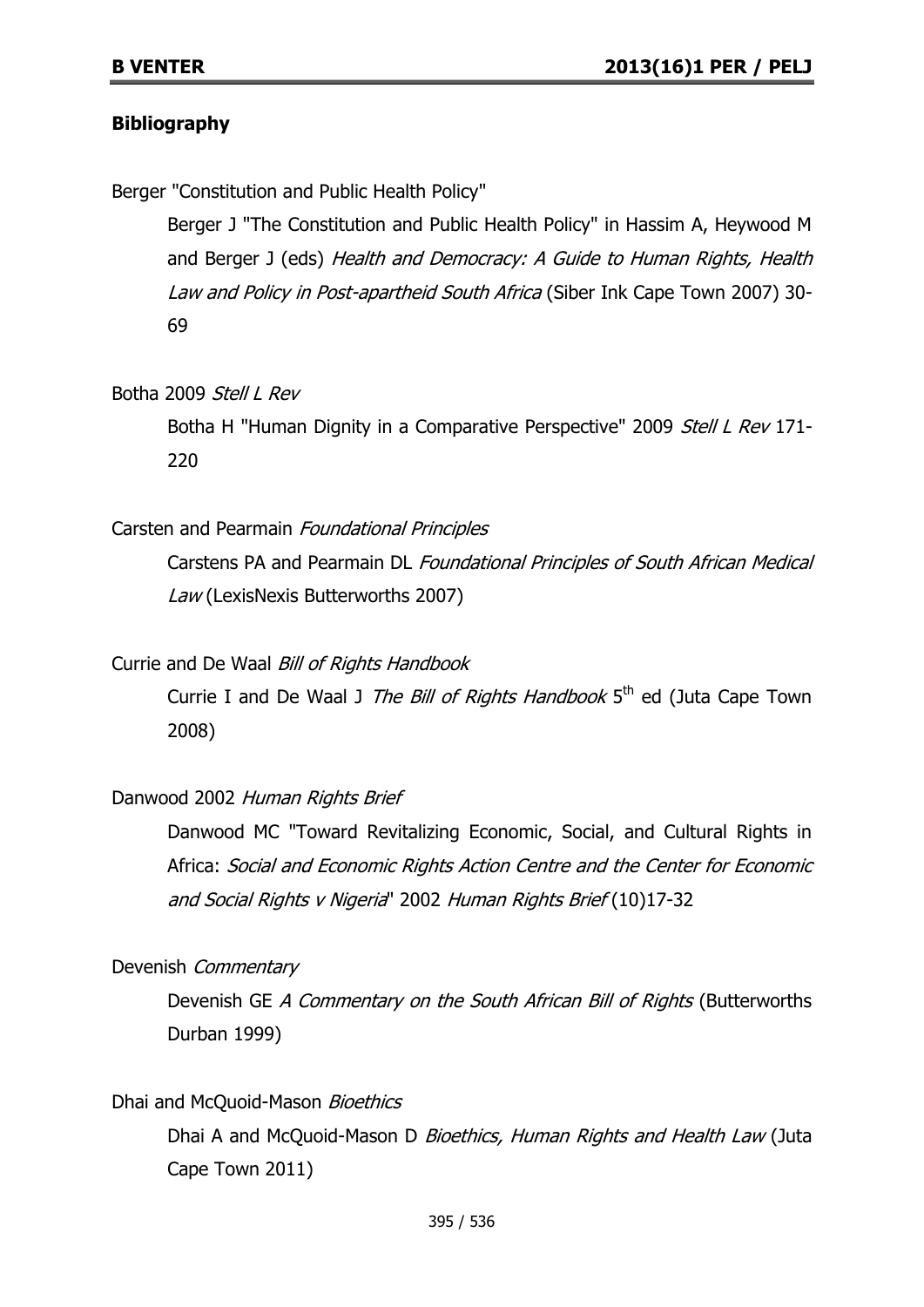## Bibliography

Berger "Constitution and Public Health Policy"

Berger J "The Constitution and Public Health Policy" in Hassim A, Heywood M and Berger J (eds) *Health and Democracy: A Guide to Human Rights, Health Law and Policy in Post-apartheid South Africa* (Siber Ink Cape Town 2007) 30-69

Botha 2009 *Stell L Rev*

Botha H "Human Dignity in a Comparative Perspective" 2009 *Stell L Rev* 171-220

Carsten and Pearmain *Foundational Principles*

Carstens PA and Pearmain DL *Foundational Principles of South African Medical Law* (LexisNexis Butterworths 2007)

Currie and De Waal *Bill of Rights Handbook*

Currie I and De Waal J *The Bill of Rights Handbook* 5th ed (Juta Cape Town 2008)

Danwood 2002 *Human Rights Brief*

Danwood MC "Toward Revitalizing Economic, Social, and Cultural Rights in Africa: *Social and Economic Rights Action Centre and the Center for Economic and Social Rights v Nigeria*" 2002 *Human Rights Brief* (10)17-32

Devenish *Commentary*

Devenish GE *A Commentary on the South African Bill of Rights* (Butterworths Durban 1999)

Dhai and McQuoid-Mason *Bioethics*

Dhai A and McQuoid-Mason D *Bioethics, Human Rights and Health Law* (Juta Cape Town 2011)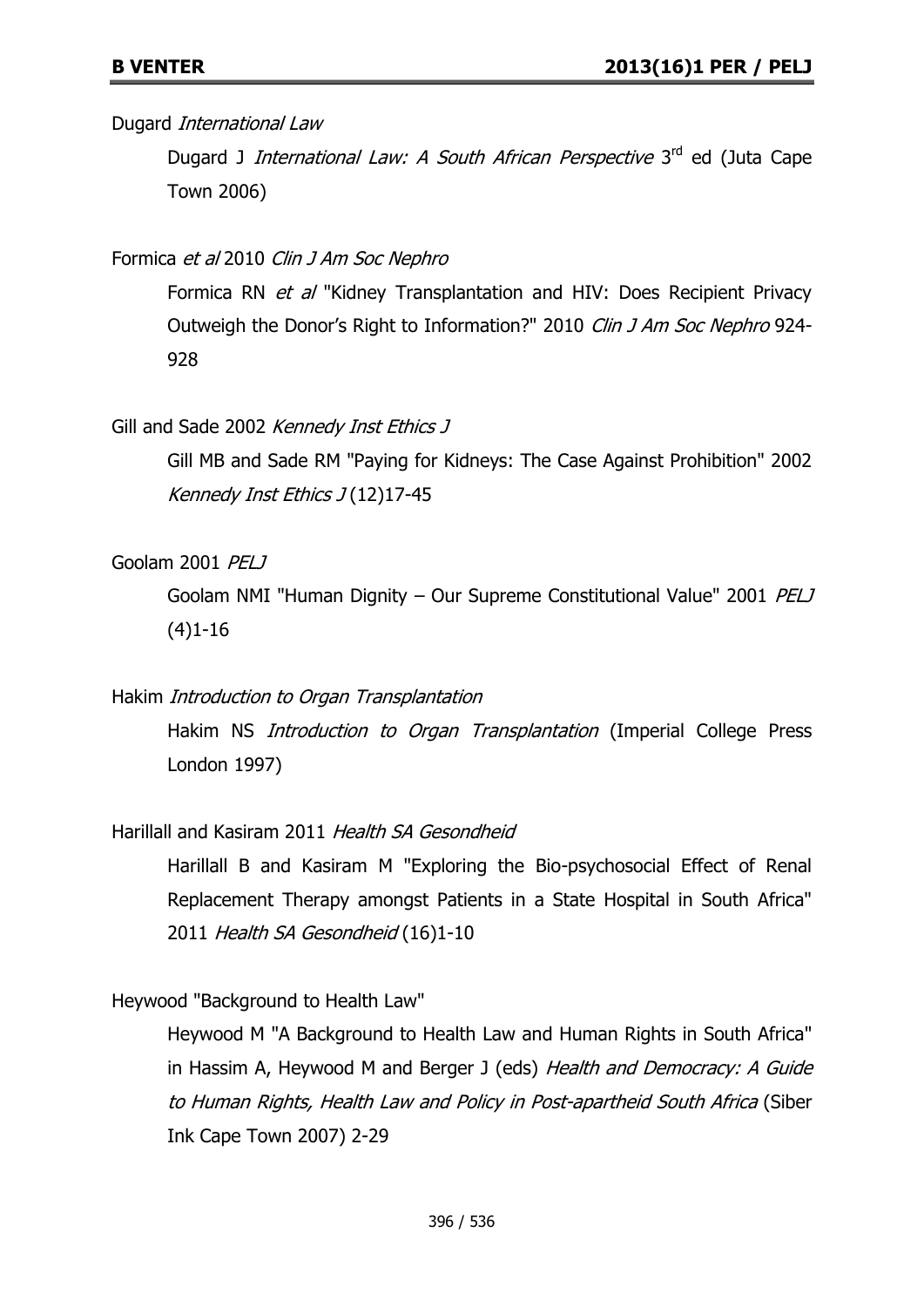Dugard *International Law*

> Dugard J *International Law: A South African Perspective* 3rd ed (Juta Cape Town 2006)

Formica *et al* 2010 *Clin J Am Soc Nephro*

> Formica RN *et al* "Kidney Transplantation and HIV: Does Recipient Privacy Outweigh the Donor's Right to Information?" 2010 *Clin J Am Soc Nephro* 924-928

Gill and Sade 2002 *Kennedy Inst Ethics J*

> Gill MB and Sade RM "Paying for Kidneys: The Case Against Prohibition" 2002 *Kennedy Inst Ethics J* (12)17-45

Goolam 2001 *PELJ*

> Goolam NMI "Human Dignity – Our Supreme Constitutional Value" 2001 *PELJ* (4)1-16

Hakim *Introduction to Organ Transplantation*

> Hakim NS *Introduction to Organ Transplantation* (Imperial College Press London 1997)

Harillall and Kasiram 2011 *Health SA Gesondheid*

> Harillall B and Kasiram M "Exploring the Bio-psychosocial Effect of Renal Replacement Therapy amongst Patients in a State Hospital in South Africa" 2011 *Health SA Gesondheid* (16)1-10

Heywood "Background to Health Law"

> Heywood M "A Background to Health Law and Human Rights in South Africa" in Hassim A, Heywood M and Berger J (eds) *Health and Democracy: A Guide to Human Rights, Health Law and Policy in Post-apartheid South Africa* (Siber Ink Cape Town 2007) 2-29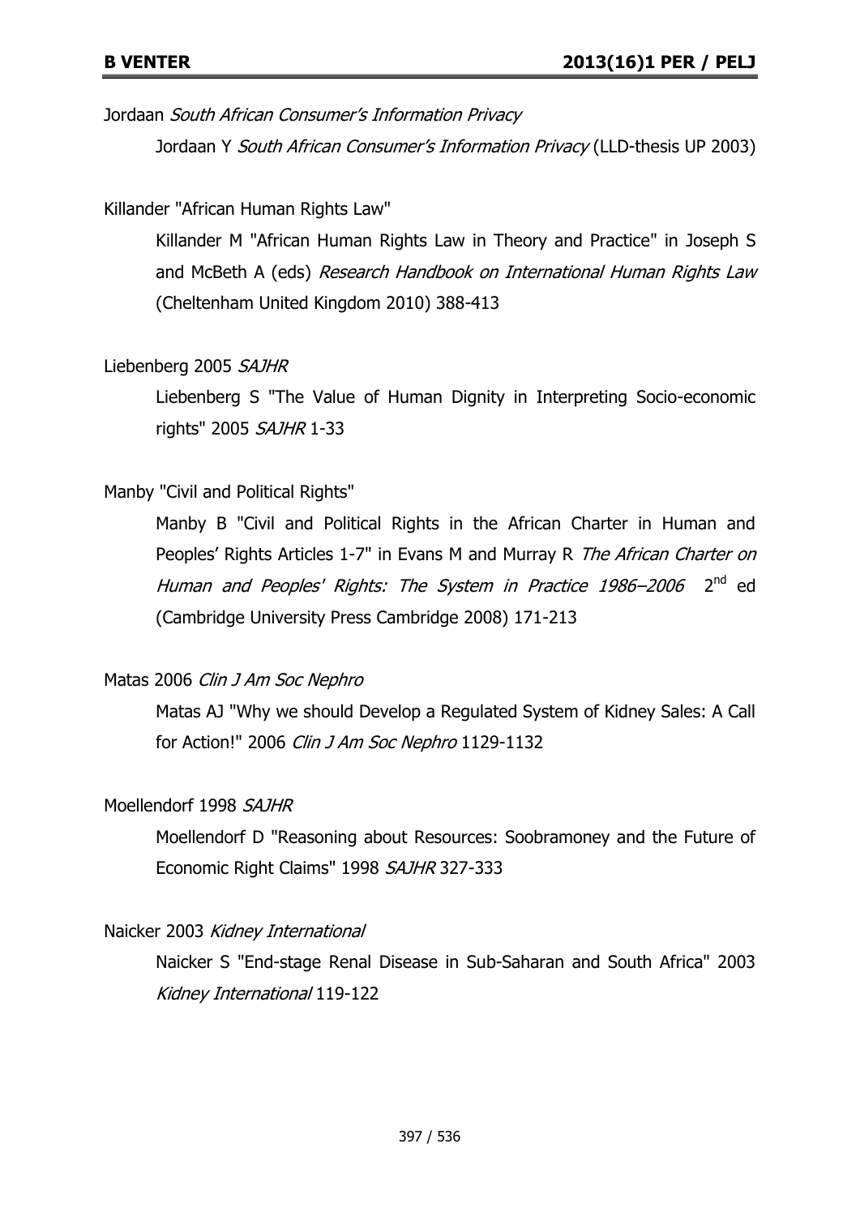Jordaan *South African Consumer's Information Privacy*

Jordaan Y *South African Consumer's Information Privacy* (LLD-thesis UP 2003)

Killander "African Human Rights Law"

Killander M "African Human Rights Law in Theory and Practice" in Joseph S and McBeth A (eds) *Research Handbook on International Human Rights Law* (Cheltenham United Kingdom 2010) 388-413

Liebenberg 2005 *SAJHR*

Liebenberg S "The Value of Human Dignity in Interpreting Socio-economic rights" 2005 *SAJHR* 1-33

Manby "Civil and Political Rights"

Manby B "Civil and Political Rights in the African Charter in Human and Peoples' Rights Articles 1-7" in Evans M and Murray R *The African Charter on Human and Peoples' Rights: The System in Practice 1986–2006* 2nd ed (Cambridge University Press Cambridge 2008) 171-213

Matas 2006 *Clin J Am Soc Nephro*

Matas AJ "Why we should Develop a Regulated System of Kidney Sales: A Call for Action!" 2006 *Clin J Am Soc Nephro* 1129-1132

Moellendorf 1998 *SAJHR*

Moellendorf D "Reasoning about Resources: Soobramoney and the Future of Economic Right Claims" 1998 *SAJHR* 327-333

Naicker 2003 *Kidney International*

Naicker S "End-stage Renal Disease in Sub-Saharan and South Africa" 2003 *Kidney International* 119-122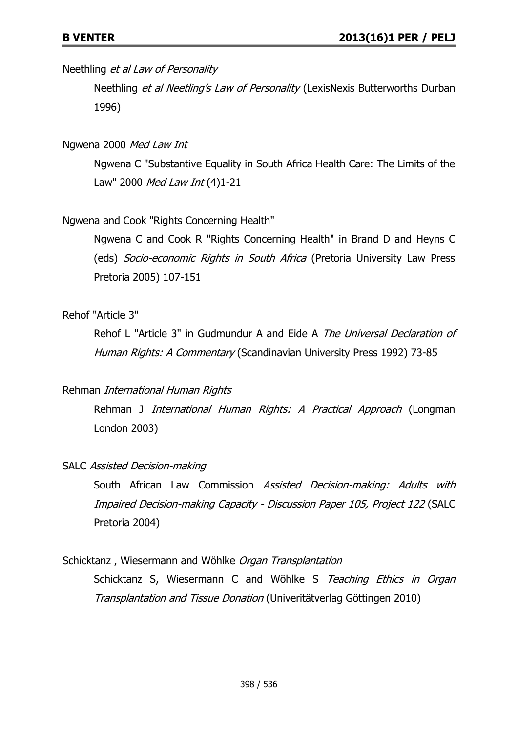Neethling *et al Law of Personality*

Neethling *et al Neetling's Law of Personality* (LexisNexis Butterworths Durban 1996)

Ngwena 2000 *Med Law Int*

Ngwena C "Substantive Equality in South Africa Health Care: The Limits of the Law" 2000 *Med Law Int* (4)1-21

Ngwena and Cook "Rights Concerning Health"

Ngwena C and Cook R "Rights Concerning Health" in Brand D and Heyns C (eds) *Socio-economic Rights in South Africa* (Pretoria University Law Press Pretoria 2005) 107-151

Rehof "Article 3"

Rehof L "Article 3" in Gudmundur A and Eide A *The Universal Declaration of Human Rights: A Commentary* (Scandinavian University Press 1992) 73-85

Rehman *International Human Rights*

Rehman J *International Human Rights: A Practical Approach* (Longman London 2003)

SALC *Assisted Decision-making*

South African Law Commission *Assisted Decision-making: Adults with Impaired Decision-making Capacity - Discussion Paper 105, Project 122* (SALC Pretoria 2004)

Schicktanz , Wiesermann and Wöhlke *Organ Transplantation*

Schicktanz S, Wiesermann C and Wöhlke S *Teaching Ethics in Organ Transplantation and Tissue Donation* (Univeritätverlag Göttingen 2010)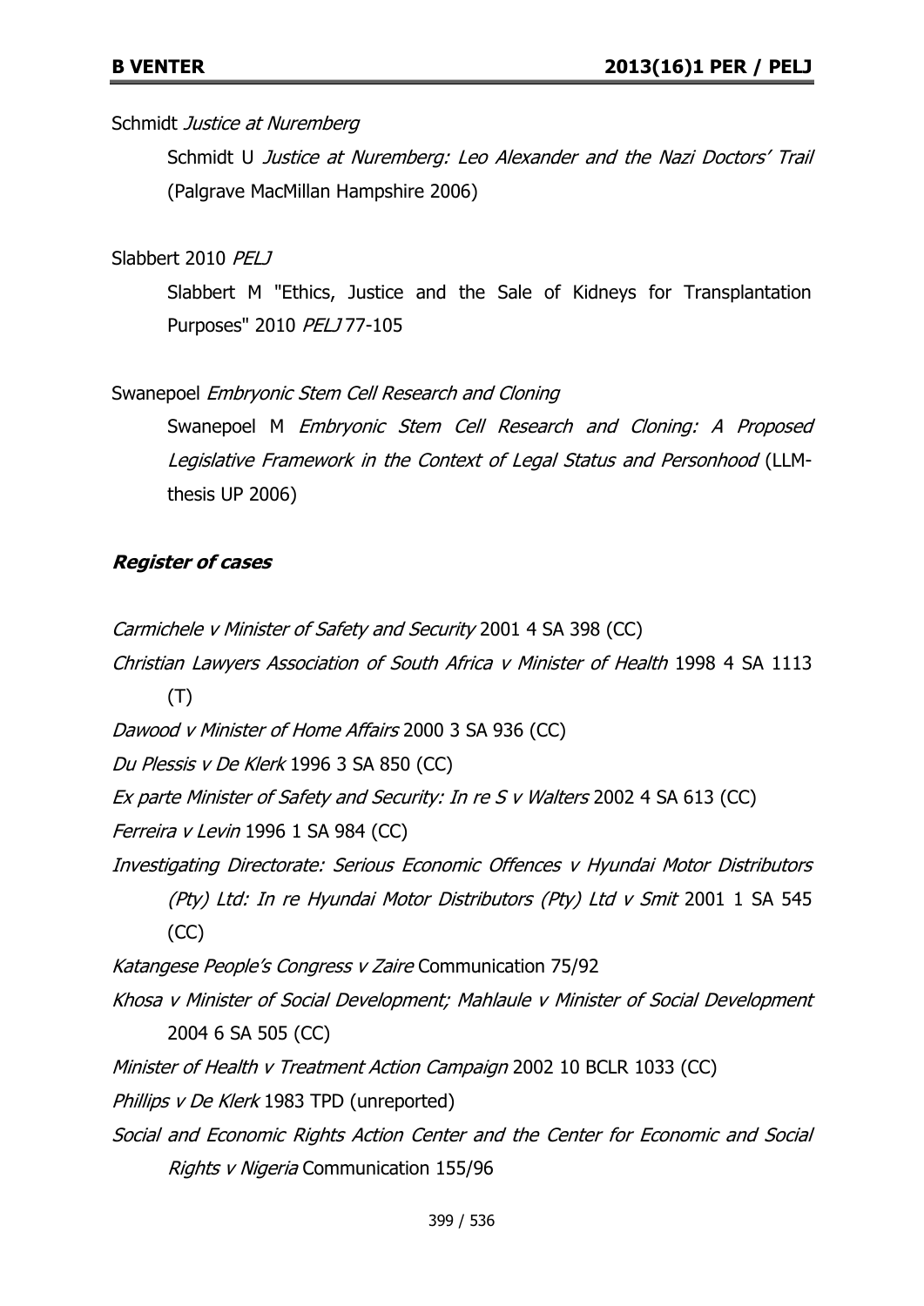Schmidt *Justice at Nuremberg*

Schmidt U *Justice at Nuremberg: Leo Alexander and the Nazi Doctors' Trail* (Palgrave MacMillan Hampshire 2006)

Slabbert 2010 *PELJ*

Slabbert M "Ethics, Justice and the Sale of Kidneys for Transplantation Purposes" 2010 *PELJ* 77-105

Swanepoel *Embryonic Stem Cell Research and Cloning*

Swanepoel M *Embryonic Stem Cell Research and Cloning: A Proposed Legislative Framework in the Context of Legal Status and Personhood* (LLM-thesis UP 2006)

***Register of cases***

*Carmichele v Minister of Safety and Security* 2001 4 SA 398 (CC)

*Christian Lawyers Association of South Africa v Minister of Health* 1998 4 SA 1113 (T)

*Dawood v Minister of Home Affairs* 2000 3 SA 936 (CC)

*Du Plessis v De Klerk* 1996 3 SA 850 (CC)

*Ex parte Minister of Safety and Security: In re S v Walters* 2002 4 SA 613 (CC)

*Ferreira v Levin* 1996 1 SA 984 (CC)

*Investigating Directorate: Serious Economic Offences v Hyundai Motor Distributors (Pty) Ltd: In re Hyundai Motor Distributors (Pty) Ltd v Smit* 2001 1 SA 545 (CC)

*Katangese People's Congress v Zaire* Communication 75/92

*Khosa v Minister of Social Development; Mahlaule v Minister of Social Development* 2004 6 SA 505 (CC)

*Minister of Health v Treatment Action Campaign* 2002 10 BCLR 1033 (CC)

*Phillips v De Klerk* 1983 TPD (unreported)

*Social and Economic Rights Action Center and the Center for Economic and Social Rights v Nigeria* Communication 155/96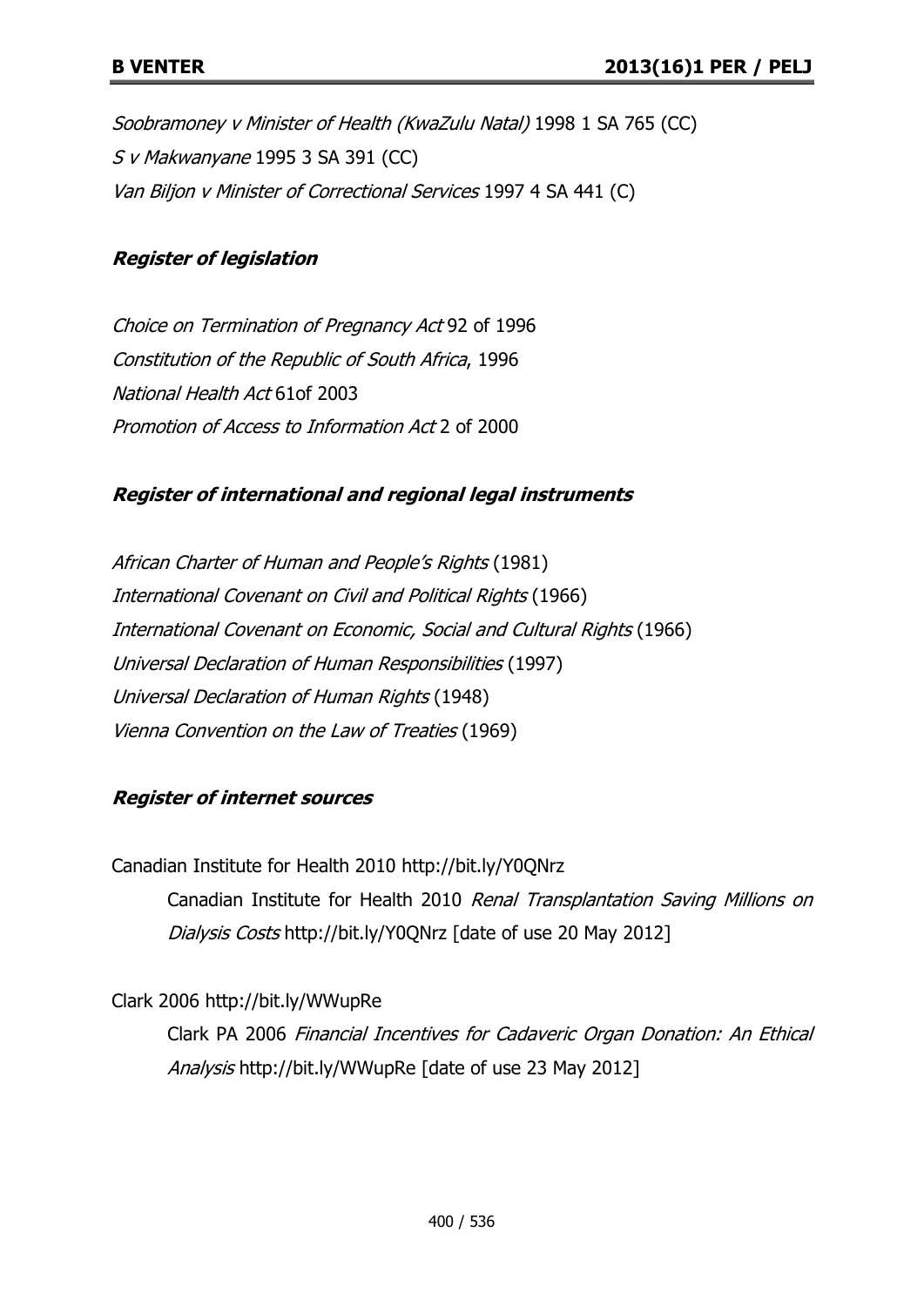*Soobramoney v Minister of Health (KwaZulu Natal)* 1998 1 SA 765 (CC)
*S v Makwanyane* 1995 3 SA 391 (CC)
*Van Biljon v Minister of Correctional Services* 1997 4 SA 441 (C)

***Register of legislation***

*Choice on Termination of Pregnancy Act* 92 of 1996
*Constitution of the Republic of South Africa*, 1996
*National Health Act* 61of 2003
*Promotion of Access to Information Act* 2 of 2000

***Register of international and regional legal instruments***

*African Charter of Human and People's Rights* (1981)
*International Covenant on Civil and Political Rights* (1966)
*International Covenant on Economic, Social and Cultural Rights* (1966)
*Universal Declaration of Human Responsibilities* (1997)
*Universal Declaration of Human Rights* (1948)
*Vienna Convention on the Law of Treaties* (1969)

***Register of internet sources***

Canadian Institute for Health 2010 http://bit.ly/Y0QNrz

Canadian Institute for Health 2010 *Renal Transplantation Saving Millions on Dialysis Costs* http://bit.ly/Y0QNrz [date of use 20 May 2012]

Clark 2006 http://bit.ly/WWupRe

Clark PA 2006 *Financial Incentives for Cadaveric Organ Donation: An Ethical Analysis* http://bit.ly/WWupRe [date of use 23 May 2012]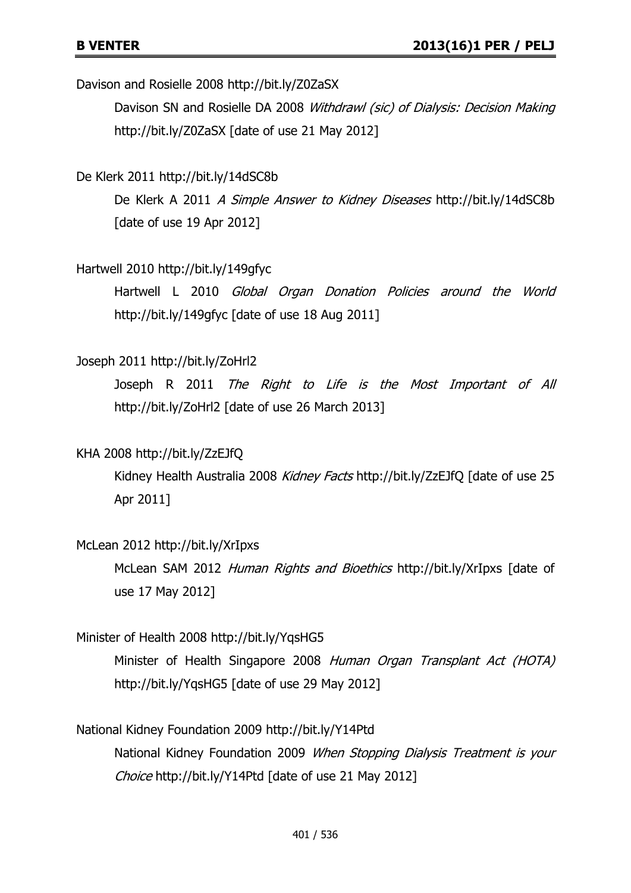Davison and Rosielle 2008 http://bit.ly/Z0ZaSX

Davison SN and Rosielle DA 2008 *Withdrawl (sic) of Dialysis: Decision Making* http://bit.ly/Z0ZaSX [date of use 21 May 2012]

De Klerk 2011 http://bit.ly/14dSC8b

De Klerk A 2011 *A Simple Answer to Kidney Diseases* http://bit.ly/14dSC8b [date of use 19 Apr 2012]

Hartwell 2010 http://bit.ly/149gfyc

Hartwell L 2010 *Global Organ Donation Policies around the World* http://bit.ly/149gfyc [date of use 18 Aug 2011]

Joseph 2011 http://bit.ly/ZoHrl2

Joseph R 2011 *The Right to Life is the Most Important of All* http://bit.ly/ZoHrl2 [date of use 26 March 2013]

KHA 2008 http://bit.ly/ZzEJfQ

Kidney Health Australia 2008 *Kidney Facts* http://bit.ly/ZzEJfQ [date of use 25 Apr 2011]

McLean 2012 http://bit.ly/XrIpxs

McLean SAM 2012 *Human Rights and Bioethics* http://bit.ly/XrIpxs [date of use 17 May 2012]

Minister of Health 2008 http://bit.ly/YqsHG5

Minister of Health Singapore 2008 *Human Organ Transplant Act (HOTA)* http://bit.ly/YqsHG5 [date of use 29 May 2012]

National Kidney Foundation 2009 http://bit.ly/Y14Ptd

National Kidney Foundation 2009 *When Stopping Dialysis Treatment is your Choice* http://bit.ly/Y14Ptd [date of use 21 May 2012]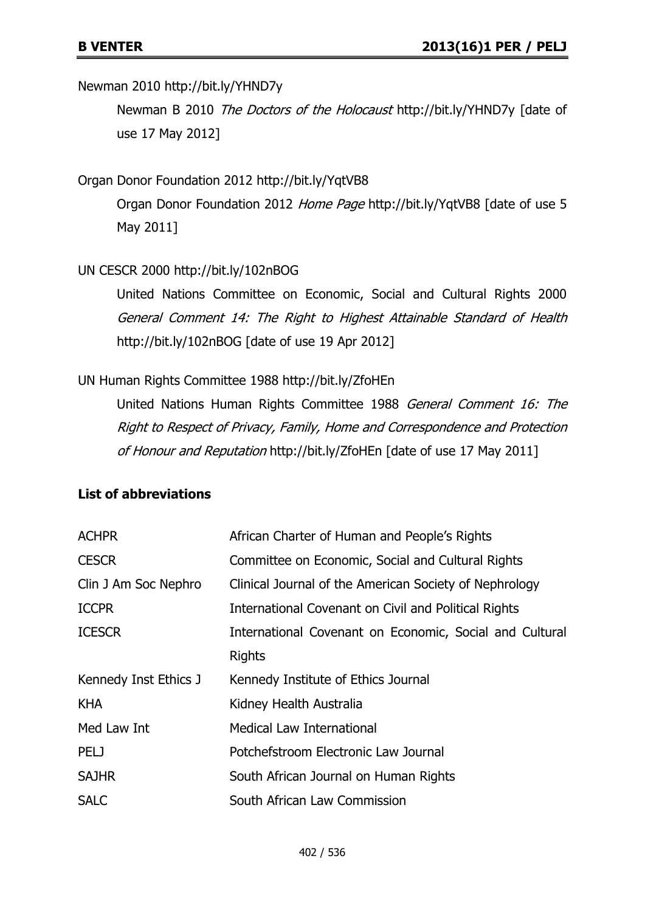Newman 2010 http://bit.ly/YHND7y

Newman B 2010 *The Doctors of the Holocaust* http://bit.ly/YHND7y [date of use 17 May 2012]

Organ Donor Foundation 2012 http://bit.ly/YqtVB8

Organ Donor Foundation 2012 *Home Page* http://bit.ly/YqtVB8 [date of use 5 May 2011]

UN CESCR 2000 http://bit.ly/102nBOG

United Nations Committee on Economic, Social and Cultural Rights 2000 *General Comment 14: The Right to Highest Attainable Standard of Health* http://bit.ly/102nBOG [date of use 19 Apr 2012]

UN Human Rights Committee 1988 http://bit.ly/ZfoHEn

United Nations Human Rights Committee 1988 *General Comment 16: The Right to Respect of Privacy, Family, Home and Correspondence and Protection of Honour and Reputation* http://bit.ly/ZfoHEn [date of use 17 May 2011]

**List of abbreviations**

| | |
|---|---|
| ACHPR | African Charter of Human and People's Rights |
| CESCR | Committee on Economic, Social and Cultural Rights |
| Clin J Am Soc Nephro | Clinical Journal of the American Society of Nephrology |
| ICCPR | International Covenant on Civil and Political Rights |
| ICESCR | International Covenant on Economic, Social and Cultural Rights |
| Kennedy Inst Ethics J | Kennedy Institute of Ethics Journal |
| KHA | Kidney Health Australia |
| Med Law Int | Medical Law International |
| PELJ | Potchefstroom Electronic Law Journal |
| SAJHR | South African Journal on Human Rights |
| SALC | South African Law Commission |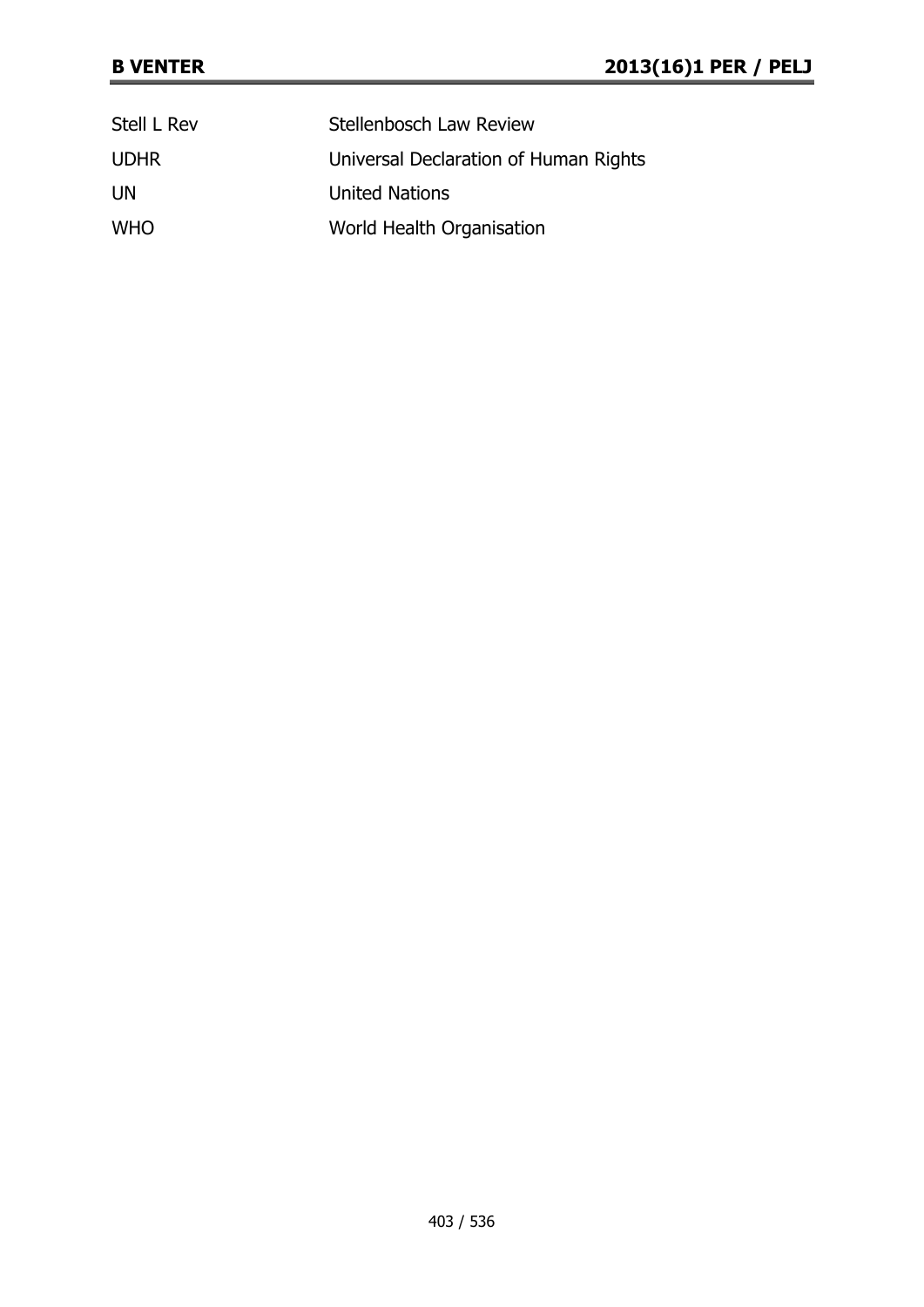| | |
|---|---|
| Stell L Rev | Stellenbosch Law Review |
| UDHR | Universal Declaration of Human Rights |
| UN | United Nations |
| WHO | World Health Organisation |